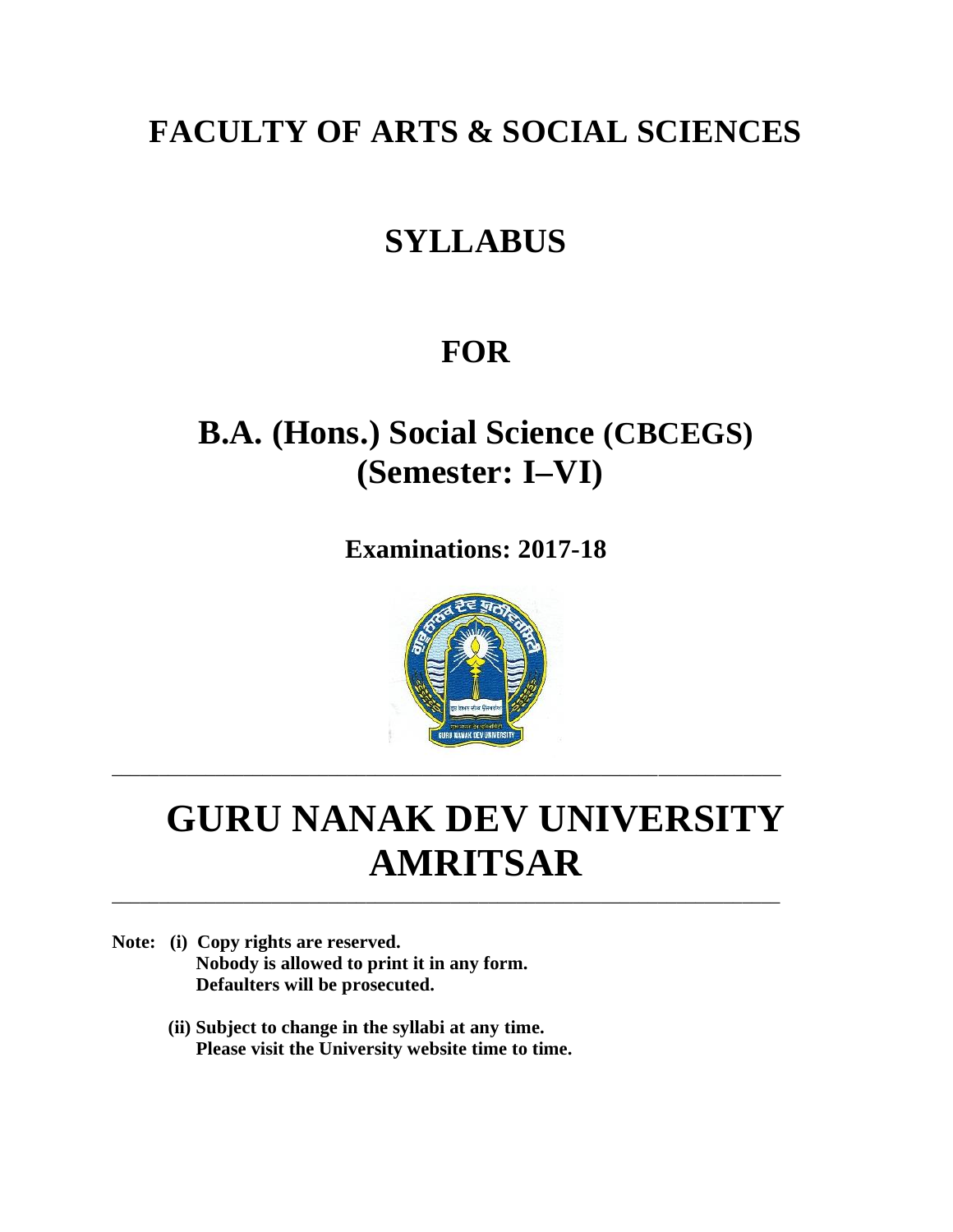# FACULTY OF ARTS & SOCIAL SCIENCES

# SYLLABUS

# FOR

# B.A. (Hons.) Social Science (CBCEGS) (Semester: I–VI)

**Examinations: 2017-18**

---

# GURU NANAK DEV UNIVERSITY AMRITSAR

---

**Note: (i) Copy rights are reserved.**
**Nobody is allowed to print it in any form.**
**Defaulters will be prosecuted.**

**(ii) Subject to change in the syllabi at any time.**
**Please visit the University website time to time.**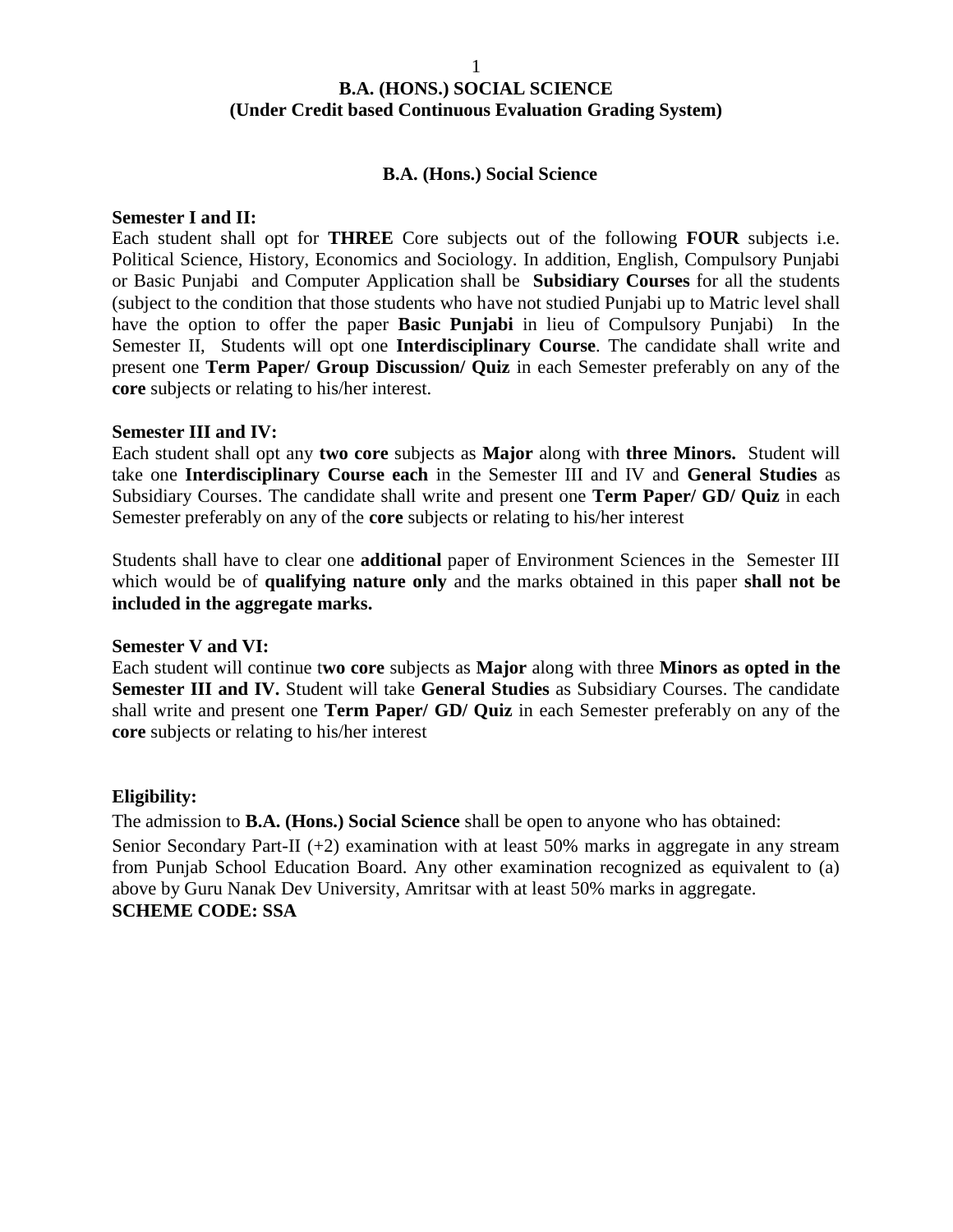# B.A. (HONS.) SOCIAL SCIENCE
## (Under Credit based Continuous Evaluation Grading System)

### B.A. (Hons.) Social Science

**Semester I and II:**

Each student shall opt for **THREE** Core subjects out of the following **FOUR** subjects i.e. Political Science, History, Economics and Sociology. In addition, English, Compulsory Punjabi or Basic Punjabi and Computer Application shall be **Subsidiary Courses** for all the students (subject to the condition that those students who have not studied Punjabi up to Matric level shall have the option to offer the paper **Basic Punjabi** in lieu of Compulsory Punjabi) In the Semester II, Students will opt one **Interdisciplinary Course**. The candidate shall write and present one **Term Paper/ Group Discussion/ Quiz** in each Semester preferably on any of the **core** subjects or relating to his/her interest.

**Semester III and IV:**

Each student shall opt any **two core** subjects as **Major** along with **three Minors.** Student will take one **Interdisciplinary Course each** in the Semester III and IV and **General Studies** as Subsidiary Courses. The candidate shall write and present one **Term Paper/ GD/ Quiz** in each Semester preferably on any of the **core** subjects or relating to his/her interest

Students shall have to clear one **additional** paper of Environment Sciences in the Semester III which would be of **qualifying nature only** and the marks obtained in this paper **shall not be included in the aggregate marks.**

**Semester V and VI:**

Each student will continue t**wo core** subjects as **Major** along with three **Minors as opted in the Semester III and IV.** Student will take **General Studies** as Subsidiary Courses. The candidate shall write and present one **Term Paper/ GD/ Quiz** in each Semester preferably on any of the **core** subjects or relating to his/her interest

**Eligibility:**

The admission to **B.A. (Hons.) Social Science** shall be open to anyone who has obtained:

Senior Secondary Part-II (+2) examination with at least 50% marks in aggregate in any stream from Punjab School Education Board. Any other examination recognized as equivalent to (a) above by Guru Nanak Dev University, Amritsar with at least 50% marks in aggregate.

**SCHEME CODE: SSA**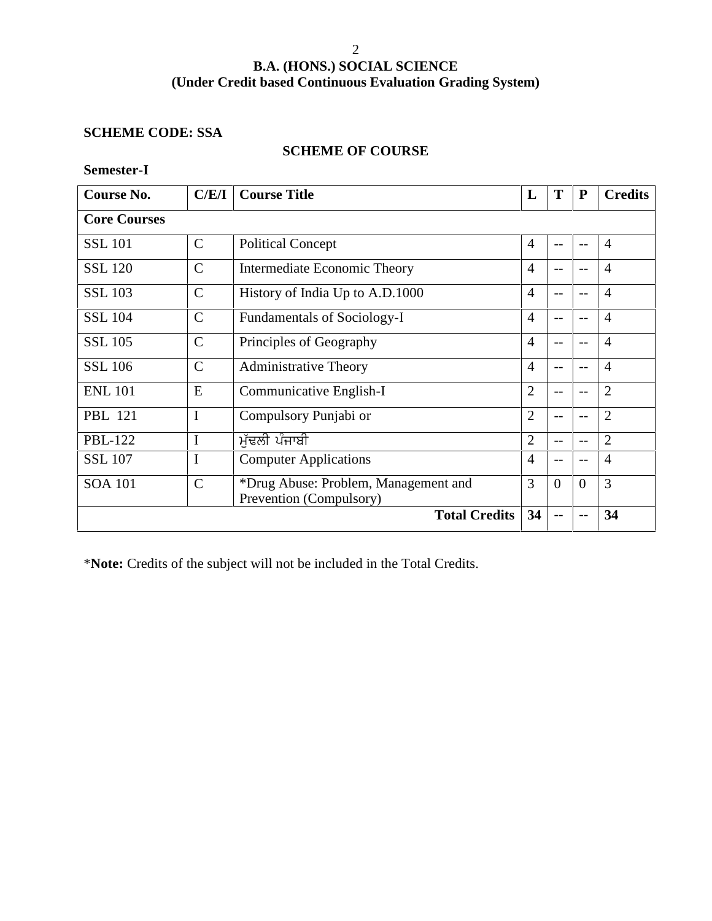# B.A. (HONS.) SOCIAL SCIENCE
## (Under Credit based Continuous Evaluation Grading System)

**SCHEME CODE: SSA**

**SCHEME OF COURSE**

**Semester-I**

| Course No. | C/E/I | Course Title | L | T | P | Credits |
|---|---|---|---|---|---|---|
| **Core Courses** | | | | | | |
| SSL 101 | C | Political Concept | 4 | -- | -- | 4 |
| SSL 120 | C | Intermediate Economic Theory | 4 | -- | -- | 4 |
| SSL 103 | C | History of India Up to A.D.1000 | 4 | -- | -- | 4 |
| SSL 104 | C | Fundamentals of Sociology-I | 4 | -- | -- | 4 |
| SSL 105 | C | Principles of Geography | 4 | -- | -- | 4 |
| SSL 106 | C | Administrative Theory | 4 | -- | -- | 4 |
| ENL 101 | E | Communicative English-I | 2 | -- | -- | 2 |
| PBL 121 | I | Compulsory Punjabi or | 2 | -- | -- | 2 |
| PBL-122 | I | ਮੁੱਢਲੀ ਪੰਜਾਬੀ | 2 | -- | -- | 2 |
| SSL 107 | I | Computer Applications | 4 | -- | -- | 4 |
| SOA 101 | C | *Drug Abuse: Problem, Management and Prevention (Compulsory) | 3 | 0 | 0 | 3 |
| | | **Total Credits** | **34** | -- | -- | **34** |

***Note:** Credits of the subject will not be included in the Total Credits.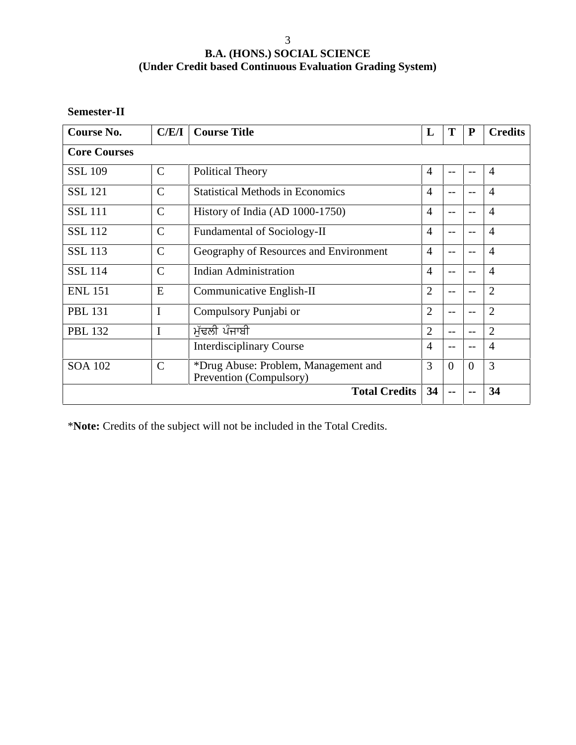# B.A. (HONS.) SOCIAL SCIENCE
## (Under Credit based Continuous Evaluation Grading System)

**Semester-II**

| Course No. | C/E/I | Course Title | L | T | P | Credits |
|---|---|---|---|---|---|---|
| **Core Courses** | | | | | | |
| SSL 109 | C | Political Theory | 4 | -- | -- | 4 |
| SSL 121 | C | Statistical Methods in Economics | 4 | -- | -- | 4 |
| SSL 111 | C | History of India (AD 1000-1750) | 4 | -- | -- | 4 |
| SSL 112 | C | Fundamental of Sociology-II | 4 | -- | -- | 4 |
| SSL 113 | C | Geography of Resources and Environment | 4 | -- | -- | 4 |
| SSL 114 | C | Indian Administration | 4 | -- | -- | 4 |
| ENL 151 | E | Communicative English-II | 2 | -- | -- | 2 |
| PBL 131 | I | Compulsory Punjabi or | 2 | -- | -- | 2 |
| PBL 132 | I | ਮੁੱਢਲੀ ਪੰਜਾਬੀ | 2 | -- | -- | 2 |
| | | Interdisciplinary Course | 4 | -- | -- | 4 |
| SOA 102 | C | *Drug Abuse: Problem, Management and Prevention (Compulsory) | 3 | 0 | 0 | 3 |
| | | **Total Credits** | **34** | **--** | **--** | **34** |

***Note:** Credits of the subject will not be included in the Total Credits.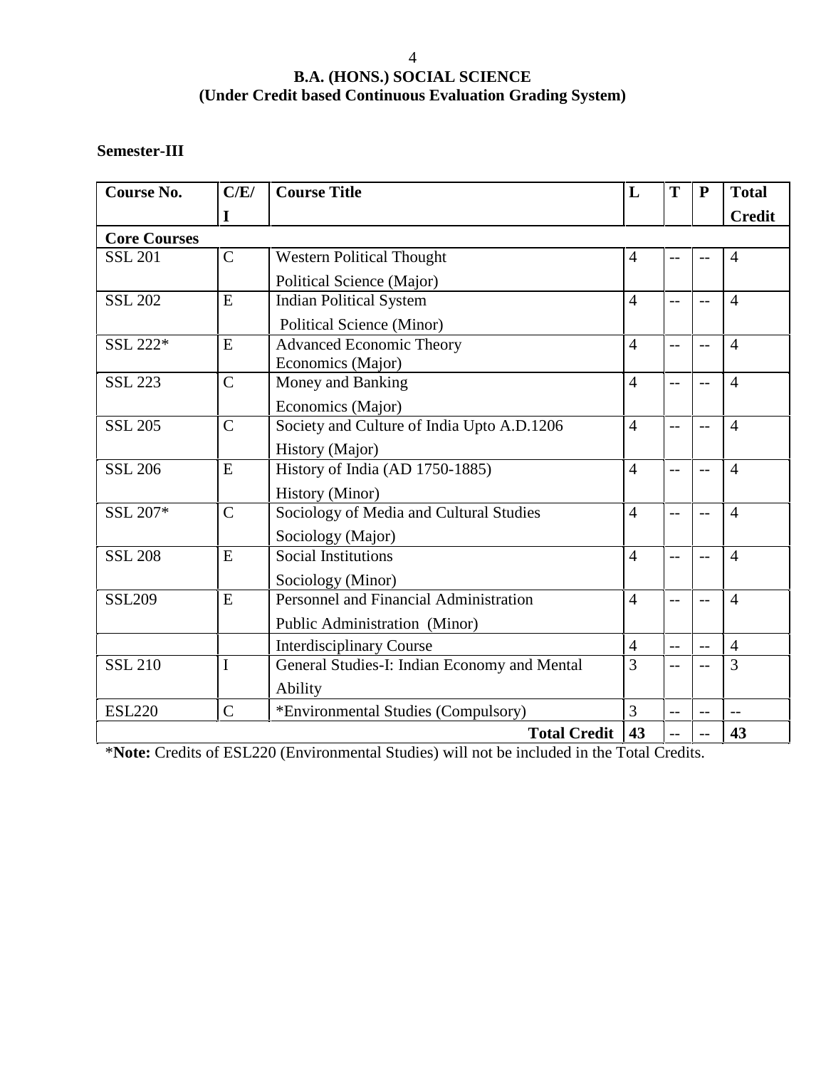## B.A. (HONS.) SOCIAL SCIENCE
### (Under Credit based Continuous Evaluation Grading System)

**Semester-III**

| Course No. | C/E/I | Course Title | L | T | P | Total Credit |
|---|---|---|---|---|---|---|
| **Core Courses** | | | | | | |
| SSL 201 | C | Western Political Thought<br>Political Science (Major) | 4 | -- | -- | 4 |
| SSL 202 | E | Indian Political System<br>Political Science (Minor) | 4 | -- | -- | 4 |
| SSL 222* | E | Advanced Economic Theory<br>Economics (Major) | 4 | -- | -- | 4 |
| SSL 223 | C | Money and Banking<br>Economics (Major) | 4 | -- | -- | 4 |
| SSL 205 | C | Society and Culture of India Upto A.D.1206<br>History (Major) | 4 | -- | -- | 4 |
| SSL 206 | E | History of India (AD 1750-1885)<br>History (Minor) | 4 | -- | -- | 4 |
| SSL 207* | C | Sociology of Media and Cultural Studies<br>Sociology (Major) | 4 | -- | -- | 4 |
| SSL 208 | E | Social Institutions<br>Sociology (Minor) | 4 | -- | -- | 4 |
| SSL209 | E | Personnel and Financial Administration<br>Public Administration (Minor) | 4 | -- | -- | 4 |
| | | Interdisciplinary Course | 4 | -- | -- | 4 |
| SSL 210 | I | General Studies-I: Indian Economy and Mental Ability | 3 | -- | -- | 3 |
| ESL220 | C | *Environmental Studies (Compulsory) | 3 | -- | -- | -- |
| | | **Total Credit** | **43** | -- | -- | **43** |

*__Note:__ Credits of ESL220 (Environmental Studies) will not be included in the Total Credits.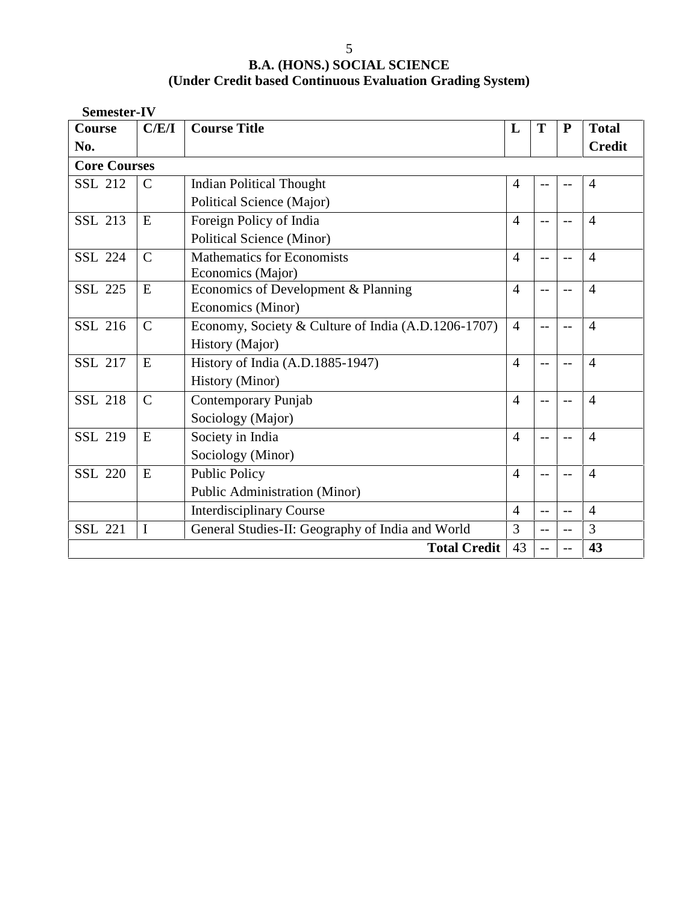# B.A. (HONS.) SOCIAL SCIENCE
## (Under Credit based Continuous Evaluation Grading System)

**Semester-IV**

| Course No. | C/E/I | Course Title | L | T | P | Total Credit |
|---|---|---|---|---|---|---|
| **Core Courses** | | | | | | |
| SSL 212 | C | Indian Political Thought<br>Political Science (Major) | 4 | -- | -- | 4 |
| SSL 213 | E | Foreign Policy of India<br>Political Science (Minor) | 4 | -- | -- | 4 |
| SSL 224 | C | Mathematics for Economists<br>Economics (Major) | 4 | -- | -- | 4 |
| SSL 225 | E | Economics of Development & Planning<br>Economics (Minor) | 4 | -- | -- | 4 |
| SSL 216 | C | Economy, Society & Culture of India (A.D.1206-1707)<br>History (Major) | 4 | -- | -- | 4 |
| SSL 217 | E | History of India (A.D.1885-1947)<br>History (Minor) | 4 | -- | -- | 4 |
| SSL 218 | C | Contemporary Punjab<br>Sociology (Major) | 4 | -- | -- | 4 |
| SSL 219 | E | Society in India<br>Sociology (Minor) | 4 | -- | -- | 4 |
| SSL 220 | E | Public Policy<br>Public Administration (Minor) | 4 | -- | -- | 4 |
| | | Interdisciplinary Course | 4 | -- | -- | 4 |
| SSL 221 | I | General Studies-II: Geography of India and World | 3 | -- | -- | 3 |
| | | **Total Credit** | 43 | -- | -- | **43** |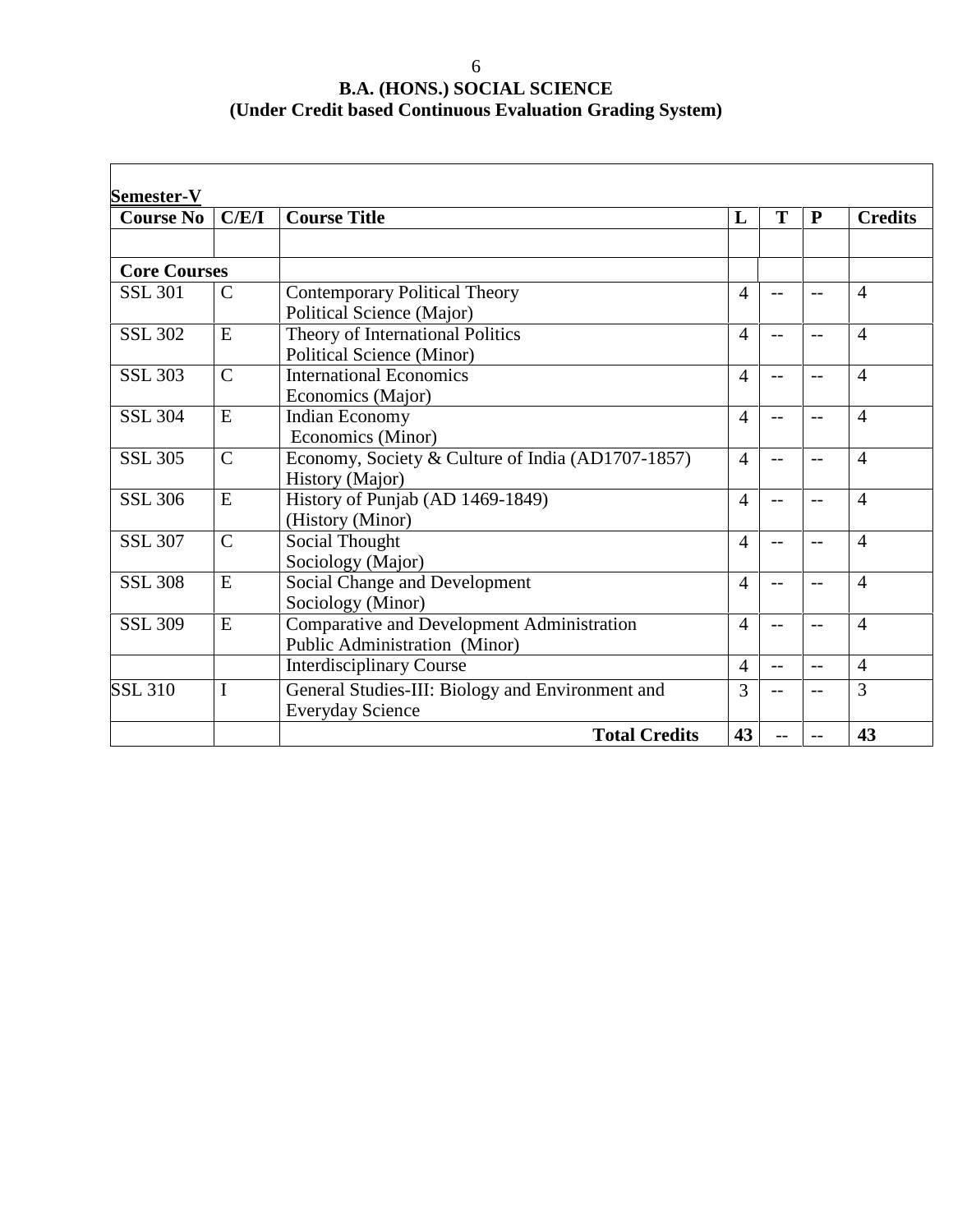# B.A. (HONS.) SOCIAL SCIENCE
## (Under Credit based Continuous Evaluation Grading System)

**Semester-V**

| Course No | C/E/I | Course Title | L | T | P | Credits |
|---|---|---|---|---|---|---|
| | | | | | | |
| **Core Courses** | | | | | | |
| SSL 301 | C | Contemporary Political Theory<br>Political Science (Major) | 4 | -- | -- | 4 |
| SSL 302 | E | Theory of International Politics<br>Political Science (Minor) | 4 | -- | -- | 4 |
| SSL 303 | C | International Economics<br>Economics (Major) | 4 | -- | -- | 4 |
| SSL 304 | E | Indian Economy<br>Economics (Minor) | 4 | -- | -- | 4 |
| SSL 305 | C | Economy, Society & Culture of India (AD1707-1857)<br>History (Major) | 4 | -- | -- | 4 |
| SSL 306 | E | History of Punjab (AD 1469-1849)<br>(History (Minor) | 4 | -- | -- | 4 |
| SSL 307 | C | Social Thought<br>Sociology (Major) | 4 | -- | -- | 4 |
| SSL 308 | E | Social Change and Development<br>Sociology (Minor) | 4 | -- | -- | 4 |
| SSL 309 | E | Comparative and Development Administration<br>Public Administration (Minor) | 4 | -- | -- | 4 |
| | | Interdisciplinary Course | 4 | -- | -- | 4 |
| SSL 310 | I | General Studies-III: Biology and Environment and Everyday Science | 3 | -- | -- | 3 |
| | | **Total Credits** | **43** | -- | -- | **43** |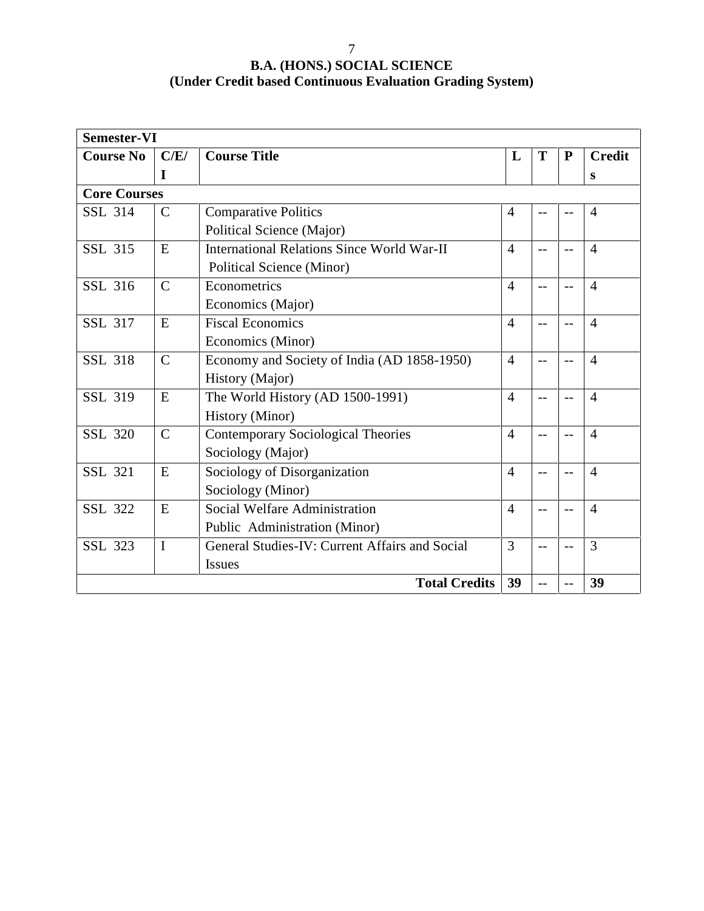# B.A. (HONS.) SOCIAL SCIENCE
## (Under Credit based Continuous Evaluation Grading System)

| Semester-VI | | | | | | |
|---|---|---|---|---|---|---|
| **Course No** | **C/E/I** | **Course Title** | **L** | **T** | **P** | **Credits** |
| **Core Courses** | | | | | | |
| SSL 314 | C | Comparative Politics<br>Political Science (Major) | 4 | -- | -- | 4 |
| SSL 315 | E | International Relations Since World War-II<br>Political Science (Minor) | 4 | -- | -- | 4 |
| SSL 316 | C | Econometrics<br>Economics (Major) | 4 | -- | -- | 4 |
| SSL 317 | E | Fiscal Economics<br>Economics (Minor) | 4 | -- | -- | 4 |
| SSL 318 | C | Economy and Society of India (AD 1858-1950)<br>History (Major) | 4 | -- | -- | 4 |
| SSL 319 | E | The World History (AD 1500-1991)<br>History (Minor) | 4 | -- | -- | 4 |
| SSL 320 | C | Contemporary Sociological Theories<br>Sociology (Major) | 4 | -- | -- | 4 |
| SSL 321 | E | Sociology of Disorganization<br>Sociology (Minor) | 4 | -- | -- | 4 |
| SSL 322 | E | Social Welfare Administration<br>Public Administration (Minor) | 4 | -- | -- | 4 |
| SSL 323 | I | General Studies-IV: Current Affairs and Social Issues | 3 | -- | -- | 3 |
| | | **Total Credits** | **39** | -- | -- | **39** |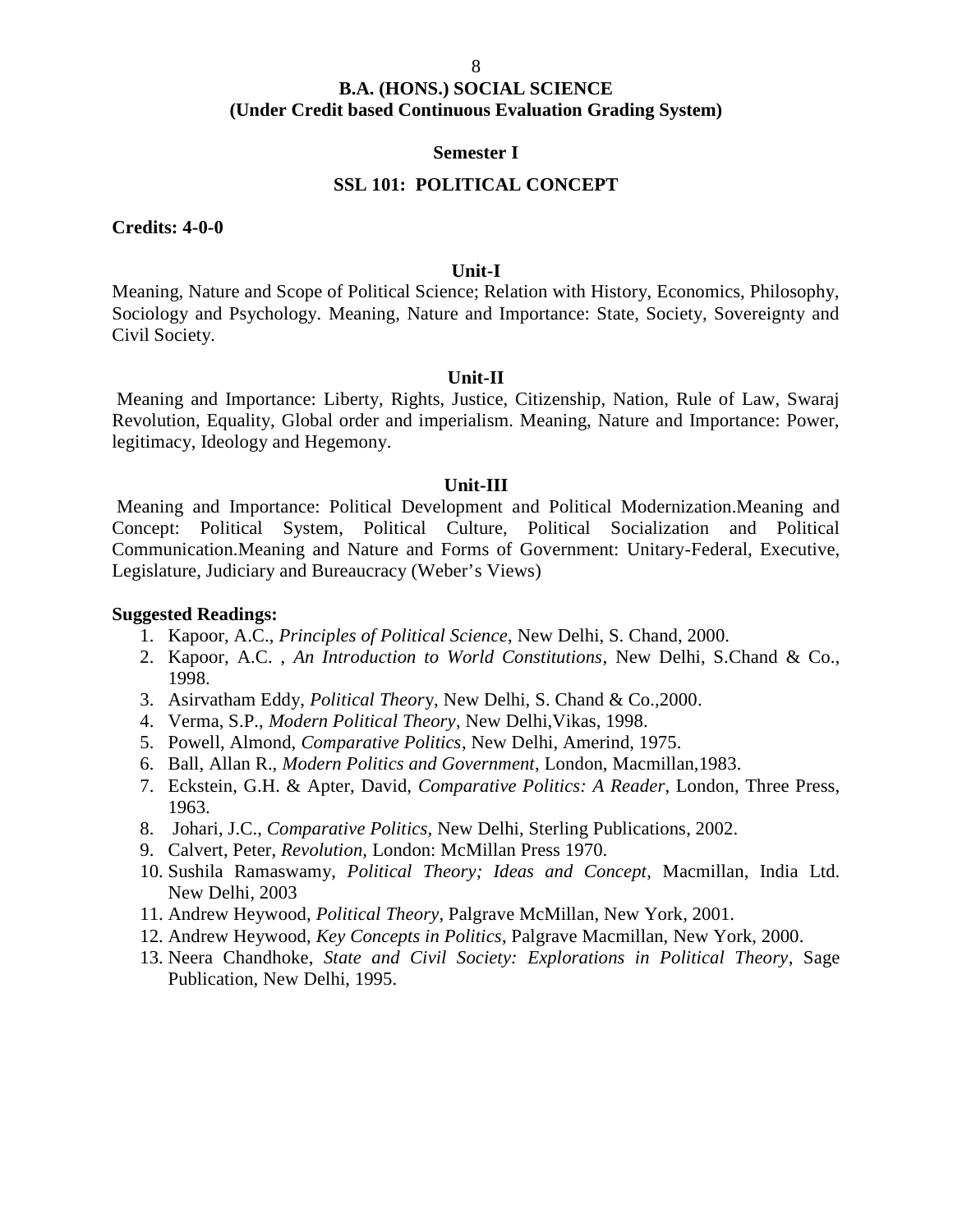## B.A. (HONS.) SOCIAL SCIENCE
## (Under Credit based Continuous Evaluation Grading System)

### Semester I

### SSL 101: POLITICAL CONCEPT

**Credits: 4-0-0**

#### Unit-I

Meaning, Nature and Scope of Political Science; Relation with History, Economics, Philosophy, Sociology and Psychology. Meaning, Nature and Importance: State, Society, Sovereignty and Civil Society.

#### Unit-II

Meaning and Importance: Liberty, Rights, Justice, Citizenship, Nation, Rule of Law, Swaraj Revolution, Equality, Global order and imperialism. Meaning, Nature and Importance: Power, legitimacy, Ideology and Hegemony.

#### Unit-III

Meaning and Importance: Political Development and Political Modernization.Meaning and Concept: Political System, Political Culture, Political Socialization and Political Communication.Meaning and Nature and Forms of Government: Unitary-Federal, Executive, Legislature, Judiciary and Bureaucracy (Weber's Views)

**Suggested Readings:**

1. Kapoor, A.C., *Principles of Political Science*, New Delhi, S. Chand, 2000.
2. Kapoor, A.C. , *An Introduction to World Constitutions*, New Delhi, S.Chand & Co., 1998.
3. Asirvatham Eddy, *Political Theory*, New Delhi, S. Chand & Co.,2000.
4. Verma, S.P., *Modern Political Theory*, New Delhi,Vikas, 1998.
5. Powell, Almond, *Comparative Politics*, New Delhi, Amerind, 1975.
6. Ball, Allan R., *Modern Politics and Government*, London, Macmillan,1983.
7. Eckstein, G.H. & Apter, David, *Comparative Politics: A Reader*, London, Three Press, 1963.
8. Johari, J.C., *Comparative Politics*, New Delhi, Sterling Publications, 2002.
9. Calvert, Peter, *Revolution*, London: McMillan Press 1970.
10. Sushila Ramaswamy, *Political Theory; Ideas and Concept*, Macmillan, India Ltd. New Delhi, 2003
11. Andrew Heywood, *Political Theory*, Palgrave McMillan, New York, 2001.
12. Andrew Heywood, *Key Concepts in Politics*, Palgrave Macmillan, New York, 2000.
13. Neera Chandhoke, *State and Civil Society: Explorations in Political Theory*, Sage Publication, New Delhi, 1995.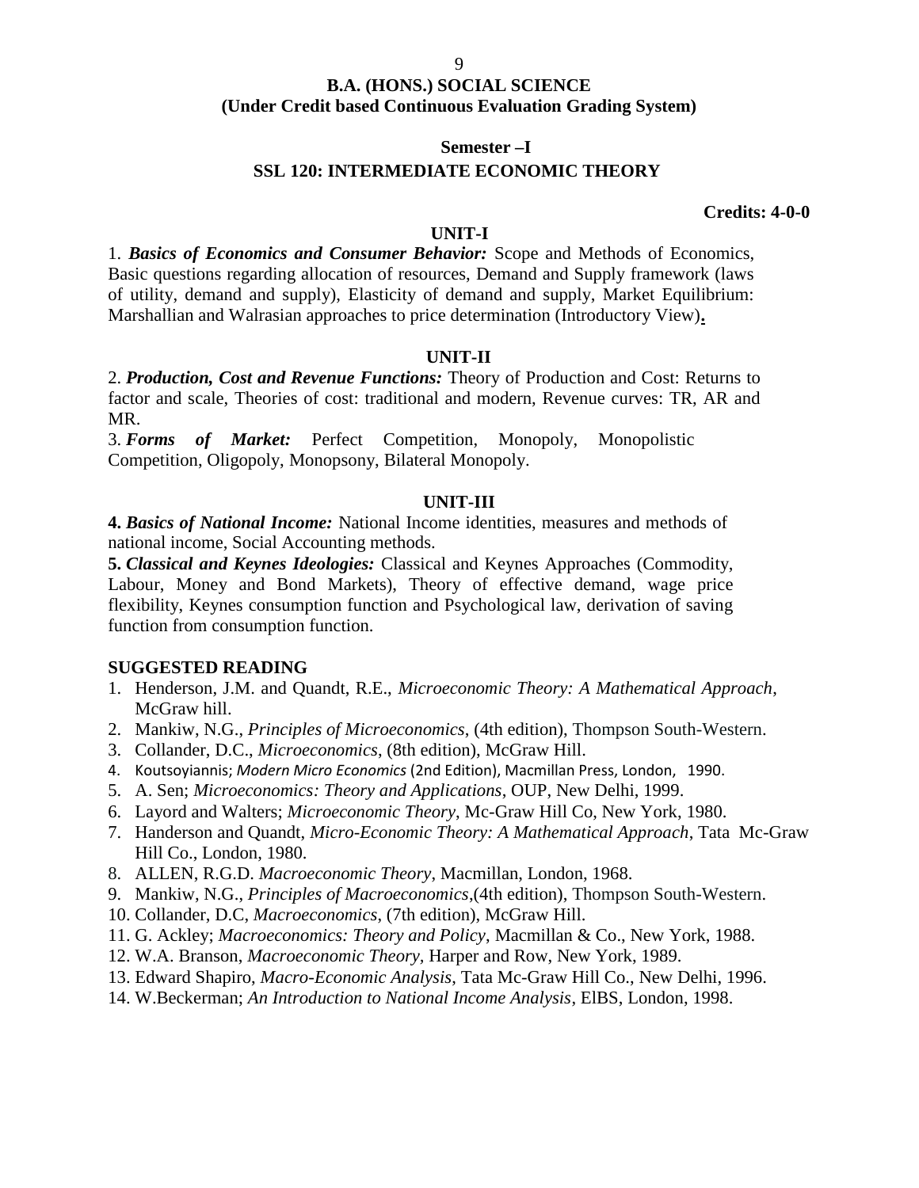# B.A. (HONS.) SOCIAL SCIENCE
**(Under Credit based Continuous Evaluation Grading System)**

## Semester –I
## SSL 120: INTERMEDIATE ECONOMIC THEORY

**Credits: 4-0-0**

### UNIT-I

1. ***Basics of Economics and Consumer Behavior:*** Scope and Methods of Economics, Basic questions regarding allocation of resources, Demand and Supply framework (laws of utility, demand and supply), Elasticity of demand and supply, Market Equilibrium: Marshallian and Walrasian approaches to price determination (Introductory View).

### UNIT-II

2. ***Production, Cost and Revenue Functions:*** Theory of Production and Cost: Returns to factor and scale, Theories of cost: traditional and modern, Revenue curves: TR, AR and MR.
3. ***Forms of Market:*** Perfect Competition, Monopoly, Monopolistic Competition, Oligopoly, Monopsony, Bilateral Monopoly.

### UNIT-III

**4.** ***Basics of National Income:*** National Income identities, measures and methods of national income, Social Accounting methods.

**5.** ***Classical and Keynes Ideologies:*** Classical and Keynes Approaches (Commodity, Labour, Money and Bond Markets), Theory of effective demand, wage price flexibility, Keynes consumption function and Psychological law, derivation of saving function from consumption function.

### SUGGESTED READING

1. Henderson, J.M. and Quandt, R.E., *Microeconomic Theory: A Mathematical Approach*, McGraw hill.
2. Mankiw, N.G., *Principles of Microeconomics*, (4th edition), Thompson South-Western.
3. Collander, D.C., *Microeconomics*, (8th edition), McGraw Hill.
4. Koutsoyiannis; *Modern Micro Economics* (2nd Edition), Macmillan Press, London, 1990.
5. A. Sen; *Microeconomics: Theory and Applications*, OUP, New Delhi, 1999.
6. Layord and Walters; *Microeconomic Theory*, Mc-Graw Hill Co, New York, 1980.
7. Handerson and Quandt, *Micro-Economic Theory: A Mathematical Approach*, Tata Mc-Graw Hill Co., London, 1980.
8. ALLEN, R.G.D. *Macroeconomic Theory*, Macmillan, London, 1968.
9. Mankiw, N.G., *Principles of Macroeconomics*,(4th edition), Thompson South-Western.
10. Collander, D.C, *Macroeconomics*, (7th edition), McGraw Hill.
11. G. Ackley; *Macroeconomics: Theory and Policy*, Macmillan & Co., New York, 1988.
12. W.A. Branson, *Macroeconomic Theory*, Harper and Row, New York, 1989.
13. Edward Shapiro, *Macro-Economic Analysis*, Tata Mc-Graw Hill Co., New Delhi, 1996.
14. W.Beckerman; *An Introduction to National Income Analysis*, ElBS, London, 1998.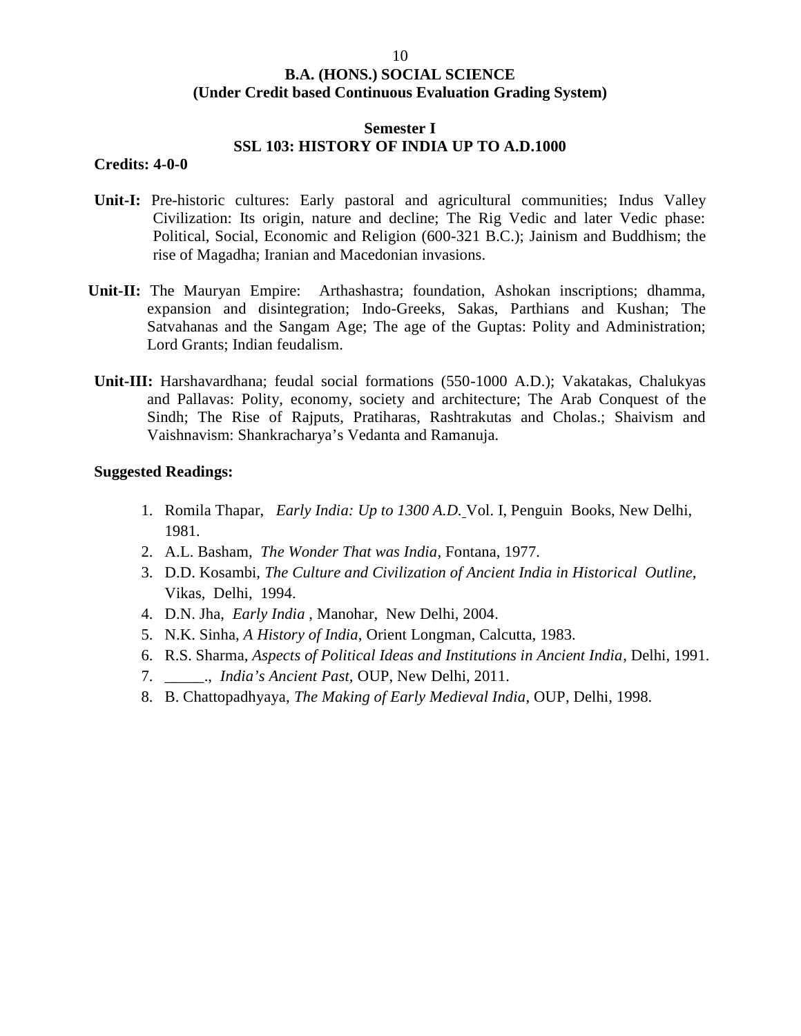**B.A. (HONS.) SOCIAL SCIENCE**
**(Under Credit based Continuous Evaluation Grading System)**

**Semester I**
**SSL 103: HISTORY OF INDIA UP TO A.D.1000**

**Credits: 4-0-0**

**Unit-I:** Pre-historic cultures: Early pastoral and agricultural communities; Indus Valley Civilization: Its origin, nature and decline; The Rig Vedic and later Vedic phase: Political, Social, Economic and Religion (600-321 B.C.); Jainism and Buddhism; the rise of Magadha; Iranian and Macedonian invasions.

**Unit-II:** The Mauryan Empire: Arthashastra; foundation, Ashokan inscriptions; dhamma, expansion and disintegration; Indo-Greeks, Sakas, Parthians and Kushan; The Satvahanas and the Sangam Age; The age of the Guptas: Polity and Administration; Lord Grants; Indian feudalism.

**Unit-III:** Harshavardhana; feudal social formations (550-1000 A.D.); Vakatakas, Chalukyas and Pallavas: Polity, economy, society and architecture; The Arab Conquest of the Sindh; The Rise of Rajputs, Pratiharas, Rashtrakutas and Cholas.; Shaivism and Vaishnavism: Shankracharya's Vedanta and Ramanuja.

**Suggested Readings:**

1. Romila Thapar, *Early India: Up to 1300 A.D.* Vol. I, Penguin Books, New Delhi, 1981.
2. A.L. Basham, *The Wonder That was India*, Fontana, 1977.
3. D.D. Kosambi, *The Culture and Civilization of Ancient India in Historical Outline*, Vikas, Delhi, 1994.
4. D.N. Jha, *Early India* , Manohar, New Delhi, 2004.
5. N.K. Sinha, *A History of India*, Orient Longman, Calcutta, 1983.
6. R.S. Sharma, *Aspects of Political Ideas and Institutions in Ancient India*, Delhi, 1991.
7. _____., *India's Ancient Past,* OUP, New Delhi, 2011.
8. B. Chattopadhyaya, *The Making of Early Medieval India*, OUP, Delhi, 1998.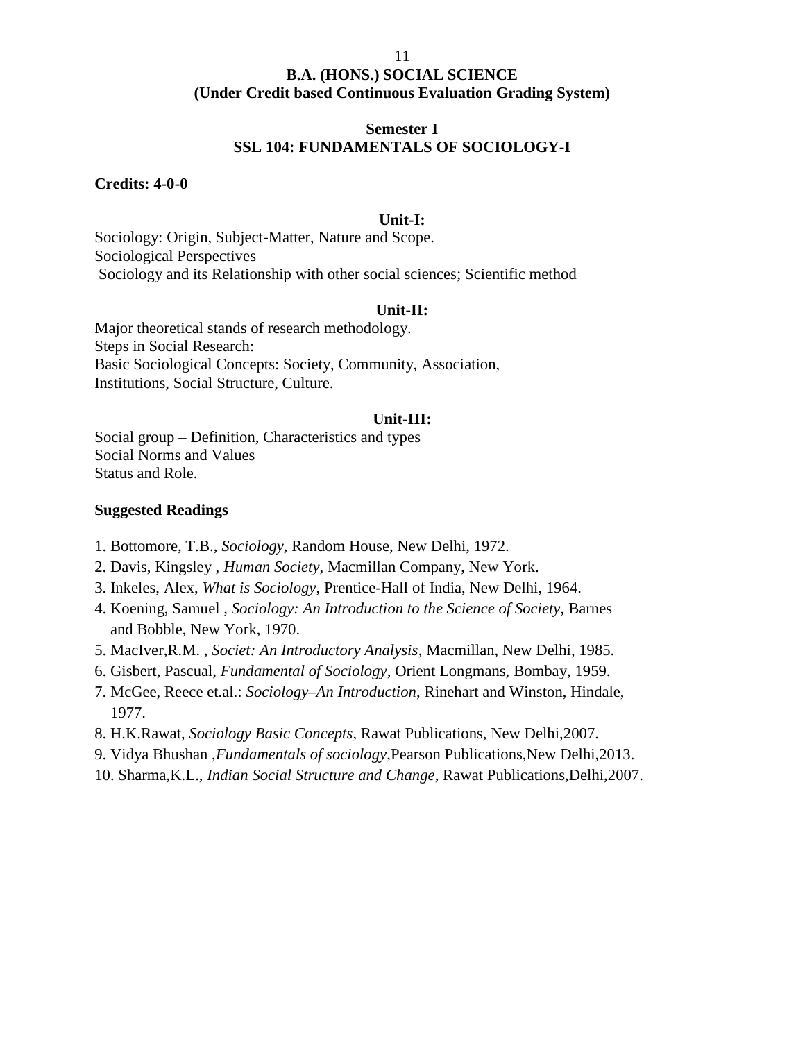# B.A. (HONS.) SOCIAL SCIENCE
## (Under Credit based Continuous Evaluation Grading System)

### Semester I
### SSL 104: FUNDAMENTALS OF SOCIOLOGY-I

**Credits: 4-0-0**

**Unit-I:**

Sociology: Origin, Subject-Matter, Nature and Scope.
Sociological Perspectives
Sociology and its Relationship with other social sciences; Scientific method

**Unit-II:**

Major theoretical stands of research methodology.
Steps in Social Research:
Basic Sociological Concepts: Society, Community, Association, Institutions, Social Structure, Culture.

**Unit-III:**

Social group – Definition, Characteristics and types
Social Norms and Values
Status and Role.

**Suggested Readings**

1. Bottomore, T.B., *Sociology*, Random House, New Delhi, 1972.
2. Davis, Kingsley , *Human Society*, Macmillan Company, New York.
3. Inkeles, Alex, *What is Sociology*, Prentice-Hall of India, New Delhi, 1964.
4. Koening, Samuel , *Sociology: An Introduction to the Science of Society*, Barnes and Bobble, New York, 1970.
5. MacIver,R.M. , *Societ: An Introductory Analysis*, Macmillan, New Delhi, 1985.
6. Gisbert, Pascual, *Fundamental of Sociology*, Orient Longmans, Bombay, 1959.
7. McGee, Reece et.al.: *Sociology–An Introduction*, Rinehart and Winston, Hindale, 1977.
8. H.K.Rawat, *Sociology Basic Concepts*, Rawat Publications, New Delhi,2007.
9. Vidya Bhushan ,*Fundamentals of sociology*,Pearson Publications,New Delhi,2013.
10. Sharma,K.L., *Indian Social Structure and Change*, Rawat Publications,Delhi,2007.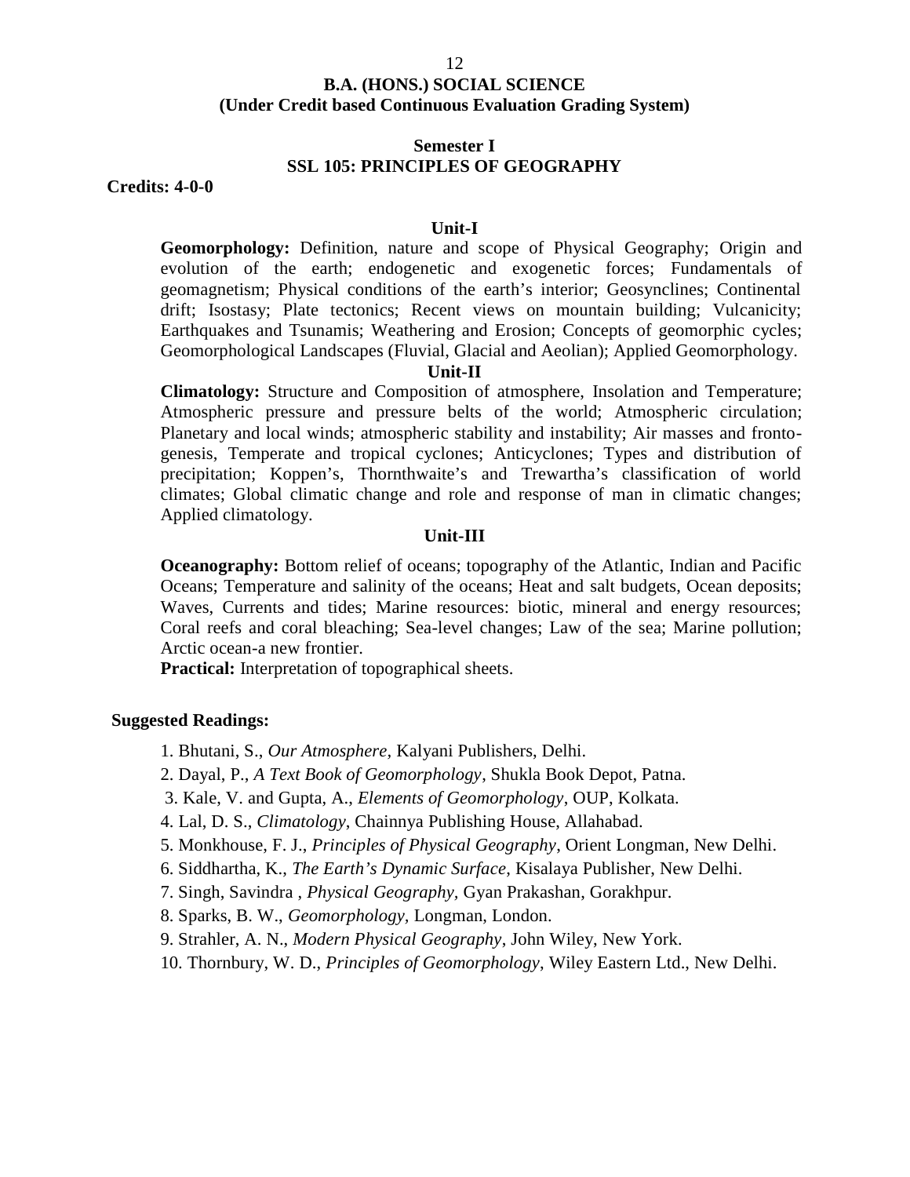## B.A. (HONS.) SOCIAL SCIENCE
### (Under Credit based Continuous Evaluation Grading System)

### Semester I
### SSL 105: PRINCIPLES OF GEOGRAPHY

**Credits: 4-0-0**

#### Unit-I

**Geomorphology:** Definition, nature and scope of Physical Geography; Origin and evolution of the earth; endogenetic and exogenetic forces; Fundamentals of geomagnetism; Physical conditions of the earth's interior; Geosynclines; Continental drift; Isostasy; Plate tectonics; Recent views on mountain building; Vulcanicity; Earthquakes and Tsunamis; Weathering and Erosion; Concepts of geomorphic cycles; Geomorphological Landscapes (Fluvial, Glacial and Aeolian); Applied Geomorphology.

#### Unit-II

**Climatology:** Structure and Composition of atmosphere, Insolation and Temperature; Atmospheric pressure and pressure belts of the world; Atmospheric circulation; Planetary and local winds; atmospheric stability and instability; Air masses and fronto-genesis, Temperate and tropical cyclones; Anticyclones; Types and distribution of precipitation; Koppen's, Thornthwaite's and Trewartha's classification of world climates; Global climatic change and role and response of man in climatic changes; Applied climatology.

#### Unit-III

**Oceanography:** Bottom relief of oceans; topography of the Atlantic, Indian and Pacific Oceans; Temperature and salinity of the oceans; Heat and salt budgets, Ocean deposits; Waves, Currents and tides; Marine resources: biotic, mineral and energy resources; Coral reefs and coral bleaching; Sea-level changes; Law of the sea; Marine pollution; Arctic ocean-a new frontier.

**Practical:** Interpretation of topographical sheets.

**Suggested Readings:**

1. Bhutani, S., *Our Atmosphere*, Kalyani Publishers, Delhi.
2. Dayal, P., *A Text Book of Geomorphology*, Shukla Book Depot, Patna.
3. Kale, V. and Gupta, A., *Elements of Geomorphology*, OUP, Kolkata.
4. Lal, D. S., *Climatology*, Chainnya Publishing House, Allahabad.
5. Monkhouse, F. J., *Principles of Physical Geography*, Orient Longman, New Delhi.
6. Siddhartha, K., *The Earth's Dynamic Surface*, Kisalaya Publisher, New Delhi.
7. Singh, Savindra , *Physical Geography*, Gyan Prakashan, Gorakhpur.
8. Sparks, B. W., *Geomorphology*, Longman, London.
9. Strahler, A. N., *Modern Physical Geography*, John Wiley, New York.
10. Thornbury, W. D., *Principles of Geomorphology*, Wiley Eastern Ltd., New Delhi.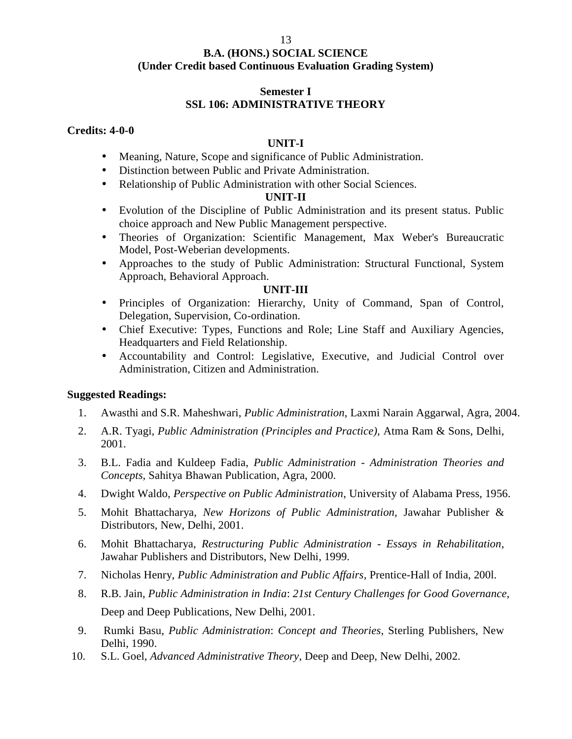## B.A. (HONS.) SOCIAL SCIENCE
**(Under Credit based Continuous Evaluation Grading System)**

### Semester I
### SSL 106: ADMINISTRATIVE THEORY

**Credits: 4-0-0**

#### UNIT-I

- Meaning, Nature, Scope and significance of Public Administration.
- Distinction between Public and Private Administration.
- Relationship of Public Administration with other Social Sciences.

#### UNIT-II

- Evolution of the Discipline of Public Administration and its present status. Public choice approach and New Public Management perspective.
- Theories of Organization: Scientific Management, Max Weber's Bureaucratic Model, Post-Weberian developments.
- Approaches to the study of Public Administration: Structural Functional, System Approach, Behavioral Approach.

#### UNIT-III

- Principles of Organization: Hierarchy, Unity of Command, Span of Control, Delegation, Supervision, Co-ordination.
- Chief Executive: Types, Functions and Role; Line Staff and Auxiliary Agencies, Headquarters and Field Relationship.
- Accountability and Control: Legislative, Executive, and Judicial Control over Administration, Citizen and Administration.

**Suggested Readings:**

1. Awasthi and S.R. Maheshwari, *Public Administration,* Laxmi Narain Aggarwal, Agra, 2004.
2. A.R. Tyagi, *Public Administration (Principles and Practice),* Atma Ram & Sons, Delhi, 2001.
3. B.L. Fadia and Kuldeep Fadia, *Public Administration - Administration Theories and Concepts,* Sahitya Bhawan Publication, Agra, 2000.
4. Dwight Waldo, *Perspective on Public Administration*, University of Alabama Press, 1956.
5. Mohit Bhattacharya, *New Horizons of Public Administration,* Jawahar Publisher & Distributors, New, Delhi, 2001.
6. Mohit Bhattacharya, *Restructuring Public Administration - Essays in Rehabilitation*, Jawahar Publishers and Distributors, New Delhi, 1999.
7. Nicholas Henry, *Public Administration and Public Affairs*, Prentice-Hall of India, 200l.
8. R.B. Jain, *Public Administration in India*: *21st Century Challenges for Good Governance,* Deep and Deep Publications, New Delhi, 2001.
9. Rumki Basu, *Public Administration*: *Concept and Theories*, Sterling Publishers, New Delhi, 1990.
10. S.L. Goel, *Advanced Administrative Theory*, Deep and Deep, New Delhi, 2002.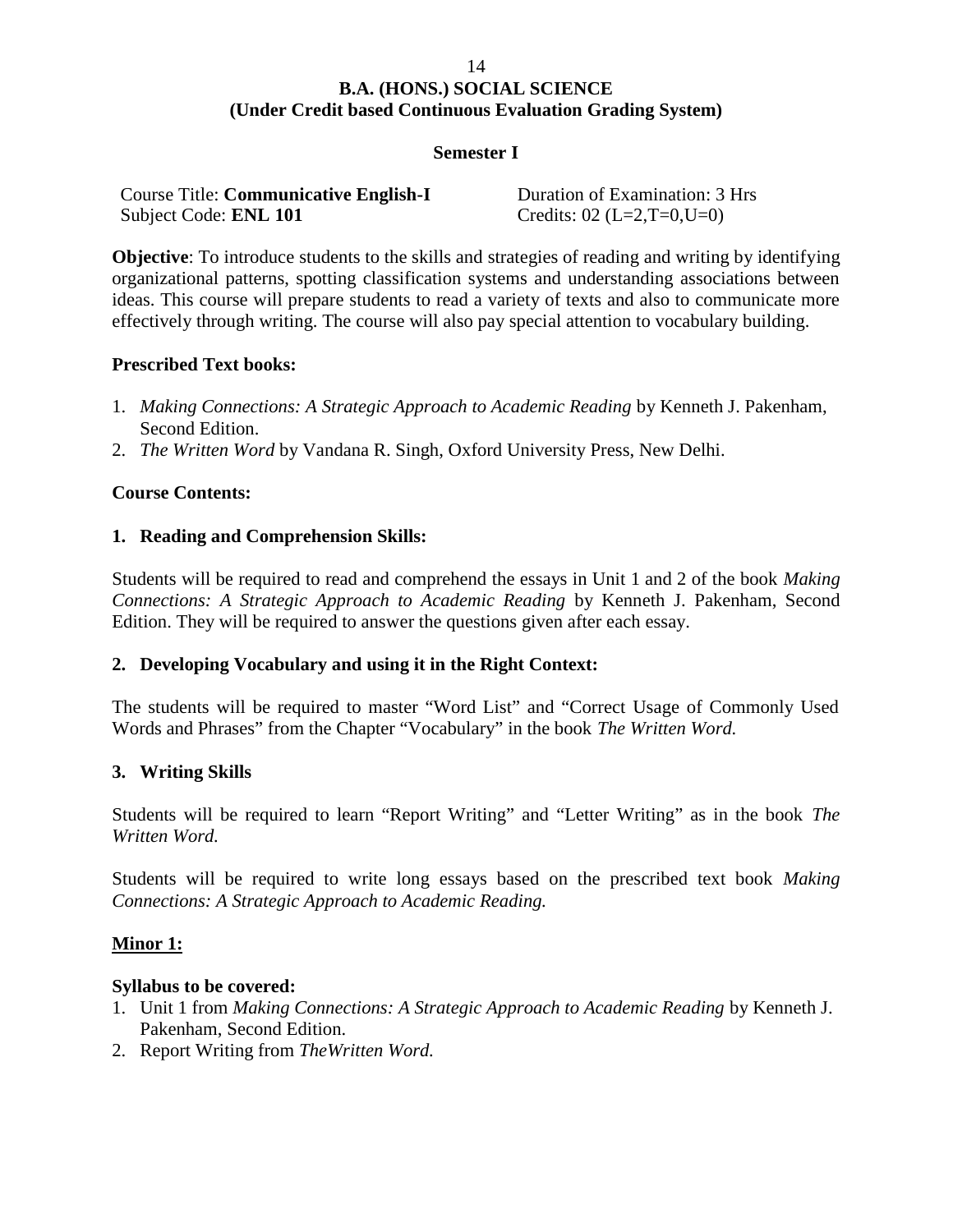# B.A. (HONS.) SOCIAL SCIENCE
## (Under Credit based Continuous Evaluation Grading System)

### Semester I

Course Title: **Communicative English-I**
Subject Code: **ENL 101**

Duration of Examination: 3 Hrs
Credits: 02 (L=2,T=0,U=0)

**Objective**: To introduce students to the skills and strategies of reading and writing by identifying organizational patterns, spotting classification systems and understanding associations between ideas. This course will prepare students to read a variety of texts and also to communicate more effectively through writing. The course will also pay special attention to vocabulary building.

**Prescribed Text books:**

1. *Making Connections: A Strategic Approach to Academic Reading* by Kenneth J. Pakenham, Second Edition.
2. *The Written Word* by Vandana R. Singh, Oxford University Press, New Delhi.

**Course Contents:**

**1. Reading and Comprehension Skills:**

Students will be required to read and comprehend the essays in Unit 1 and 2 of the book *Making Connections: A Strategic Approach to Academic Reading* by Kenneth J. Pakenham, Second Edition. They will be required to answer the questions given after each essay.

**2. Developing Vocabulary and using it in the Right Context:**

The students will be required to master "Word List" and "Correct Usage of Commonly Used Words and Phrases" from the Chapter "Vocabulary" in the book *The Written Word.*

**3. Writing Skills**

Students will be required to learn "Report Writing" and "Letter Writing" as in the book *The Written Word.*

Students will be required to write long essays based on the prescribed text book *Making Connections: A Strategic Approach to Academic Reading.*

**Minor 1:**

**Syllabus to be covered:**

1. Unit 1 from *Making Connections: A Strategic Approach to Academic Reading* by Kenneth J. Pakenham, Second Edition.
2. Report Writing from *TheWritten Word.*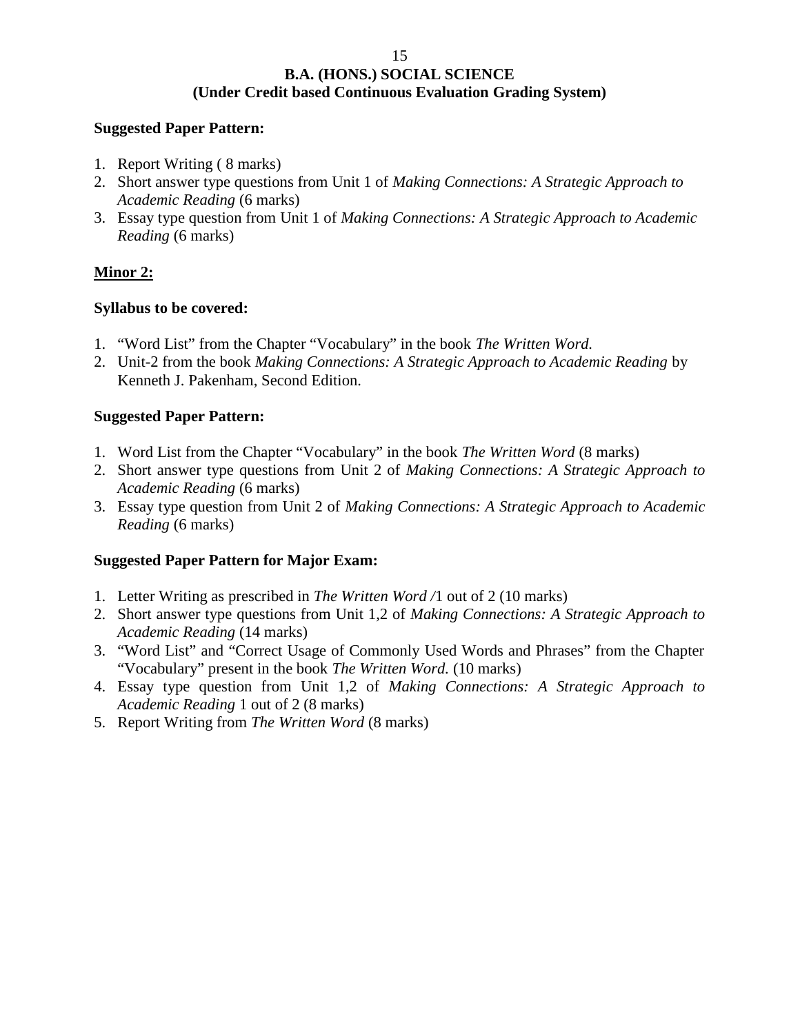**B.A. (HONS.) SOCIAL SCIENCE**
**(Under Credit based Continuous Evaluation Grading System)**

**Suggested Paper Pattern:**

1. Report Writing ( 8 marks)
2. Short answer type questions from Unit 1 of *Making Connections: A Strategic Approach to Academic Reading* (6 marks)
3. Essay type question from Unit 1 of *Making Connections: A Strategic Approach to Academic Reading* (6 marks)

**Minor 2:**

**Syllabus to be covered:**

1. "Word List" from the Chapter "Vocabulary" in the book *The Written Word.*
2. Unit-2 from the book *Making Connections: A Strategic Approach to Academic Reading* by Kenneth J. Pakenham, Second Edition.

**Suggested Paper Pattern:**

1. Word List from the Chapter "Vocabulary" in the book *The Written Word* (8 marks)
2. Short answer type questions from Unit 2 of *Making Connections: A Strategic Approach to Academic Reading* (6 marks)
3. Essay type question from Unit 2 of *Making Connections: A Strategic Approach to Academic Reading* (6 marks)

**Suggested Paper Pattern for Major Exam:**

1. Letter Writing as prescribed in *The Written Word /*1 out of 2 (10 marks)
2. Short answer type questions from Unit 1,2 of *Making Connections: A Strategic Approach to Academic Reading* (14 marks)
3. "Word List" and "Correct Usage of Commonly Used Words and Phrases" from the Chapter "Vocabulary" present in the book *The Written Word.* (10 marks)
4. Essay type question from Unit 1,2 of *Making Connections: A Strategic Approach to Academic Reading* 1 out of 2 (8 marks)
5. Report Writing from *The Written Word* (8 marks)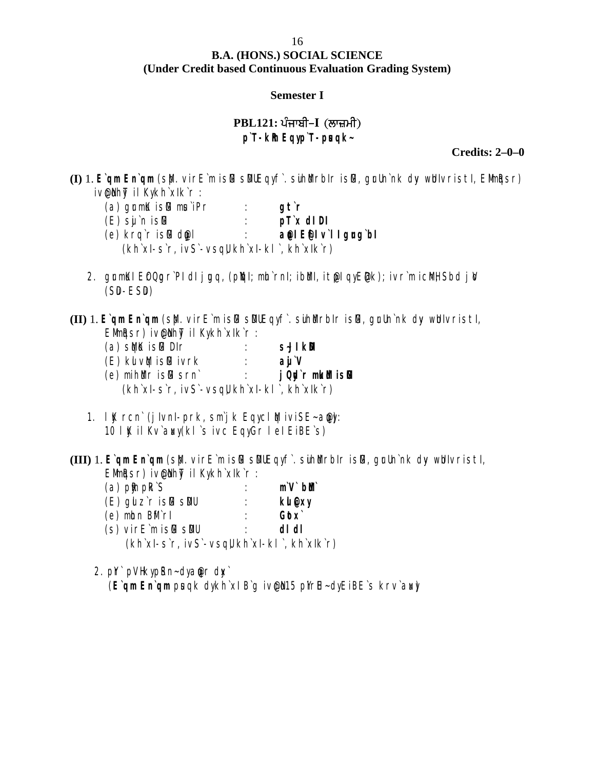## B.A. (HONS.) SOCIAL SCIENCE
### (Under Credit based Continuous Evaluation Grading System)

**Semester I**

**PBL121: ਪੰਜਾਬੀ–I (ਲਾਜ਼ਮੀ)**
**p`T-kRm Eqy p`T-pusqk~**

**Credits: 2–0–0**

**(I)** 1. **E`qm En`qm** (sMp. virE`m isMG sMDU Eqy f`. suihMdrbIr isMG, gurU n`nk dyv XUnIvristI, EMimRqsr) iv`coN hyT ilKy kh`xIk`r :

| | | |
|---|---|---|
| (a) gurmuK isMG mus`iPr | : | **gt`r** |
| (E) sMq isMG syKoN | : | **pT`x dI DI** |
| (e) krq`r isMG duggl | : | **a`lI EqyY lv`lI gurug`bI** |

(kh`xI-s`r, ivS`-vsqU, kh`xI-kl`, kh`xIk`r)

2. gurmuKI EoQog`rPI dI jugq, (pYNqI; mu`rnI; ibMdI, it`pI Eqy E`Dk); ivr`m icMnH; Sbd joV (SuD-ESuD)

**(II)** 1. **E`qm En`qm** (sMp. virE`m isMG sMDU Eqy f`. suihMdrbIr isMG, gurU n`nk dyv XUnIvristI, EMimRqsr) iv`coN hyT ilKy kh`xIk`r :

| | | |
|---|---|---|
| (a) sMqoK isMG DIr | : | **s~jI kMD** |
| (E) kulvMq isMG ivrk | : | **aju`V** |
| (e) mihMdr isMG srn` | : | **jQyd`r mukMd isMG** |

(kh`xI-s`r, ivS`-vsqU, kh`xI-kl`, kh`xIk`r)

1. lyK rcn` (jIvnI-prk, sm`jk Eqy clMq iviSE~ a`qy): 10 lyK ilKv`auxy (kl`s ivc Eqy Gr lei EiBE`s)

**(III)** 1. **E`qm En`qm** (sMp. virE`m isMG sMDU Eqy f`. suihMdrbIr isMG, gurU n`nk dyv XUnIvristI, EMimRqsr) iv`coN hyT ilKy kh`xIk`r :

| | | |
|---|---|---|
| (a) pRym pRk`S | : | **m`V` bMd`** |
| (E) guljz`r isMG sMDU | : | **kul`xy** |
| (e) mohn BMf`rI | : | **Gotx`** |
| (s) virE`m isMG sMDU | : | **dldl** |

(kh`xI-s`r, ivS`-vsqU, kh`xI-kl`, kh`xIk`r)

2. pYr` pVHky pRSn~ dy a`qr dyx`
(**E`qm En`qm** pusqk dy kh`xI B`g iv`coN 15 pYrH~ dy EiBE`s krv`auxy)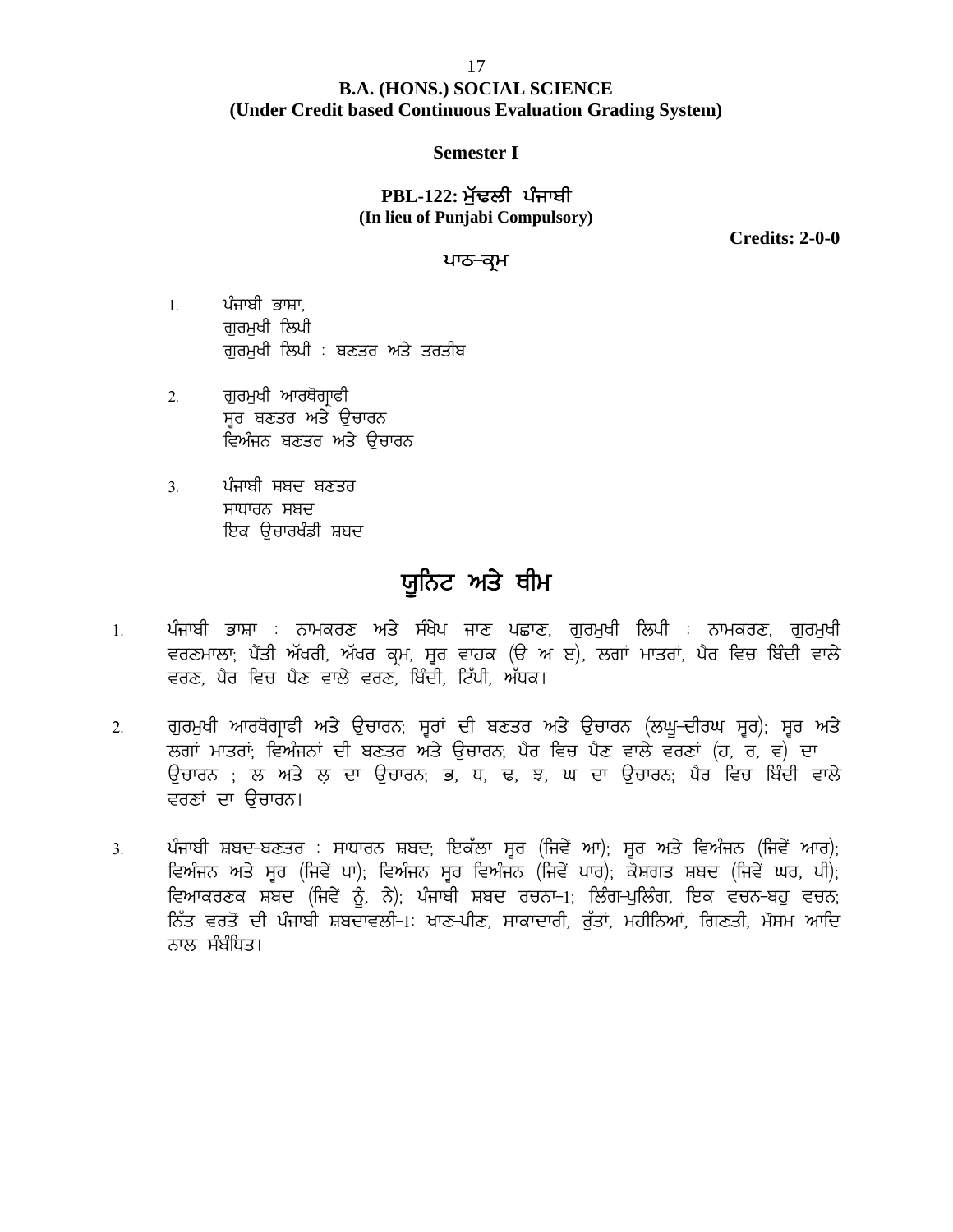# B.A. (HONS.) SOCIAL SCIENCE
## (Under Credit based Continuous Evaluation Grading System)

### Semester I

### PBL-122: ਮੁੱਢਲੀ ਪੰਜਾਬੀ
**(In lieu of Punjabi Compulsory)**

**Credits: 2-0-0**

### ਪਾਠ-ਕ੍ਰਮ

1. ਪੰਜਾਬੀ ਭਾਸ਼ਾ,
   ਗੁਰਮੁਖੀ ਲਿਪੀ
   ਗੁਰਮੁਖੀ ਲਿਪੀ : ਬਣਤਰ ਅਤੇ ਤਰਤੀਬ

2. ਗੁਰਮੁਖੀ ਆਰਥੋਗ੍ਰਾਫੀ
   ਸੁਰ ਬਣਤਰ ਅਤੇ ਉਚਾਰਨ
   ਵਿਅੰਜਨ ਬਣਤਰ ਅਤੇ ਉਚਾਰਨ

3. ਪੰਜਾਬੀ ਸ਼ਬਦ ਬਣਤਰ
   ਸਾਧਾਰਨ ਸ਼ਬਦ
   ਇਕ ਉਚਾਰਖੰਡੀ ਸ਼ਬਦ

## ਯੂਨਿਟ ਅਤੇ ਥੀਮ

1. ਪੰਜਾਬੀ ਭਾਸ਼ਾ : ਨਾਮਕਰਣ ਅਤੇ ਸੰਖੇਪ ਜਾਣ ਪਛਾਣ, ਗੁਰਮੁਖੀ ਲਿਪੀ : ਨਾਮਕਰਣ, ਗੁਰਮੁਖੀ ਵਰਣਮਾਲਾ; ਪੈਂਤੀ ਅੱਖਰੀ, ਅੱਖਰ ਕ੍ਰਮ, ਸੂਰ ਵਾਹਕ (ੳ ਅ ੲ), ਲਗਾਂ ਮਾਤਰਾਂ, ਪੈਰ ਵਿਚ ਬਿੰਦੀ ਵਾਲੇ ਵਰਣ, ਪੈਰ ਵਿਚ ਪੈਣ ਵਾਲੇ ਵਰਣ, ਬਿੰਦੀ, ਟਿੱਪੀ, ਅੱਧਕ।

2. ਗੁਰਮੁਖੀ ਆਰਥੋਗ੍ਰਾਫੀ ਅਤੇ ਉਚਾਰਨ; ਸੂਰਾਂ ਦੀ ਬਣਤਰ ਅਤੇ ਉਚਾਰਨ (ਲਘੂ-ਦੀਰਘ ਸੂਰ); ਸੂਰ ਅਤੇ ਲਗਾਂ ਮਾਤਰਾਂ; ਵਿਅੰਜਨਾਂ ਦੀ ਬਣਤਰ ਅਤੇ ਉਚਾਰਨ; ਪੈਰ ਵਿਚ ਪੈਣ ਵਾਲੇ ਵਰਣਾਂ (ਹ, ਰ, ਵ) ਦਾ ਉਚਾਰਨ ; ਲ ਅਤੇ ਲ਼ ਦਾ ਉਚਾਰਨ; ਭ, ਧ, ਢ, ਝ, ਘ ਦਾ ਉਚਾਰਨ; ਪੈਰ ਵਿਚ ਬਿੰਦੀ ਵਾਲੇ ਵਰਣਾਂ ਦਾ ਉਚਾਰਨ।

3. ਪੰਜਾਬੀ ਸ਼ਬਦ-ਬਣਤਰ : ਸਾਧਾਰਨ ਸ਼ਬਦ; ਇਕੱਲਾ ਸੂਰ (ਜਿਵੇਂ ਆ); ਸੂਰ ਅਤੇ ਵਿਅੰਜਨ (ਜਿਵੇਂ ਆਰ); ਵਿਅੰਜਨ ਅਤੇ ਸੂਰ (ਜਿਵੇਂ ਪਾ); ਵਿਅੰਜਨ ਸੂਰ ਵਿਅੰਜਨ (ਜਿਵੇਂ ਪਾਰ); ਕੋਸ਼ਗਤ ਸ਼ਬਦ (ਜਿਵੇਂ ਘਰ, ਪੀ); ਵਿਆਕਰਣਕ ਸ਼ਬਦ (ਜਿਵੇਂ ਨੂੰ, ਨੇ); ਪੰਜਾਬੀ ਸ਼ਬਦ ਰਚਨਾ-1; ਲਿੰਗ-ਪੁਲਿੰਗ, ਇਕ ਵਚਨ-ਬਹੁ ਵਚਨ; ਨਿੱਤ ਵਰਤੋਂ ਦੀ ਪੰਜਾਬੀ ਸ਼ਬਦਾਵਲੀ-1: ਖਾਣ-ਪੀਣ, ਸਾਕਾਦਾਰੀ, ਰੁੱਤਾਂ, ਮਹੀਨਿਆਂ, ਗਿਣਤੀ, ਮੌਸਮ ਆਦਿ ਨਾਲ ਸੰਬੰਧਿਤ।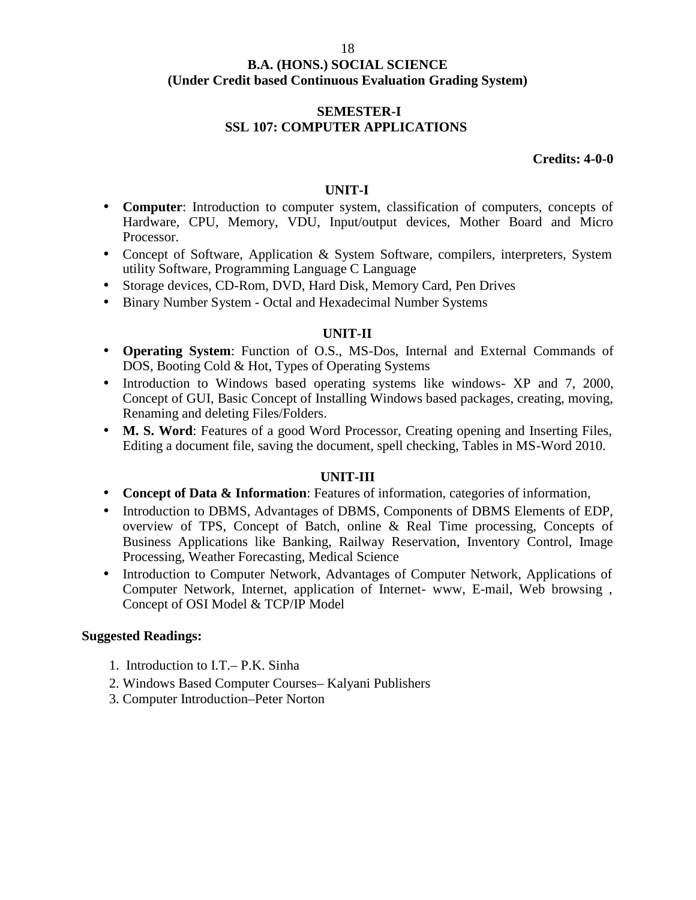## B.A. (HONS.) SOCIAL SCIENCE
### (Under Credit based Continuous Evaluation Grading System)

### SEMESTER-I
### SSL 107: COMPUTER APPLICATIONS

**Credits: 4-0-0**

#### UNIT-I

- **Computer**: Introduction to computer system, classification of computers, concepts of Hardware, CPU, Memory, VDU, Input/output devices, Mother Board and Micro Processor.
- Concept of Software, Application & System Software, compilers, interpreters, System utility Software, Programming Language C Language
- Storage devices, CD-Rom, DVD, Hard Disk, Memory Card, Pen Drives
- Binary Number System - Octal and Hexadecimal Number Systems

#### UNIT-II

- **Operating System**: Function of O.S., MS-Dos, Internal and External Commands of DOS, Booting Cold & Hot, Types of Operating Systems
- Introduction to Windows based operating systems like windows- XP and 7, 2000, Concept of GUI, Basic Concept of Installing Windows based packages, creating, moving, Renaming and deleting Files/Folders.
- **M. S. Word**: Features of a good Word Processor, Creating opening and Inserting Files, Editing a document file, saving the document, spell checking, Tables in MS-Word 2010.

#### UNIT-III

- **Concept of Data & Information**: Features of information, categories of information,
- Introduction to DBMS, Advantages of DBMS, Components of DBMS Elements of EDP, overview of TPS, Concept of Batch, online & Real Time processing, Concepts of Business Applications like Banking, Railway Reservation, Inventory Control, Image Processing, Weather Forecasting, Medical Science
- Introduction to Computer Network, Advantages of Computer Network, Applications of Computer Network, Internet, application of Internet- www, E-mail, Web browsing , Concept of OSI Model & TCP/IP Model

**Suggested Readings:**

1. Introduction to I.T.– P.K. Sinha
2. Windows Based Computer Courses– Kalyani Publishers
3. Computer Introduction–Peter Norton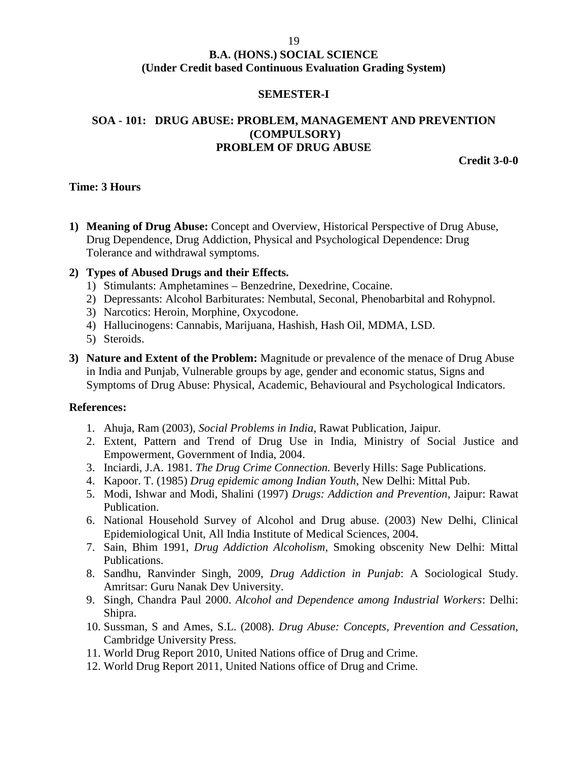# B.A. (HONS.) SOCIAL SCIENCE
**(Under Credit based Continuous Evaluation Grading System)**

## SEMESTER-I

## SOA - 101: DRUG ABUSE: PROBLEM, MANAGEMENT AND PREVENTION (COMPULSORY)
## PROBLEM OF DRUG ABUSE

**Credit 3-0-0**

**Time: 3 Hours**

1) **Meaning of Drug Abuse:** Concept and Overview, Historical Perspective of Drug Abuse, Drug Dependence, Drug Addiction, Physical and Psychological Dependence: Drug Tolerance and withdrawal symptoms.

2) **Types of Abused Drugs and their Effects.**
   1) Stimulants: Amphetamines – Benzedrine, Dexedrine, Cocaine.
   2) Depressants: Alcohol Barbiturates: Nembutal, Seconal, Phenobarbital and Rohypnol.
   3) Narcotics: Heroin, Morphine, Oxycodone.
   4) Hallucinogens: Cannabis, Marijuana, Hashish, Hash Oil, MDMA, LSD.
   5) Steroids.

3) **Nature and Extent of the Problem:** Magnitude or prevalence of the menace of Drug Abuse in India and Punjab, Vulnerable groups by age, gender and economic status, Signs and Symptoms of Drug Abuse: Physical, Academic, Behavioural and Psychological Indicators.

**References:**

1. Ahuja, Ram (2003), *Social Problems in India*, Rawat Publication, Jaipur.
2. Extent, Pattern and Trend of Drug Use in India, Ministry of Social Justice and Empowerment, Government of India, 2004.
3. Inciardi, J.A. 1981. *The Drug Crime Connection.* Beverly Hills: Sage Publications.
4. Kapoor. T. (1985) *Drug epidemic among Indian Youth*, New Delhi: Mittal Pub.
5. Modi, Ishwar and Modi, Shalini (1997) *Drugs: Addiction and Prevention*, Jaipur: Rawat Publication.
6. National Household Survey of Alcohol and Drug abuse. (2003) New Delhi, Clinical Epidemiological Unit, All India Institute of Medical Sciences, 2004.
7. Sain, Bhim 1991, *Drug Addiction Alcoholism,* Smoking obscenity New Delhi: Mittal Publications.
8. Sandhu, Ranvinder Singh, 2009, *Drug Addiction in Punjab*: A Sociological Study. Amritsar: Guru Nanak Dev University.
9. Singh, Chandra Paul 2000. *Alcohol and Dependence among Industrial Workers*: Delhi: Shipra.
10. Sussman, S and Ames, S.L. (2008). *Drug Abuse: Concepts, Prevention and Cessation,* Cambridge University Press.
11. World Drug Report 2010, United Nations office of Drug and Crime.
12. World Drug Report 2011, United Nations office of Drug and Crime.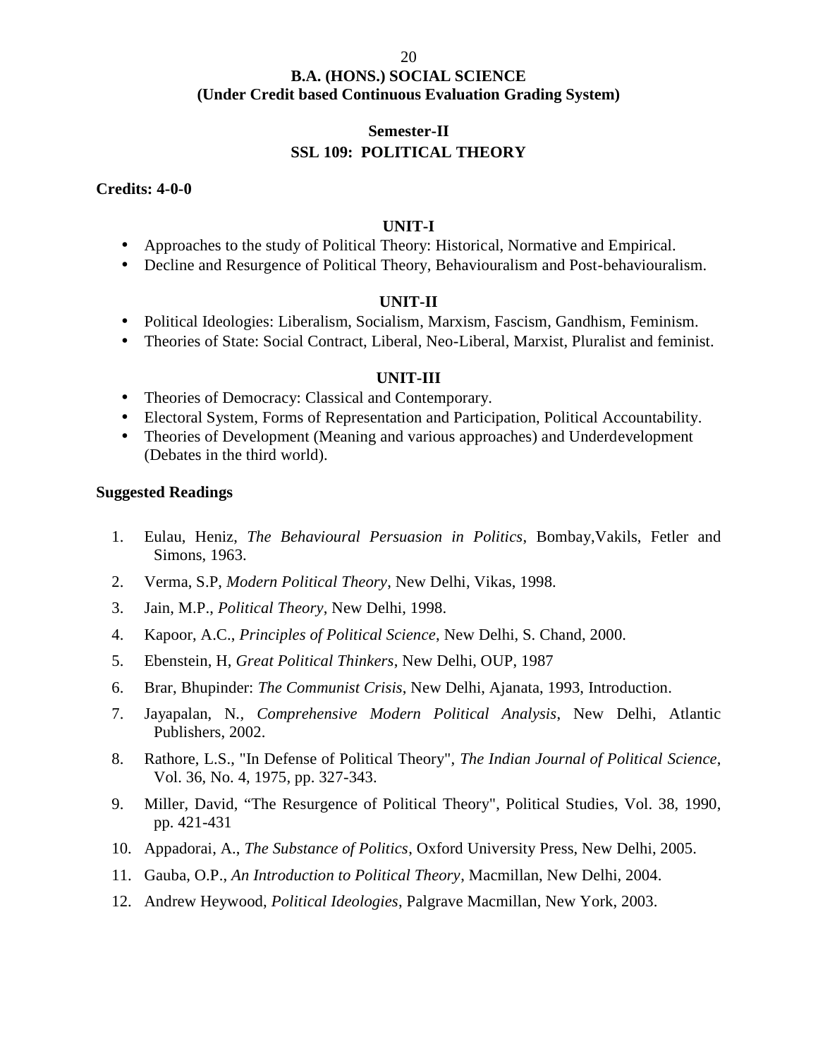# B.A. (HONS.) SOCIAL SCIENCE
## (Under Credit based Continuous Evaluation Grading System)

### Semester-II
### SSL 109: POLITICAL THEORY

**Credits: 4-0-0**

#### UNIT-I

- Approaches to the study of Political Theory: Historical, Normative and Empirical.
- Decline and Resurgence of Political Theory, Behaviouralism and Post-behaviouralism.

#### UNIT-II

- Political Ideologies: Liberalism, Socialism, Marxism, Fascism, Gandhism, Feminism.
- Theories of State: Social Contract, Liberal, Neo-Liberal, Marxist, Pluralist and feminist.

#### UNIT-III

- Theories of Democracy: Classical and Contemporary.
- Electoral System, Forms of Representation and Participation, Political Accountability.
- Theories of Development (Meaning and various approaches) and Underdevelopment (Debates in the third world).

**Suggested Readings**

1. Eulau, Heniz, *The Behavioural Persuasion in Politics*, Bombay,Vakils, Fetler and Simons, 1963.
2. Verma, S.P, *Modern Political Theory*, New Delhi, Vikas, 1998.
3. Jain, M.P., *Political Theory*, New Delhi, 1998.
4. Kapoor, A.C., *Principles of Political Science*, New Delhi, S. Chand, 2000.
5. Ebenstein, H, *Great Political Thinkers*, New Delhi, OUP, 1987
6. Brar, Bhupinder: *The Communist Crisis*, New Delhi, Ajanata, 1993, Introduction.
7. Jayapalan, N., *Comprehensive Modern Political Analysis*, New Delhi, Atlantic Publishers, 2002.
8. Rathore, L.S., "In Defense of Political Theory", *The Indian Journal of Political Science*, Vol. 36, No. 4, 1975, pp. 327-343.
9. Miller, David, "The Resurgence of Political Theory", Political Studies, Vol. 38, 1990, pp. 421-431
10. Appadorai, A., *The Substance of Politics*, Oxford University Press, New Delhi, 2005.
11. Gauba, O.P., *An Introduction to Political Theory*, Macmillan, New Delhi, 2004.
12. Andrew Heywood, *Political Ideologies*, Palgrave Macmillan, New York, 2003.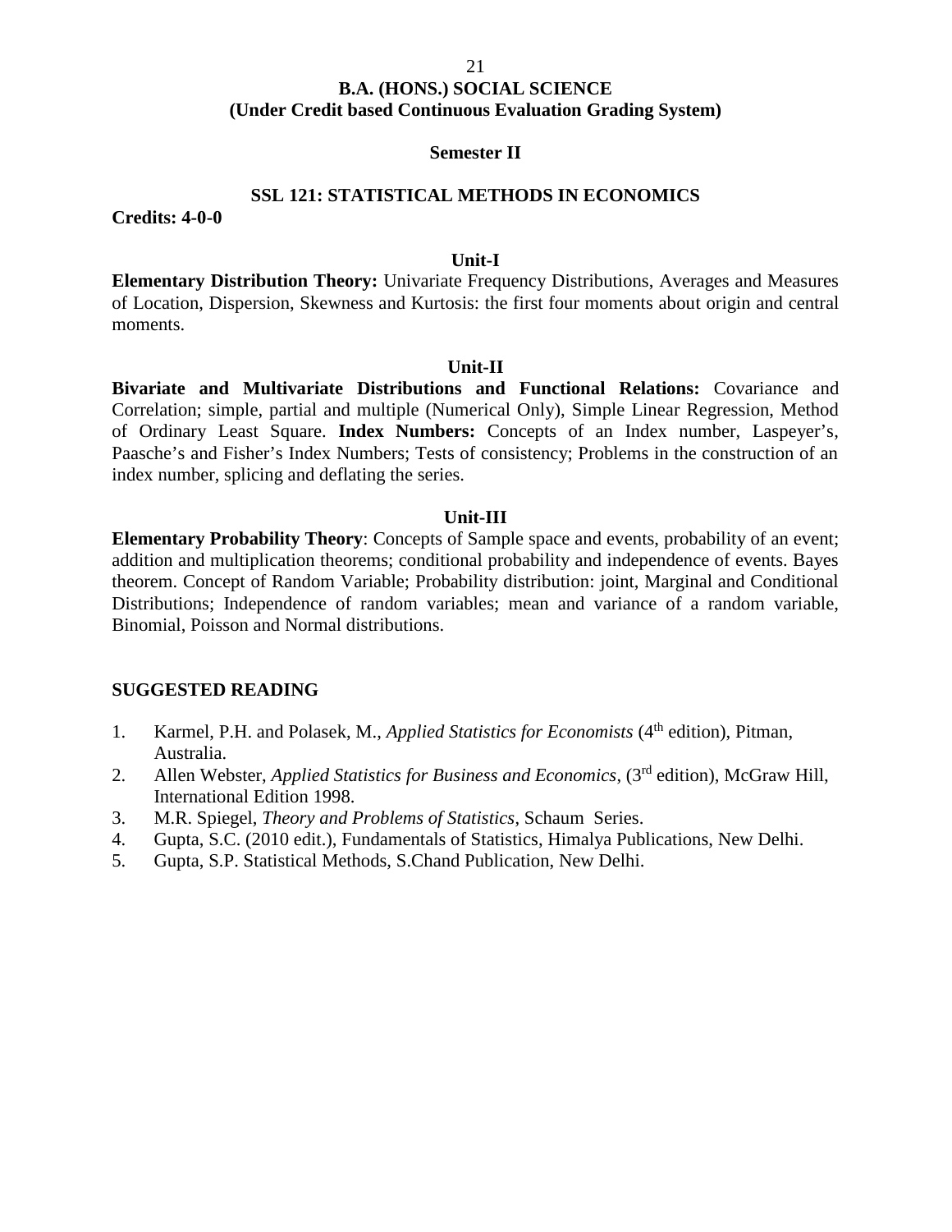# B.A. (HONS.) SOCIAL SCIENCE
## (Under Credit based Continuous Evaluation Grading System)

### Semester II

### SSL 121: STATISTICAL METHODS IN ECONOMICS

**Credits: 4-0-0**

#### Unit-I

**Elementary Distribution Theory:** Univariate Frequency Distributions, Averages and Measures of Location, Dispersion, Skewness and Kurtosis: the first four moments about origin and central moments.

#### Unit-II

**Bivariate and Multivariate Distributions and Functional Relations:** Covariance and Correlation; simple, partial and multiple (Numerical Only), Simple Linear Regression, Method of Ordinary Least Square. **Index Numbers:** Concepts of an Index number, Laspeyer's, Paasche's and Fisher's Index Numbers; Tests of consistency; Problems in the construction of an index number, splicing and deflating the series.

#### Unit-III

**Elementary Probability Theory**: Concepts of Sample space and events, probability of an event; addition and multiplication theorems; conditional probability and independence of events. Bayes theorem. Concept of Random Variable; Probability distribution: joint, Marginal and Conditional Distributions; Independence of random variables; mean and variance of a random variable, Binomial, Poisson and Normal distributions.

### SUGGESTED READING

1. Karmel, P.H. and Polasek, M., *Applied Statistics for Economists* (4th edition), Pitman, Australia.
2. Allen Webster, *Applied Statistics for Business and Economics*, (3rd edition), McGraw Hill, International Edition 1998.
3. M.R. Spiegel, *Theory and Problems of Statistics*, Schaum Series.
4. Gupta, S.C. (2010 edit.), Fundamentals of Statistics, Himalya Publications, New Delhi.
5. Gupta, S.P. Statistical Methods, S.Chand Publication, New Delhi.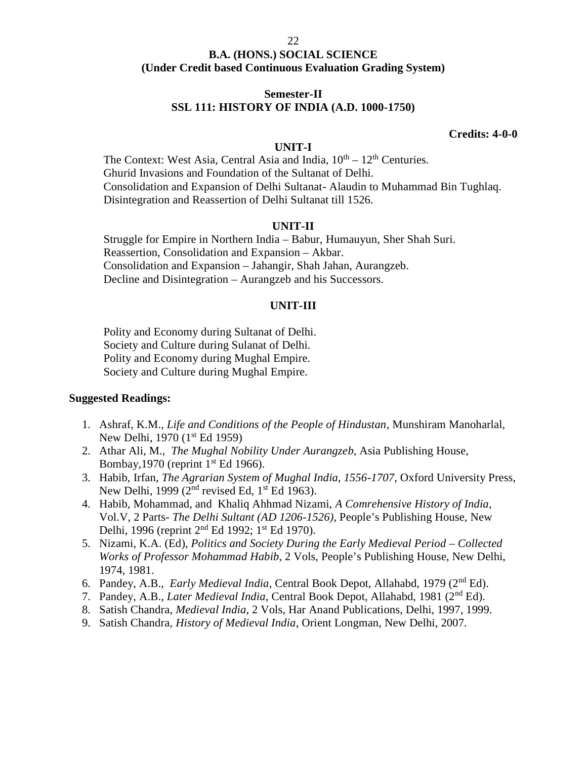## B.A. (HONS.) SOCIAL SCIENCE
## (Under Credit based Continuous Evaluation Grading System)

### Semester-II
### SSL 111: HISTORY OF INDIA (A.D. 1000-1750)

**Credits: 4-0-0**

#### UNIT-I

The Context: West Asia, Central Asia and India, 10th – 12th Centuries.
Ghurid Invasions and Foundation of the Sultanat of Delhi.
Consolidation and Expansion of Delhi Sultanat- Alaudin to Muhammad Bin Tughlaq.
Disintegration and Reassertion of Delhi Sultanat till 1526.

#### UNIT-II

Struggle for Empire in Northern India – Babur, Humauyun, Sher Shah Suri.
Reassertion, Consolidation and Expansion – Akbar.
Consolidation and Expansion – Jahangir, Shah Jahan, Aurangzeb.
Decline and Disintegration – Aurangzeb and his Successors.

#### UNIT-III

Polity and Economy during Sultanat of Delhi.
Society and Culture during Sulanat of Delhi.
Polity and Economy during Mughal Empire.
Society and Culture during Mughal Empire.

**Suggested Readings:**

1. Ashraf, K.M., *Life and Conditions of the People of Hindustan*, Munshiram Manoharlal, New Delhi, 1970 (1st Ed 1959)
2. Athar Ali, M., *The Mughal Nobility Under Aurangzeb*, Asia Publishing House, Bombay,1970 (reprint 1st Ed 1966).
3. Habib, Irfan, *The Agrarian System of Mughal India, 1556-1707*, Oxford University Press, New Delhi, 1999 (2nd revised Ed, 1st Ed 1963).
4. Habib, Mohammad, and Khaliq Ahhmad Nizami, *A Comrehensive History of India*, Vol.V, 2 Parts- *The Delhi Sultant (AD 1206-1526)*, People's Publishing House, New Delhi, 1996 (reprint 2nd Ed 1992; 1st Ed 1970).
5. Nizami, K.A. (Ed), *Politics and Society During the Early Medieval Period – Collected Works of Professor Mohammad Habib*, 2 Vols, People's Publishing House, New Delhi, 1974, 1981.
6. Pandey, A.B., *Early Medieval India*, Central Book Depot, Allahabd, 1979 (2nd Ed).
7. Pandey, A.B., *Later Medieval India*, Central Book Depot, Allahabd, 1981 (2nd Ed).
8. Satish Chandra, *Medieval India*, 2 Vols, Har Anand Publications, Delhi, 1997, 1999.
9. Satish Chandra, *History of Medieval India*, Orient Longman, New Delhi, 2007.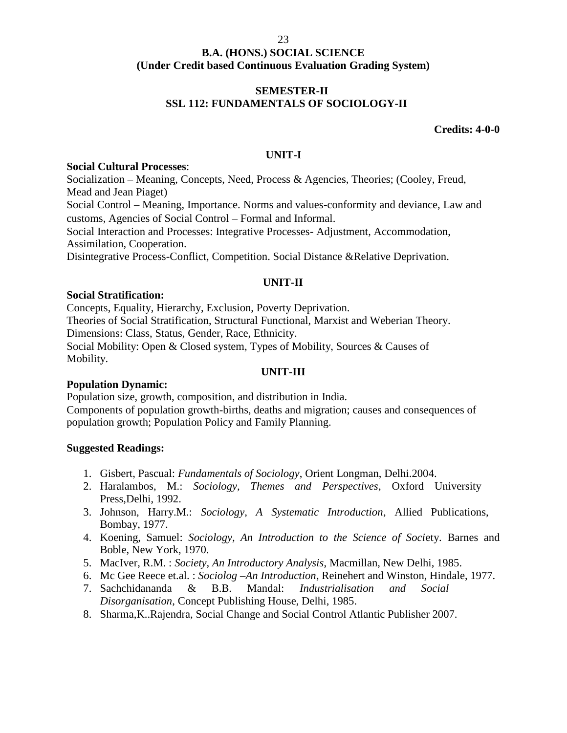# B.A. (HONS.) SOCIAL SCIENCE
## (Under Credit based Continuous Evaluation Grading System)

## SEMESTER-II
## SSL 112: FUNDAMENTALS OF SOCIOLOGY-II

**Credits: 4-0-0**

### UNIT-I

**Social Cultural Processes**:

Socialization – Meaning, Concepts, Need, Process & Agencies, Theories; (Cooley, Freud, Mead and Jean Piaget)

Social Control – Meaning, Importance. Norms and values-conformity and deviance, Law and customs, Agencies of Social Control – Formal and Informal.

Social Interaction and Processes: Integrative Processes- Adjustment, Accommodation, Assimilation, Cooperation.

Disintegrative Process-Conflict, Competition. Social Distance &Relative Deprivation.

### UNIT-II

**Social Stratification:**

Concepts, Equality, Hierarchy, Exclusion, Poverty Deprivation.

Theories of Social Stratification, Structural Functional, Marxist and Weberian Theory.

Dimensions: Class, Status, Gender, Race, Ethnicity.

Social Mobility: Open & Closed system, Types of Mobility, Sources & Causes of Mobility.

### UNIT-III

**Population Dynamic:**

Population size, growth, composition, and distribution in India.

Components of population growth-births, deaths and migration; causes and consequences of population growth; Population Policy and Family Planning.

**Suggested Readings:**

1. Gisbert, Pascual: *Fundamentals of Sociology*, Orient Longman, Delhi.2004.
2. Haralambos, M.: *Sociology, Themes and Perspectives*, Oxford University Press,Delhi, 1992.
3. Johnson, Harry.M.: *Sociology, A Systematic Introduction*, Allied Publications, Bombay, 1977.
4. Koening, Samuel: *Sociology, An Introduction to the Science of Soci*ety. Barnes and Boble, New York, 1970.
5. MacIver, R.M. : *Society, An Introductory Analysis*, Macmillan, New Delhi, 1985.
6. Mc Gee Reece et.al. : *Sociolog –An Introduction*, Reinehert and Winston, Hindale, 1977.
7. Sachchidananda & B.B. Mandal: *Industrialisation and Social Disorganisation*, Concept Publishing House, Delhi, 1985.
8. Sharma,K..Rajendra, Social Change and Social Control Atlantic Publisher 2007.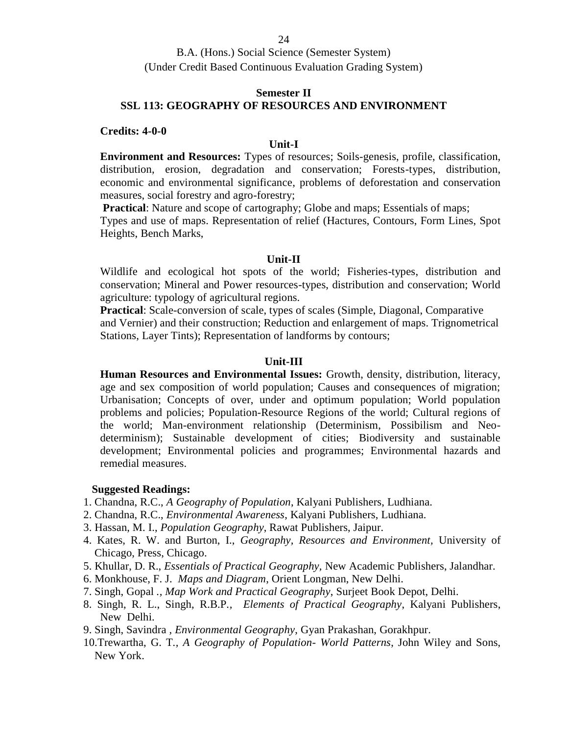B.A. (Hons.) Social Science (Semester System)
(Under Credit Based Continuous Evaluation Grading System)

## Semester II
## SSL 113: GEOGRAPHY OF RESOURCES AND ENVIRONMENT

**Credits: 4-0-0**

### Unit-I

**Environment and Resources:** Types of resources; Soils-genesis, profile, classification, distribution, erosion, degradation and conservation; Forests-types, distribution, economic and environmental significance, problems of deforestation and conservation measures, social forestry and agro-forestry;

**Practical**: Nature and scope of cartography; Globe and maps; Essentials of maps; Types and use of maps. Representation of relief (Hactures, Contours, Form Lines, Spot Heights, Bench Marks,

### Unit-II

Wildlife and ecological hot spots of the world; Fisheries-types, distribution and conservation; Mineral and Power resources-types, distribution and conservation; World agriculture: typology of agricultural regions.

**Practical**: Scale-conversion of scale, types of scales (Simple, Diagonal, Comparative and Vernier) and their construction; Reduction and enlargement of maps. Trignometrical Stations, Layer Tints); Representation of landforms by contours;

### Unit-III

**Human Resources and Environmental Issues:** Growth, density, distribution, literacy, age and sex composition of world population; Causes and consequences of migration; Urbanisation; Concepts of over, under and optimum population; World population problems and policies; Population-Resource Regions of the world; Cultural regions of the world; Man-environment relationship (Determinism, Possibilism and Neo-determinism); Sustainable development of cities; Biodiversity and sustainable development; Environmental policies and programmes; Environmental hazards and remedial measures.

**Suggested Readings:**

1. Chandna, R.C., *A Geography of Population*, Kalyani Publishers, Ludhiana.
2. Chandna, R.C., *Environmental Awareness*, Kalyani Publishers, Ludhiana.
3. Hassan, M. I., *Population Geography*, Rawat Publishers, Jaipur.
4. Kates, R. W. and Burton, I., *Geography, Resources and Environment,* University of Chicago, Press, Chicago.
5. Khullar, D. R., *Essentials of Practical Geography*, New Academic Publishers, Jalandhar.
6. Monkhouse, F. J. *Maps and Diagram*, Orient Longman, New Delhi.
7. Singh, Gopal ., *Map Work and Practical Geography*, Surjeet Book Depot, Delhi.
8. Singh, R. L., Singh, R.B.P., *Elements of Practical Geography*, Kalyani Publishers, New Delhi.
9. Singh, Savindra , *Environmental Geography*, Gyan Prakashan, Gorakhpur.
10. Trewartha, G. T., *A Geography of Population- World Patterns*, John Wiley and Sons, New York.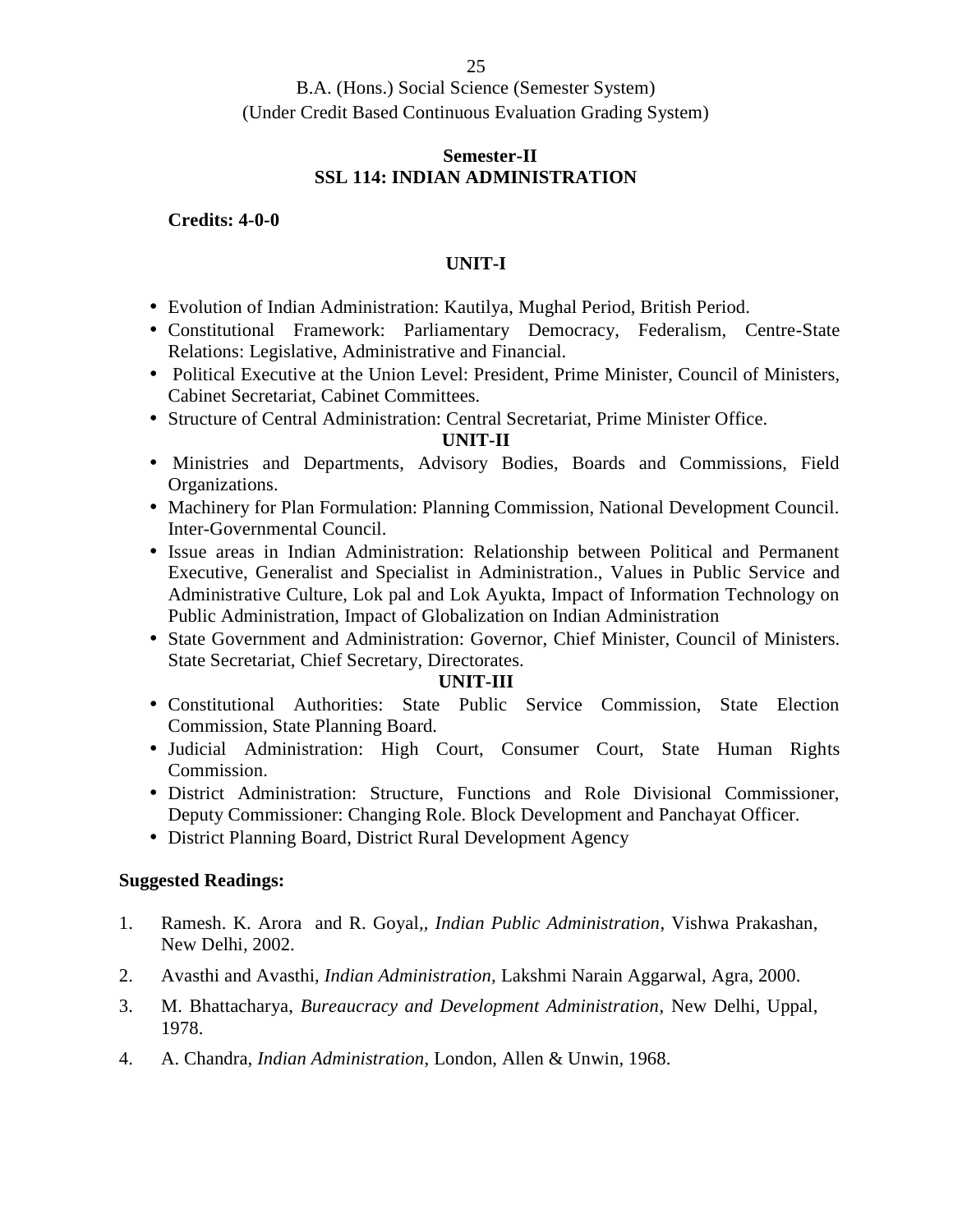B.A. (Hons.) Social Science (Semester System)
(Under Credit Based Continuous Evaluation Grading System)

**Semester-II**
**SSL 114: INDIAN ADMINISTRATION**

**Credits: 4-0-0**

**UNIT-I**

- Evolution of Indian Administration: Kautilya, Mughal Period, British Period.
- Constitutional Framework: Parliamentary Democracy, Federalism, Centre-State Relations: Legislative, Administrative and Financial.
- Political Executive at the Union Level: President, Prime Minister, Council of Ministers, Cabinet Secretariat, Cabinet Committees.
- Structure of Central Administration: Central Secretariat, Prime Minister Office.

**UNIT-II**

- Ministries and Departments, Advisory Bodies, Boards and Commissions, Field Organizations.
- Machinery for Plan Formulation: Planning Commission, National Development Council. Inter-Governmental Council.
- Issue areas in Indian Administration: Relationship between Political and Permanent Executive, Generalist and Specialist in Administration., Values in Public Service and Administrative Culture, Lok pal and Lok Ayukta, Impact of Information Technology on Public Administration, Impact of Globalization on Indian Administration
- State Government and Administration: Governor, Chief Minister, Council of Ministers. State Secretariat, Chief Secretary, Directorates.

**UNIT-III**

- Constitutional Authorities: State Public Service Commission, State Election Commission, State Planning Board.
- Judicial Administration: High Court, Consumer Court, State Human Rights Commission.
- District Administration: Structure, Functions and Role Divisional Commissioner, Deputy Commissioner: Changing Role. Block Development and Panchayat Officer.
- District Planning Board, District Rural Development Agency

**Suggested Readings:**

1. Ramesh. K. Arora and R. Goyal,, *Indian Public Administration*, Vishwa Prakashan, New Delhi, 2002.
2. Avasthi and Avasthi, *Indian Administration*, Lakshmi Narain Aggarwal, Agra, 2000.
3. M. Bhattacharya, *Bureaucracy and Development Administration*, New Delhi, Uppal, 1978.
4. A. Chandra, *Indian Administration*, London, Allen & Unwin, 1968.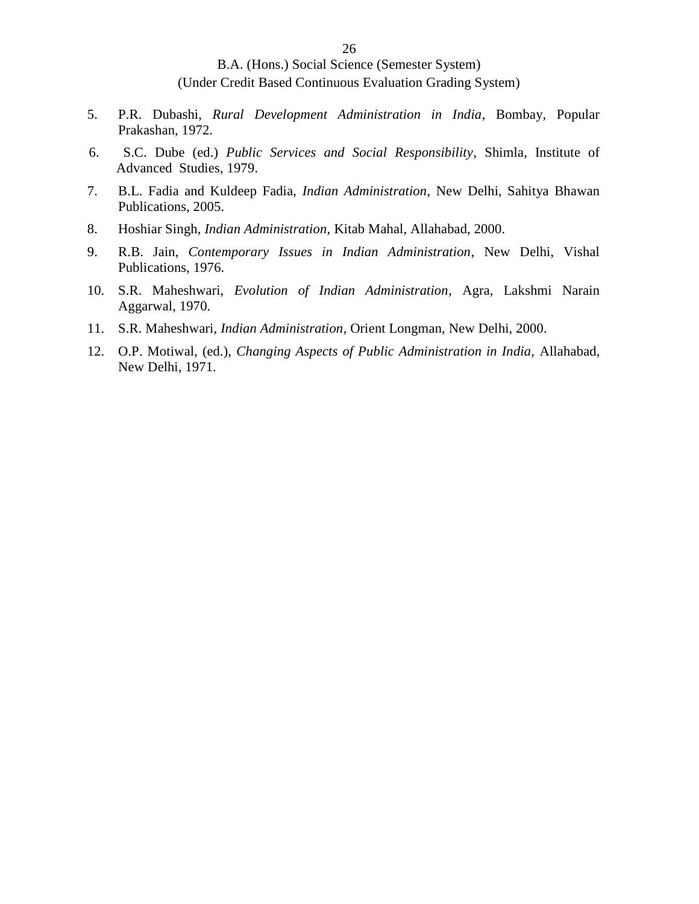5. P.R. Dubashi, *Rural Development Administration in India*, Bombay, Popular Prakashan, 1972.
6. S.C. Dube (ed.) *Public Services and Social Responsibility*, Shimla, Institute of Advanced Studies, 1979.
7. B.L. Fadia and Kuldeep Fadia, *Indian Administration*, New Delhi, Sahitya Bhawan Publications, 2005.
8. Hoshiar Singh, *Indian Administration,* Kitab Mahal, Allahabad, 2000.
9. R.B. Jain, *Contemporary Issues in Indian Administration*, New Delhi, Vishal Publications, 1976.
10. S.R. Maheshwari, *Evolution of Indian Administration*, Agra, Lakshmi Narain Aggarwal, 1970.
11. S.R. Maheshwari, *Indian Administration*, Orient Longman, New Delhi, 2000.
12. O.P. Motiwal, (ed.), *Changing Aspects of Public Administration in India*, Allahabad, New Delhi, 1971.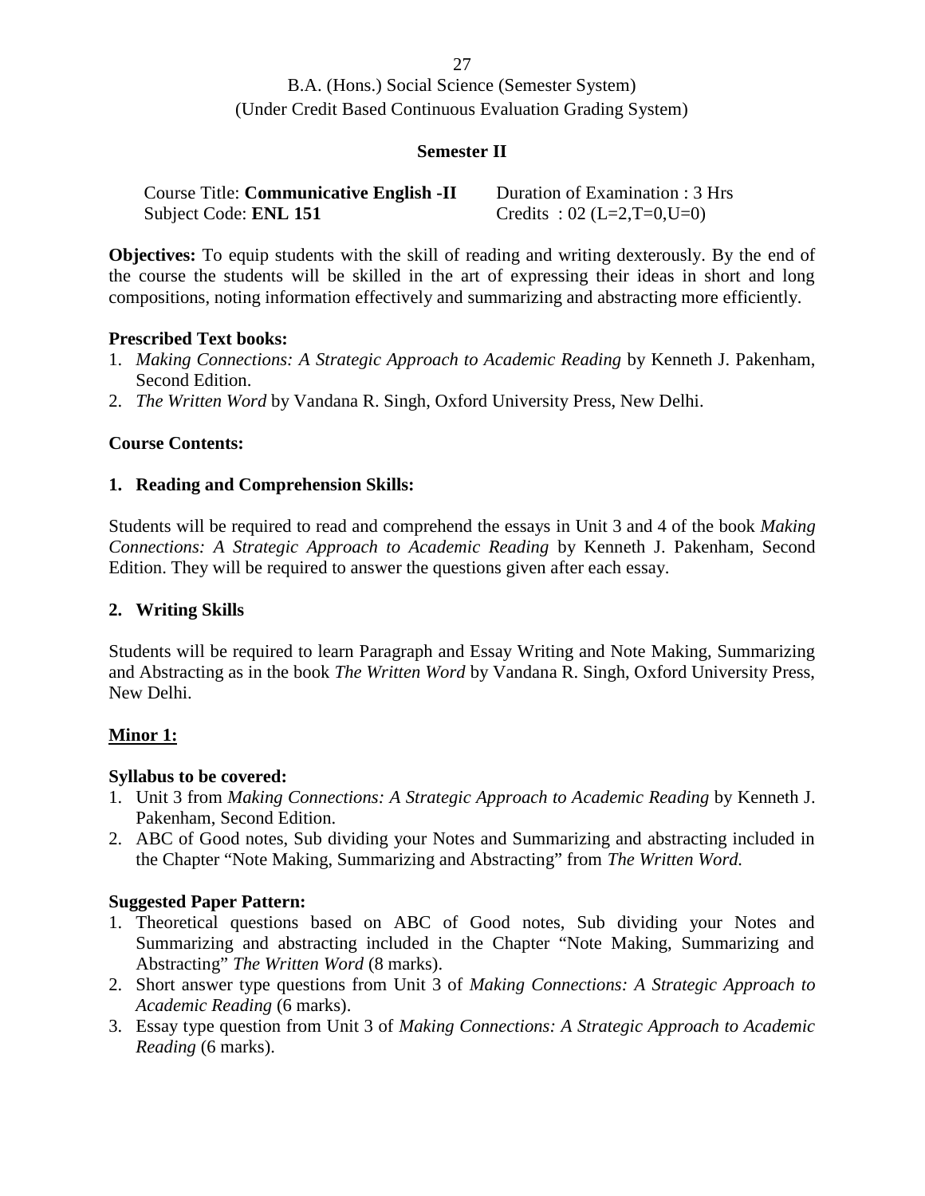B.A. (Hons.) Social Science (Semester System)
(Under Credit Based Continuous Evaluation Grading System)

**Semester II**

| Course Title: **Communicative English -II** | Duration of Examination : 3 Hrs |
|---|---|
| Subject Code: **ENL 151** | Credits : 02 (L=2,T=0,U=0) |

**Objectives:** To equip students with the skill of reading and writing dexterously. By the end of the course the students will be skilled in the art of expressing their ideas in short and long compositions, noting information effectively and summarizing and abstracting more efficiently.

**Prescribed Text books:**

1. *Making Connections: A Strategic Approach to Academic Reading* by Kenneth J. Pakenham, Second Edition.
2. *The Written Word* by Vandana R. Singh, Oxford University Press, New Delhi.

**Course Contents:**

**1. Reading and Comprehension Skills:**

Students will be required to read and comprehend the essays in Unit 3 and 4 of the book *Making Connections: A Strategic Approach to Academic Reading* by Kenneth J. Pakenham, Second Edition. They will be required to answer the questions given after each essay.

**2. Writing Skills**

Students will be required to learn Paragraph and Essay Writing and Note Making, Summarizing and Abstracting as in the book *The Written Word* by Vandana R. Singh, Oxford University Press, New Delhi.

**Minor 1:**

**Syllabus to be covered:**

1. Unit 3 from *Making Connections: A Strategic Approach to Academic Reading* by Kenneth J. Pakenham, Second Edition.
2. ABC of Good notes, Sub dividing your Notes and Summarizing and abstracting included in the Chapter "Note Making, Summarizing and Abstracting" from *The Written Word.*

**Suggested Paper Pattern:**

1. Theoretical questions based on ABC of Good notes, Sub dividing your Notes and Summarizing and abstracting included in the Chapter "Note Making, Summarizing and Abstracting" *The Written Word* (8 marks).
2. Short answer type questions from Unit 3 of *Making Connections: A Strategic Approach to Academic Reading* (6 marks).
3. Essay type question from Unit 3 of *Making Connections: A Strategic Approach to Academic Reading* (6 marks).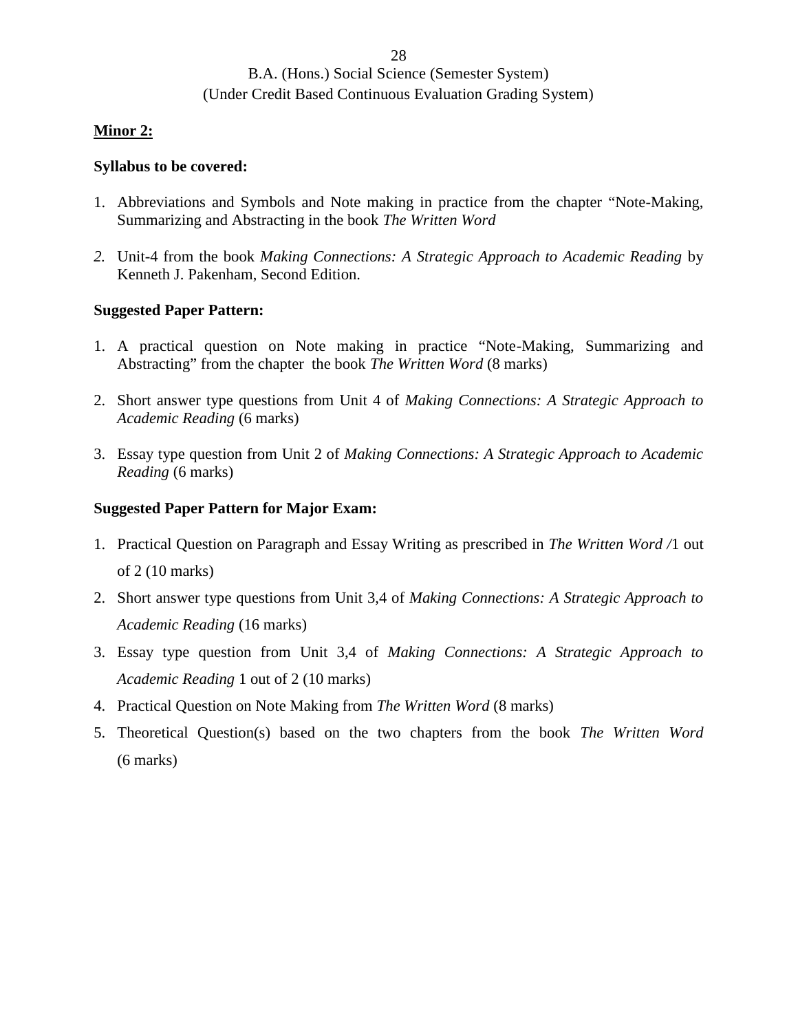B.A. (Hons.) Social Science (Semester System)
(Under Credit Based Continuous Evaluation Grading System)

**Minor 2:**

**Syllabus to be covered:**

1. Abbreviations and Symbols and Note making in practice from the chapter "Note-Making, Summarizing and Abstracting in the book *The Written Word*

2. Unit-4 from the book *Making Connections: A Strategic Approach to Academic Reading* by Kenneth J. Pakenham, Second Edition.

**Suggested Paper Pattern:**

1. A practical question on Note making in practice "Note-Making, Summarizing and Abstracting" from the chapter the book *The Written Word* (8 marks)

2. Short answer type questions from Unit 4 of *Making Connections: A Strategic Approach to Academic Reading* (6 marks)

3. Essay type question from Unit 2 of *Making Connections: A Strategic Approach to Academic Reading* (6 marks)

**Suggested Paper Pattern for Major Exam:**

1. Practical Question on Paragraph and Essay Writing as prescribed in *The Written Word /*1 out of 2 (10 marks)
2. Short answer type questions from Unit 3,4 of *Making Connections: A Strategic Approach to Academic Reading* (16 marks)
3. Essay type question from Unit 3,4 of *Making Connections: A Strategic Approach to Academic Reading* 1 out of 2 (10 marks)
4. Practical Question on Note Making from *The Written Word* (8 marks)
5. Theoretical Question(s) based on the two chapters from the book *The Written Word* (6 marks)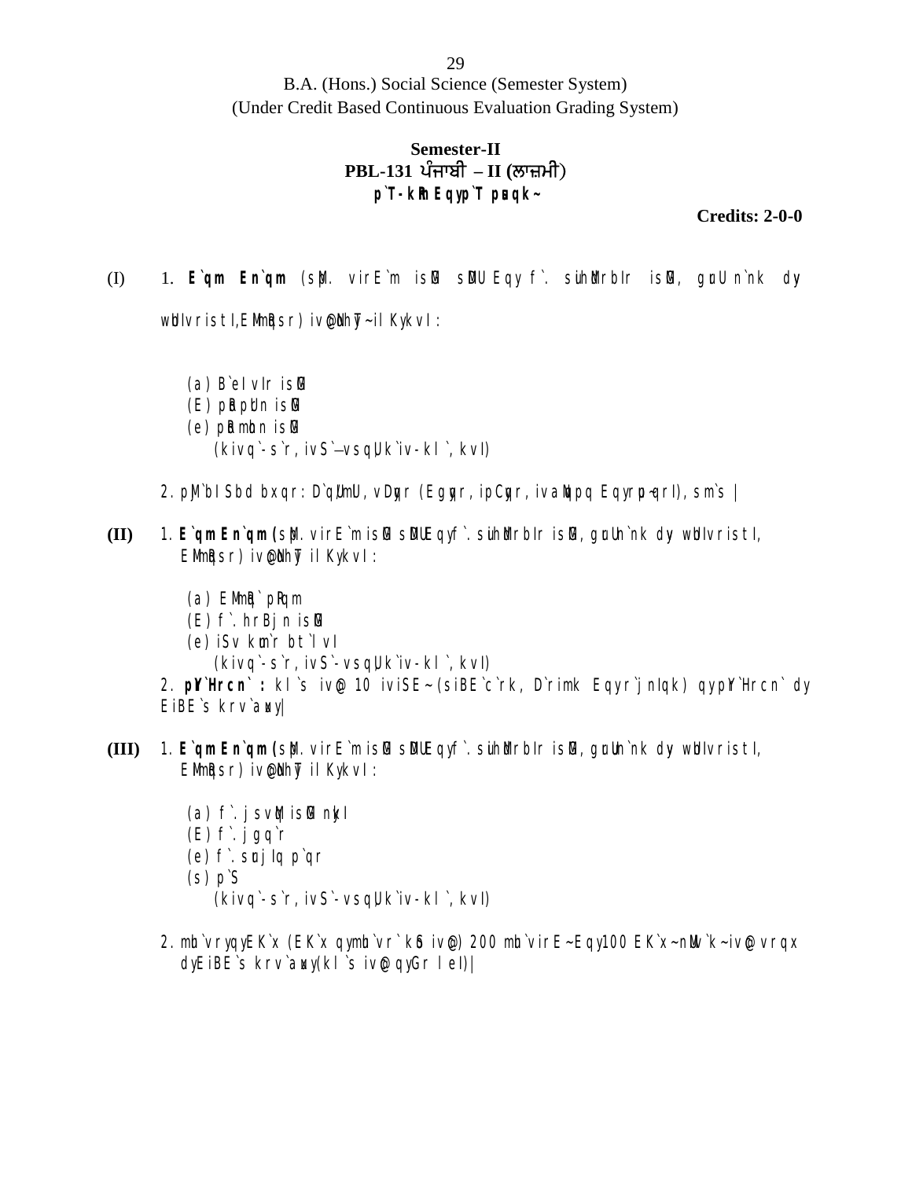B.A. (Hons.) Social Science (Semester System)
(Under Credit Based Continuous Evaluation Grading System)

## Semester-II

## PBL-131 ਪੰਜਾਬੀ – II (ਲਾਜ਼ਮੀ)

### p`T-kRm Eqy p`T pusqk~

**Credits: 2-0-0**

(I) 1. **E`qm En`qm** (sMp. virE`m isMG sMDU Eqy f`. suihMdrbIr isMG, gurU n`nk dy wbIvristI, EMimRqsr) iv@coN hyT~ ilKy kvI:

- (a) B`eI vIr isMG
- (E) pRo pUrn isMG
- (e) pRo mohn isMG

  (kivq`-s`r, ivS`–vsqU, k`iv-kl`, kvI)

2. pMj`bI Sbd bxqr: D`qU/mUl, vDyqr (Egyqr, ipCyqr, ivaMqpq Eqy pu-qrI), sm`s |

**(II)** 1. **E`qm En`qm** (sMp. virE`m isMG sMDU Eqy f`. suihMdrbIr isMG, gurU n`nk dy wbIvristI, EMimRqsr) iv@coN hyT ilKy kvI:

- (a) EMimRq` pRIqm
- (E) f`. hrBjn isMG
- (e) iSv kumr bt`lvI

  (kivq`-s`r, ivS`-vsqU, k`iv-kl`, kvI)

2. **pYr`Hrcn` :** kl`s iv@c 10 iviSE~ (siBE`c`rk, D`rimk Eqy r`jnIqk) qy pYr`Hrcn` dy EiBE`s krv`auxy|

**(III)** 1. **E`qm En`qm** (sMp. virE`m isMG sMDU Eqy f`. suihMdrbIr isMG, gurU n`nk dy wbIvristI, EMimRqsr) iv@coN hyT ilKy kvI:

- (a) f`. jsvMq isMG nykI
- (E) f`. jgq`r
- (e) f`. surjIq p`qr
- (s) p`S

  (kivq`-s`r, ivS`-vsqU, k`iv-kl`, kvI)

2. mh`vry Eqy EK`x (EK`x qy mh`vr` koS iv@c) 200 mh`virE~ Eqy 100 EK`x~ nUM v`k~ iv@c vrqx dy EiBE`s krv`auxy (kl`s iv@c qy Gr leI)|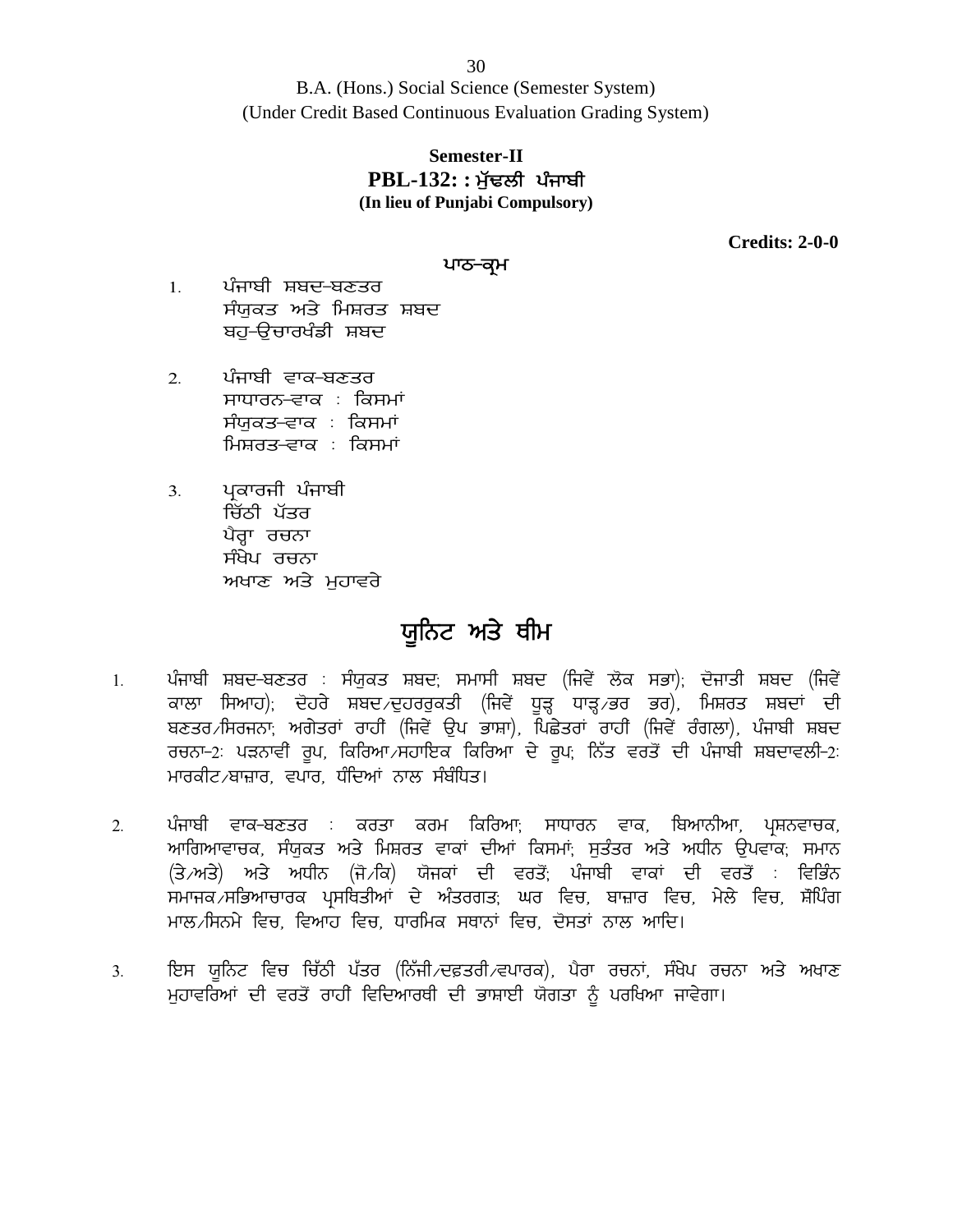B.A. (Hons.) Social Science (Semester System)
(Under Credit Based Continuous Evaluation Grading System)

**Semester-II**
**PBL-132: : ਮੁੱਢਲੀ ਪੰਜਾਬੀ**
**(In lieu of Punjabi Compulsory)**

**Credits: 2-0-0**

## ਪਾਠ-ਕ੍ਰਮ

1. ਪੰਜਾਬੀ ਸ਼ਬਦ-ਬਣਤਰ
   ਸੰਯੁਕਤ ਅਤੇ ਮਿਸ਼ਰਤ ਸ਼ਬਦ
   ਬਹੁ-ਉਚਾਰਖੰਡੀ ਸ਼ਬਦ

2. ਪੰਜਾਬੀ ਵਾਕ-ਬਣਤਰ
   ਸਾਧਾਰਨ-ਵਾਕ : ਕਿਸਮਾਂ
   ਸੰਯੁਕਤ-ਵਾਕ : ਕਿਸਮਾਂ
   ਮਿਸ਼ਰਤ-ਵਾਕ : ਕਿਸਮਾਂ

3. ਪ੍ਰਕਾਰਜੀ ਪੰਜਾਬੀ
   ਚਿੱਠੀ ਪੱਤਰ
   ਪੈਰ੍ਹਾ ਰਚਨਾ
   ਸੰਖੇਪ ਰਚਨਾ
   ਅਖਾਣ ਅਤੇ ਮੁਹਾਵਰੇ

## ਯੂਨਿਟ ਅਤੇ ਥੀਮ

1. ਪੰਜਾਬੀ ਸ਼ਬਦ-ਬਣਤਰ : ਸੰਯੁਕਤ ਸ਼ਬਦ; ਸਮਾਸੀ ਸ਼ਬਦ (ਜਿਵੇਂ ਲੋਕ ਸਭਾ); ਦੋਜਾਤੀ ਸ਼ਬਦ (ਜਿਵੇਂ ਕਾਲਾ ਸਿਆਹ); ਦੋਹਰੇ ਸ਼ਬਦ/ਦੁਹਰਰੁਕਤੀ (ਜਿਵੇਂ ਧੁੜ੍ਹ ਧਾੜ੍ਹ/ਭਰ ਭਰ), ਮਿਸ਼ਰਤ ਸ਼ਬਦਾਂ ਦੀ ਬਣਤਰ/ਸਿਰਜਨਾ; ਅਗੇਤਰਾਂ ਰਾਹੀਂ (ਜਿਵੇਂ ਉਪ ਭਾਸ਼ਾ), ਪਿਛੇਤਰਾਂ ਰਾਹੀਂ (ਜਿਵੇਂ ਰੰਗਲਾ), ਪੰਜਾਬੀ ਸ਼ਬਦ ਰਚਨਾ-2: ਪੜਨਾਵੀਂ ਰੂਪ, ਕਿਰਿਆ/ਸਹਾਇਕ ਕਿਰਿਆ ਦੇ ਰੂਪ; ਨਿੱਤ ਵਰਤੋਂ ਦੀ ਪੰਜਾਬੀ ਸ਼ਬਦਾਵਲੀ-2: ਮਾਰਕੀਟ/ਬਾਜ਼ਾਰ, ਵਪਾਰ, ਧੰਦਿਆਂ ਨਾਲ ਸੰਬੰਧਿਤ।

2. ਪੰਜਾਬੀ ਵਾਕ-ਬਣਤਰ : ਕਰਤਾ ਕਰਮ ਕਿਰਿਆ; ਸਾਧਾਰਨ ਵਾਕ, ਬਿਆਨੀਆ, ਪ੍ਰਸ਼ਨਵਾਚਕ, ਆਗਿਆਵਾਚਕ, ਸੰਯੁਕਤ ਅਤੇ ਮਿਸ਼ਰਤ ਵਾਕਾਂ ਦੀਆਂ ਕਿਸਮਾਂ; ਸੁਤੰਤਰ ਅਤੇ ਅਧੀਨ ਉਪਵਾਕ; ਸਮਾਨ (ਤੇ/ਅਤੇ) ਅਤੇ ਅਧੀਨ (ਜੋ/ਕਿ) ਯੋਜਕਾਂ ਦੀ ਵਰਤੋਂ; ਪੰਜਾਬੀ ਵਾਕਾਂ ਦੀ ਵਰਤੋਂ : ਵਿਭਿੰਨ ਸਮਾਜਕ/ਸਭਿਆਚਾਰਕ ਪ੍ਰਸਥਿਤੀਆਂ ਦੇ ਅੰਤਰਗਤ; ਘਰ ਵਿਚ, ਬਾਜ਼ਾਰ ਵਿਚ, ਮੇਲੇ ਵਿਚ, ਸ਼ੌਪਿੰਗ ਮਾਲ/ਸਿਨਮੇ ਵਿਚ, ਵਿਆਹ ਵਿਚ, ਧਾਰਮਿਕ ਸਥਾਨਾਂ ਵਿਚ, ਦੋਸਤਾਂ ਨਾਲ ਆਦਿ।

3. ਇਸ ਯੂਨਿਟ ਵਿਚ ਚਿੱਠੀ ਪੱਤਰ (ਨਿੱਜੀ/ਦਫ਼ਤਰੀ/ਵਪਾਰਕ), ਪੈਰਾ ਰਚਨਾਂ, ਸੰਖੇਪ ਰਚਨਾ ਅਤੇ ਅਖਾਣ ਮੁਹਾਵਰਿਆਂ ਦੀ ਵਰਤੋਂ ਰਾਹੀਂ ਵਿਦਿਆਰਥੀ ਦੀ ਭਾਸ਼ਾਈ ਯੋਗਤਾ ਨੂੰ ਪਰਖਿਆ ਜਾਵੇਗਾ।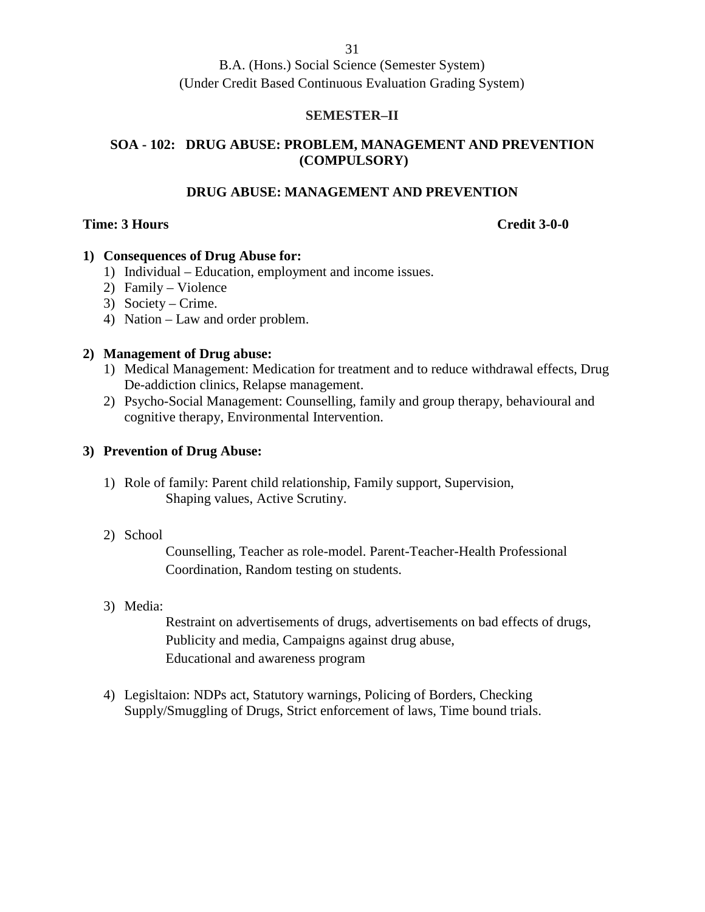B.A. (Hons.) Social Science (Semester System)
(Under Credit Based Continuous Evaluation Grading System)

## SEMESTER–II

## SOA - 102: DRUG ABUSE: PROBLEM, MANAGEMENT AND PREVENTION (COMPULSORY)

## DRUG ABUSE: MANAGEMENT AND PREVENTION

**Time: 3 Hours** **Credit 3-0-0**

**1) Consequences of Drug Abuse for:**

1) Individual – Education, employment and income issues.
2) Family – Violence
3) Society – Crime.
4) Nation – Law and order problem.

**2) Management of Drug abuse:**

1) Medical Management: Medication for treatment and to reduce withdrawal effects, Drug De-addiction clinics, Relapse management.
2) Psycho-Social Management: Counselling, family and group therapy, behavioural and cognitive therapy, Environmental Intervention.

**3) Prevention of Drug Abuse:**

1) Role of family: Parent child relationship, Family support, Supervision, Shaping values, Active Scrutiny.

2) School
   Counselling, Teacher as role-model. Parent-Teacher-Health Professional Coordination, Random testing on students.

3) Media:
   Restraint on advertisements of drugs, advertisements on bad effects of drugs, Publicity and media, Campaigns against drug abuse, Educational and awareness program

4) Legisltaion: NDPs act, Statutory warnings, Policing of Borders, Checking Supply/Smuggling of Drugs, Strict enforcement of laws, Time bound trials.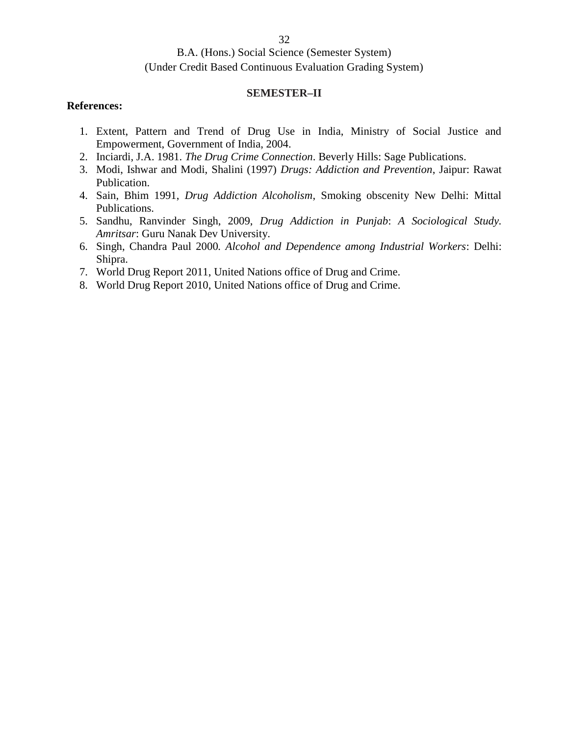## SEMESTER–II

**References:**

1. Extent, Pattern and Trend of Drug Use in India, Ministry of Social Justice and Empowerment, Government of India, 2004.
2. Inciardi, J.A. 1981. *The Drug Crime Connection*. Beverly Hills: Sage Publications.
3. Modi, Ishwar and Modi, Shalini (1997) *Drugs: Addiction and Prevention*, Jaipur: Rawat Publication.
4. Sain, Bhim 1991, *Drug Addiction Alcoholism*, Smoking obscenity New Delhi: Mittal Publications.
5. Sandhu, Ranvinder Singh, 2009, *Drug Addiction in Punjab*: *A Sociological Study. Amritsar*: Guru Nanak Dev University.
6. Singh, Chandra Paul 2000. *Alcohol and Dependence among Industrial Workers*: Delhi: Shipra.
7. World Drug Report 2011, United Nations office of Drug and Crime.
8. World Drug Report 2010, United Nations office of Drug and Crime.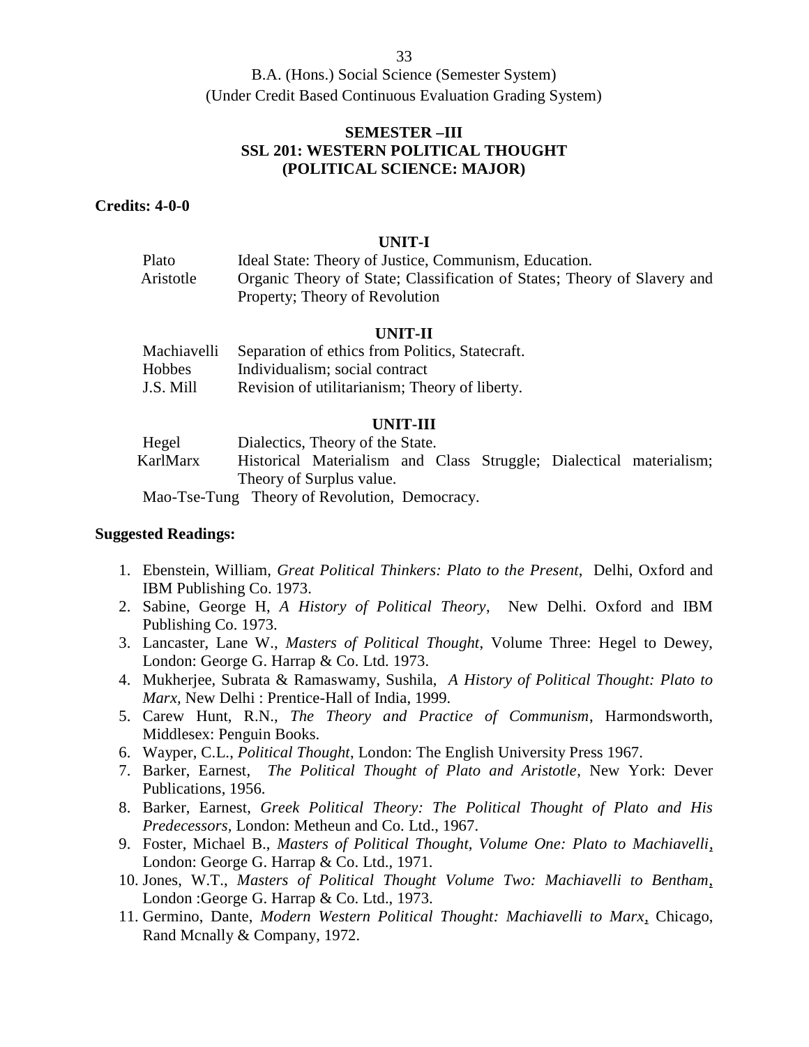B.A. (Hons.) Social Science (Semester System)
(Under Credit Based Continuous Evaluation Grading System)

## SEMESTER –III
## SSL 201: WESTERN POLITICAL THOUGHT
## (POLITICAL SCIENCE: MAJOR)

**Credits: 4-0-0**

### UNIT-I

| | |
|---|---|
| Plato | Ideal State: Theory of Justice, Communism, Education. |
| Aristotle | Organic Theory of State; Classification of States; Theory of Slavery and Property; Theory of Revolution |

### UNIT-II

| | |
|---|---|
| Machiavelli | Separation of ethics from Politics, Statecraft. |
| Hobbes | Individualism; social contract |
| J.S. Mill | Revision of utilitarianism; Theory of liberty. |

### UNIT-III

| | |
|---|---|
| Hegel | Dialectics, Theory of the State. |
| KarlMarx | Historical Materialism and Class Struggle; Dialectical materialism; Theory of Surplus value. |
| Mao-Tse-Tung | Theory of Revolution, Democracy. |

**Suggested Readings:**

1. Ebenstein, William, *Great Political Thinkers: Plato to the Present*, Delhi, Oxford and IBM Publishing Co. 1973.
2. Sabine, George H, *A History of Political Theory*, New Delhi. Oxford and IBM Publishing Co. 1973.
3. Lancaster, Lane W., *Masters of Political Thought*, Volume Three: Hegel to Dewey, London: George G. Harrap & Co. Ltd. 1973.
4. Mukherjee, Subrata & Ramaswamy, Sushila, *A History of Political Thought: Plato to Marx*, New Delhi : Prentice-Hall of India, 1999.
5. Carew Hunt, R.N., *The Theory and Practice of Communism*, Harmondsworth, Middlesex: Penguin Books.
6. Wayper, C.L., *Political Thought*, London: The English University Press 1967.
7. Barker, Earnest, *The Political Thought of Plato and Aristotle*, New York: Dever Publications, 1956.
8. Barker, Earnest, *Greek Political Theory: The Political Thought of Plato and His Predecessors*, London: Metheun and Co. Ltd., 1967.
9. Foster, Michael B., *Masters of Political Thought, Volume One: Plato to Machiavelli*, London: George G. Harrap & Co. Ltd., 1971.
10. Jones, W.T., *Masters of Political Thought Volume Two: Machiavelli to Bentham*, London :George G. Harrap & Co. Ltd., 1973.
11. Germino, Dante, *Modern Western Political Thought: Machiavelli to Marx*, Chicago, Rand Mcnally & Company, 1972.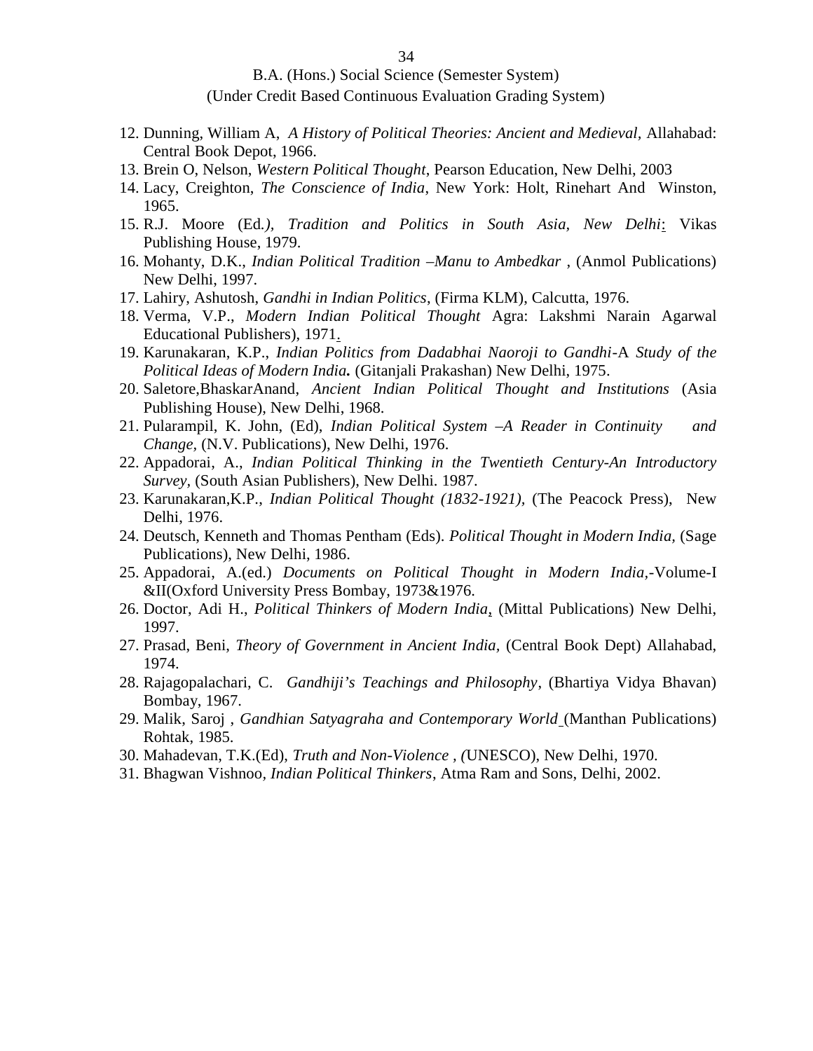12. Dunning, William A, *A History of Political Theories: Ancient and Medieval*, Allahabad: Central Book Depot, 1966.
13. Brein O, Nelson, *Western Political Thought*, Pearson Education, New Delhi, 2003
14. Lacy, Creighton, *The Conscience of India*, New York: Holt, Rinehart And Winston, 1965.
15. R.J. Moore (Ed*.), Tradition and Politics in South Asia, New Delhi*: Vikas Publishing House, 1979.
16. Mohanty, D.K., *Indian Political Tradition –Manu to Ambedkar* , (Anmol Publications) New Delhi, 1997.
17. Lahiry, Ashutosh, *Gandhi in Indian Politics*, (Firma KLM), Calcutta, 1976.
18. Verma, V.P., *Modern Indian Political Thought* Agra: Lakshmi Narain Agarwal Educational Publishers), 1971.
19. Karunakaran, K.P., *Indian Politics from Dadabhai Naoroji to Gandhi*-A *Study of the Political Ideas of Modern India***.** (Gitanjali Prakashan) New Delhi, 1975.
20. Saletore,BhaskarAnand, *Ancient Indian Political Thought and Institutions* (Asia Publishing House), New Delhi, 1968.
21. Pularampil, K. John, (Ed), *Indian Political System –A Reader in Continuity and Change*, (N.V. Publications), New Delhi, 1976.
22. Appadorai, A., *Indian Political Thinking in the Twentieth Century-An Introductory Survey*, (South Asian Publishers), New Delhi. 1987.
23. Karunakaran,K.P., *Indian Political Thought (1832-1921),* (The Peacock Press), New Delhi, 1976.
24. Deutsch, Kenneth and Thomas Pentham (Eds). *Political Thought in Modern India,* (Sage Publications), New Delhi, 1986.
25. Appadorai, A.(ed.) *Documents on Political Thought in Modern India,*-Volume-I &II(Oxford University Press Bombay, 1973&1976.
26. Doctor, Adi H., *Political Thinkers of Modern India*, (Mittal Publications) New Delhi, 1997.
27. Prasad, Beni, *Theory of Government in Ancient India,* (Central Book Dept) Allahabad, 1974.
28. Rajagopalachari, C. *Gandhiji's Teachings and Philosophy*, (Bhartiya Vidya Bhavan) Bombay, 1967.
29. Malik, Saroj , *Gandhian Satyagraha and Contemporary World* (Manthan Publications) Rohtak, 1985.
30. Mahadevan, T.K.(Ed), *Truth and Non-Violence , (*UNESCO), New Delhi, 1970.
31. Bhagwan Vishnoo, *Indian Political Thinkers*, Atma Ram and Sons, Delhi, 2002.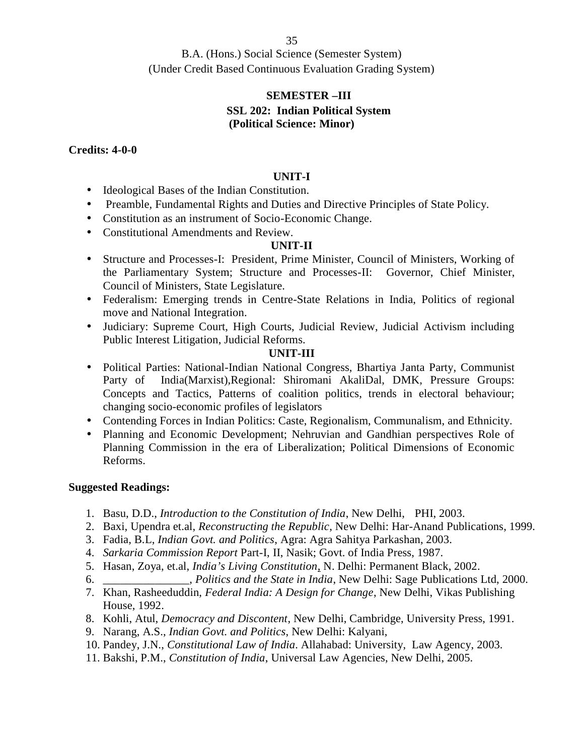B.A. (Hons.) Social Science (Semester System)
(Under Credit Based Continuous Evaluation Grading System)

## SEMESTER –III

### SSL 202: Indian Political System
### (Political Science: Minor)

**Credits: 4-0-0**

### UNIT-I

- Ideological Bases of the Indian Constitution.
- Preamble, Fundamental Rights and Duties and Directive Principles of State Policy.
- Constitution as an instrument of Socio-Economic Change.
- Constitutional Amendments and Review.

### UNIT-II

- Structure and Processes-I: President, Prime Minister, Council of Ministers, Working of the Parliamentary System; Structure and Processes-II: Governor, Chief Minister, Council of Ministers, State Legislature.
- Federalism: Emerging trends in Centre-State Relations in India, Politics of regional move and National Integration.
- Judiciary: Supreme Court, High Courts, Judicial Review, Judicial Activism including Public Interest Litigation, Judicial Reforms.

### UNIT-III

- Political Parties: National-Indian National Congress, Bhartiya Janta Party, Communist Party of India(Marxist),Regional: Shiromani AkaliDal, DMK, Pressure Groups: Concepts and Tactics, Patterns of coalition politics, trends in electoral behaviour; changing socio-economic profiles of legislators
- Contending Forces in Indian Politics: Caste, Regionalism, Communalism, and Ethnicity.
- Planning and Economic Development; Nehruvian and Gandhian perspectives Role of Planning Commission in the era of Liberalization; Political Dimensions of Economic Reforms.

**Suggested Readings:**

1. Basu, D.D., *Introduction to the Constitution of India*, New Delhi, PHI, 2003.
2. Baxi, Upendra et.al, *Reconstructing the Republic*, New Delhi: Har-Anand Publications, 1999.
3. Fadia, B.L, *Indian Govt. and Politics*, Agra: Agra Sahitya Parkashan, 2003.
4. *Sarkaria Commission Report* Part-I, II, Nasik; Govt. of India Press, 1987.
5. Hasan, Zoya, et.al, *India's Living Constitution*, N. Delhi: Permanent Black, 2002.
6. _______________, *Politics and the State in India*, New Delhi: Sage Publications Ltd, 2000.
7. Khan, Rasheeduddin, *Federal India: A Design for Change*, New Delhi, Vikas Publishing House, 1992.
8. Kohli, Atul, *Democracy and Discontent*, New Delhi, Cambridge, University Press, 1991.
9. Narang, A.S., *Indian Govt. and Politics*, New Delhi: Kalyani,
10. Pandey, J.N., *Constitutional Law of India*. Allahabad: University, Law Agency, 2003.
11. Bakshi, P.M., *Constitution of India*, Universal Law Agencies, New Delhi, 2005.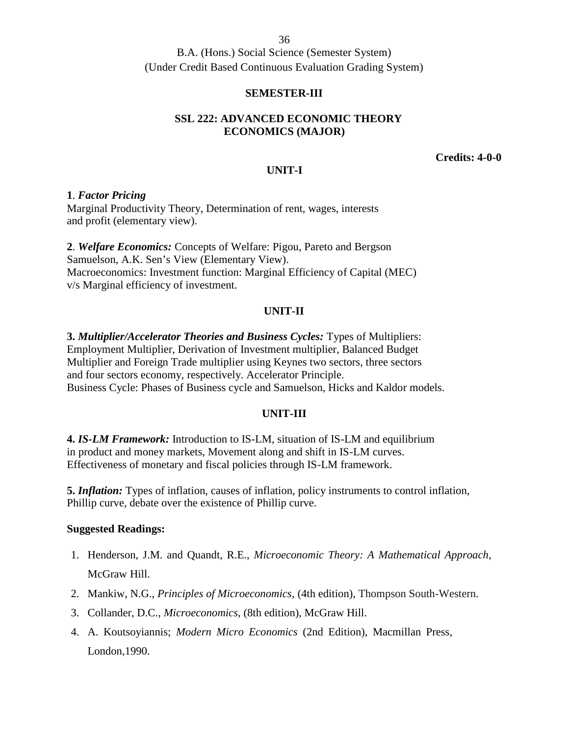B.A. (Hons.) Social Science (Semester System)
(Under Credit Based Continuous Evaluation Grading System)

## SEMESTER-III

## SSL 222: ADVANCED ECONOMIC THEORY ECONOMICS (MAJOR)

**Credits: 4-0-0**

### UNIT-I

**1**. ***Factor Pricing***
Marginal Productivity Theory, Determination of rent, wages, interests and profit (elementary view).

**2**. ***Welfare Economics:*** Concepts of Welfare: Pigou, Pareto and Bergson Samuelson, A.K. Sen's View (Elementary View).
Macroeconomics: Investment function: Marginal Efficiency of Capital (MEC) v/s Marginal efficiency of investment.

### UNIT-II

**3.** ***Multiplier/Accelerator Theories and Business Cycles:*** Types of Multipliers: Employment Multiplier, Derivation of Investment multiplier, Balanced Budget Multiplier and Foreign Trade multiplier using Keynes two sectors, three sectors and four sectors economy, respectively. Accelerator Principle.
Business Cycle: Phases of Business cycle and Samuelson, Hicks and Kaldor models.

### UNIT-III

**4.** ***IS-LM Framework:*** Introduction to IS-LM, situation of IS-LM and equilibrium in product and money markets, Movement along and shift in IS-LM curves. Effectiveness of monetary and fiscal policies through IS-LM framework.

**5.** ***Inflation:*** Types of inflation, causes of inflation, policy instruments to control inflation, Phillip curve, debate over the existence of Phillip curve.

**Suggested Readings:**

1. Henderson, J.M. and Quandt, R.E., *Microeconomic Theory: A Mathematical Approach*, McGraw Hill.
2. Mankiw, N.G., *Principles of Microeconomics*, (4th edition), Thompson South-Western.
3. Collander, D.C., *Microeconomics*, (8th edition), McGraw Hill.
4. A. Koutsoyiannis; *Modern Micro Economics* (2nd Edition), Macmillan Press, London,1990.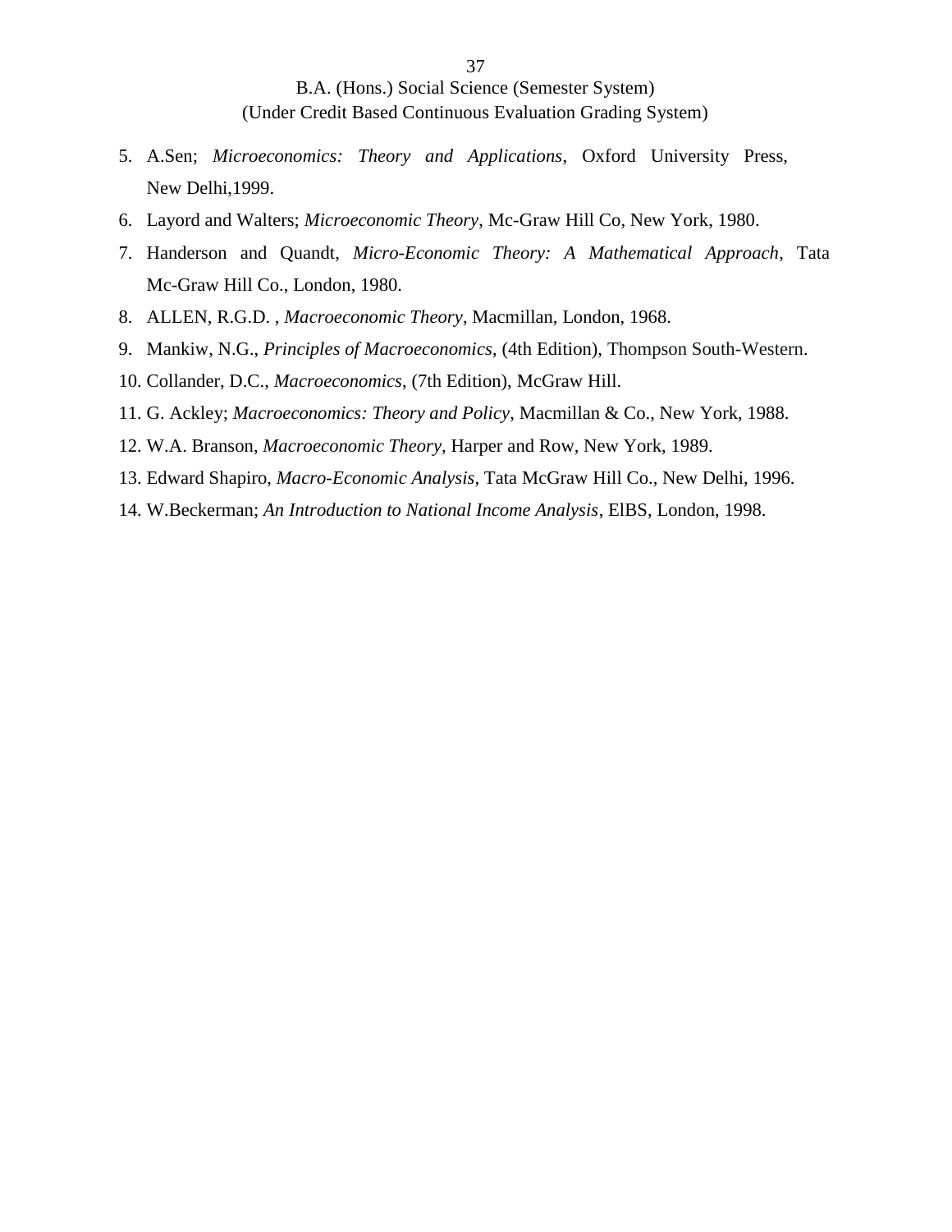5. A.Sen; *Microeconomics: Theory and Applications*, Oxford University Press, New Delhi,1999.
6. Layord and Walters; *Microeconomic Theory*, Mc-Graw Hill Co, New York, 1980.
7. Handerson and Quandt, *Micro-Economic Theory: A Mathematical Approach*, Tata Mc-Graw Hill Co., London, 1980.
8. ALLEN, R.G.D. , *Macroeconomic Theory*, Macmillan, London, 1968.
9. Mankiw, N.G., *Principles of Macroeconomics*, (4th Edition), Thompson South-Western.
10. Collander, D.C., *Macroeconomics*, (7th Edition), McGraw Hill.
11. G. Ackley; *Macroeconomics: Theory and Policy*, Macmillan & Co., New York, 1988.
12. W.A. Branson, *Macroeconomic Theory*, Harper and Row, New York, 1989.
13. Edward Shapiro, *Macro-Economic Analysis*, Tata McGraw Hill Co., New Delhi, 1996.
14. W.Beckerman; *An Introduction to National Income Analysis*, ElBS, London, 1998.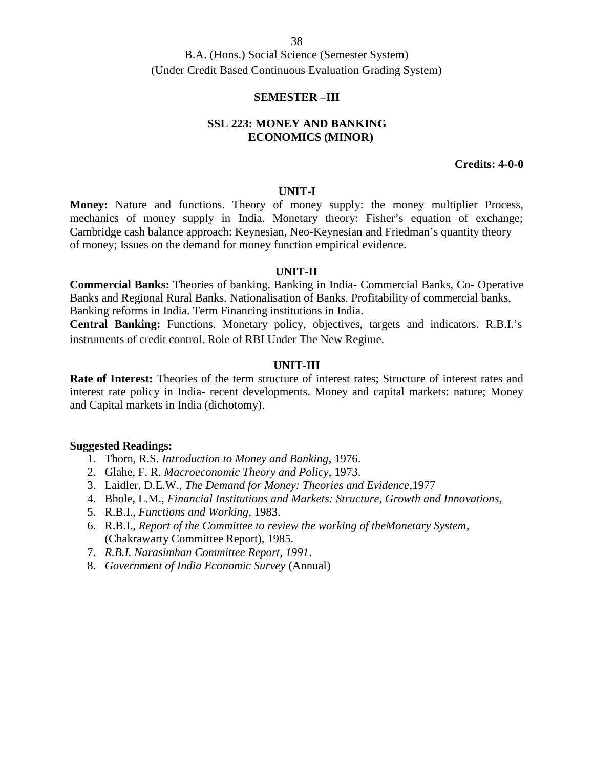B.A. (Hons.) Social Science (Semester System)
(Under Credit Based Continuous Evaluation Grading System)

**SEMESTER –III**

**SSL 223: MONEY AND BANKING**
**ECONOMICS (MINOR)**

**Credits: 4-0-0**

**UNIT-I**

**Money:** Nature and functions. Theory of money supply: the money multiplier Process, mechanics of money supply in India. Monetary theory: Fisher's equation of exchange; Cambridge cash balance approach: Keynesian, Neo-Keynesian and Friedman's quantity theory of money; Issues on the demand for money function empirical evidence.

**UNIT-II**

**Commercial Banks:** Theories of banking. Banking in India- Commercial Banks, Co- Operative Banks and Regional Rural Banks. Nationalisation of Banks. Profitability of commercial banks, Banking reforms in India. Term Financing institutions in India.

**Central Banking:** Functions. Monetary policy, objectives, targets and indicators. R.B.I.'s instruments of credit control. Role of RBI Under The New Regime.

**UNIT-III**

**Rate of Interest:** Theories of the term structure of interest rates; Structure of interest rates and interest rate policy in India- recent developments. Money and capital markets: nature; Money and Capital markets in India (dichotomy).

**Suggested Readings:**

1. Thorn, R.S. *Introduction to Money and Banking*, 1976.
2. Glahe, F. R. *Macroeconomic Theory and Policy*, 1973.
3. Laidler, D.E.W., *The Demand for Money: Theories and Evidence*,1977
4. Bhole, L.M., *Financial Institutions and Markets: Structure, Growth and Innovations*,
5. R.B.I., *Functions and Working*, 1983.
6. R.B.I., *Report of the Committee to review the working of theMonetary System*, (Chakrawarty Committee Report), 1985.
7. *R.B.I. Narasimhan Committee Report, 1991*.
8. *Government of India Economic Survey* (Annual)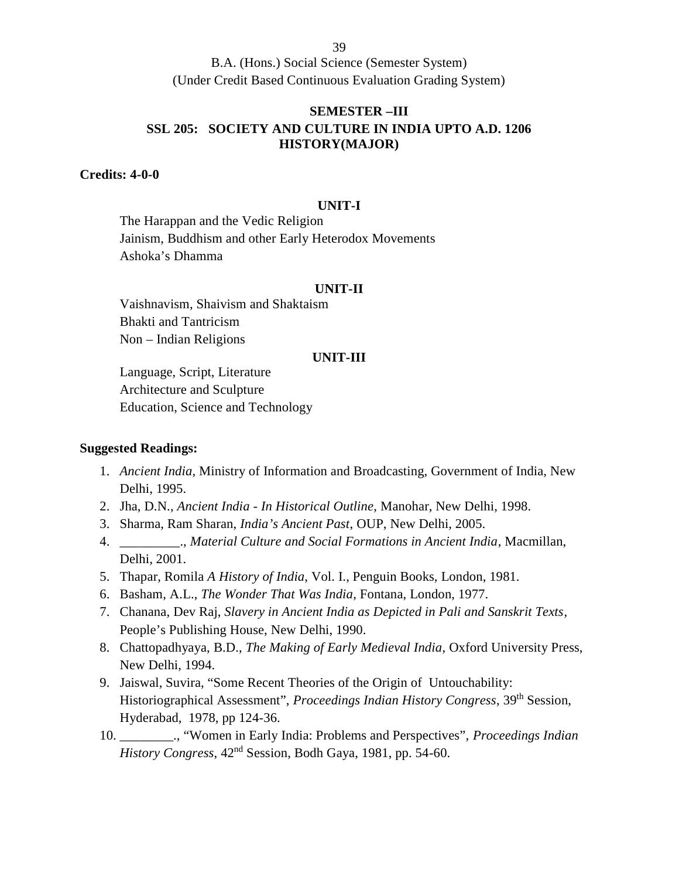B.A. (Hons.) Social Science (Semester System)
(Under Credit Based Continuous Evaluation Grading System)

## SEMESTER –III

## SSL 205: SOCIETY AND CULTURE IN INDIA UPTO A.D. 1206
## HISTORY(MAJOR)

**Credits: 4-0-0**

### UNIT-I

The Harappan and the Vedic Religion
Jainism, Buddhism and other Early Heterodox Movements
Ashoka's Dhamma

### UNIT-II

Vaishnavism, Shaivism and Shaktaism
Bhakti and Tantricism
Non – Indian Religions

### UNIT-III

Language, Script, Literature
Architecture and Sculpture
Education, Science and Technology

**Suggested Readings:**

1. *Ancient India*, Ministry of Information and Broadcasting, Government of India, New Delhi, 1995.
2. Jha, D.N., *Ancient India - In Historical Outline*, Manohar, New Delhi, 1998.
3. Sharma, Ram Sharan, *India's Ancient Past*, OUP, New Delhi, 2005.
4. _________., *Material Culture and Social Formations in Ancient India*, Macmillan, Delhi, 2001.
5. Thapar, Romila *A History of India*, Vol. I., Penguin Books, London, 1981.
6. Basham, A.L., *The Wonder That Was India*, Fontana, London, 1977.
7. Chanana, Dev Raj, *Slavery in Ancient India as Depicted in Pali and Sanskrit Texts*, People's Publishing House, New Delhi, 1990.
8. Chattopadhyaya, B.D., *The Making of Early Medieval India*, Oxford University Press, New Delhi, 1994.
9. Jaiswal, Suvira, "Some Recent Theories of the Origin of Untouchability: Historiographical Assessment", *Proceedings Indian History Congress*, 39th Session, Hyderabad, 1978, pp 124-36.
10. ________., "Women in Early India: Problems and Perspectives", *Proceedings Indian History Congress*, 42nd Session, Bodh Gaya, 1981, pp. 54-60.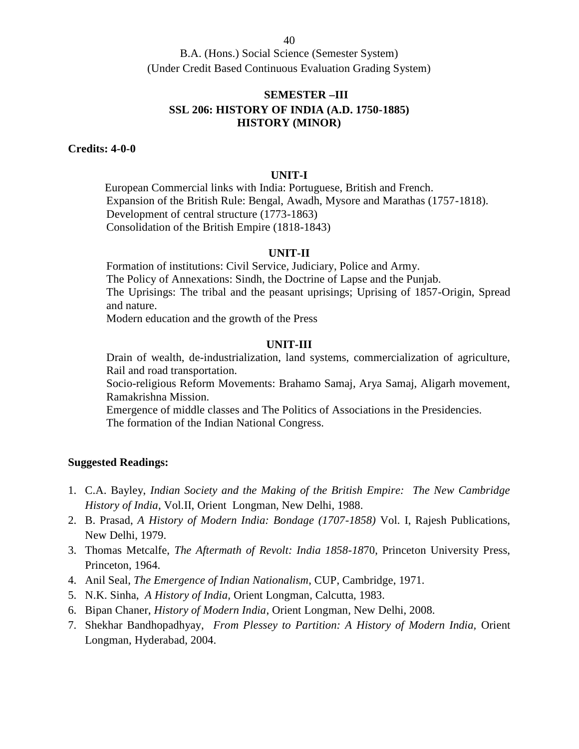B.A. (Hons.) Social Science (Semester System)
(Under Credit Based Continuous Evaluation Grading System)

## SEMESTER –III
## SSL 206: HISTORY OF INDIA (A.D. 1750-1885)
## HISTORY (MINOR)

**Credits: 4-0-0**

### UNIT-I

European Commercial links with India: Portuguese, British and French.
Expansion of the British Rule: Bengal, Awadh, Mysore and Marathas (1757-1818).
Development of central structure (1773-1863)
Consolidation of the British Empire (1818-1843)

### UNIT-II

Formation of institutions: Civil Service, Judiciary, Police and Army.
The Policy of Annexations: Sindh, the Doctrine of Lapse and the Punjab.
The Uprisings: The tribal and the peasant uprisings; Uprising of 1857-Origin, Spread and nature.
Modern education and the growth of the Press

### UNIT-III

Drain of wealth, de-industrialization, land systems, commercialization of agriculture, Rail and road transportation.
Socio-religious Reform Movements: Brahamo Samaj, Arya Samaj, Aligarh movement, Ramakrishna Mission.
Emergence of middle classes and The Politics of Associations in the Presidencies.
The formation of the Indian National Congress.

**Suggested Readings:**

1. C.A. Bayley, *Indian Society and the Making of the British Empire: The New Cambridge History of India*, Vol.II, Orient Longman, New Delhi, 1988.
2. B. Prasad, *A History of Modern India: Bondage (1707-1858)* Vol. I, Rajesh Publications, New Delhi, 1979.
3. Thomas Metcalfe, *The Aftermath of Revolt: India 1858-18*70, Princeton University Press, Princeton, 1964.
4. Anil Seal, *The Emergence of Indian Nationalism*, CUP, Cambridge, 1971.
5. N.K. Sinha, *A History of India*, Orient Longman, Calcutta, 1983.
6. Bipan Chaner, *History of Modern India*, Orient Longman, New Delhi, 2008.
7. Shekhar Bandhopadhyay, *From Plessey to Partition: A History of Modern India*, Orient Longman, Hyderabad, 2004.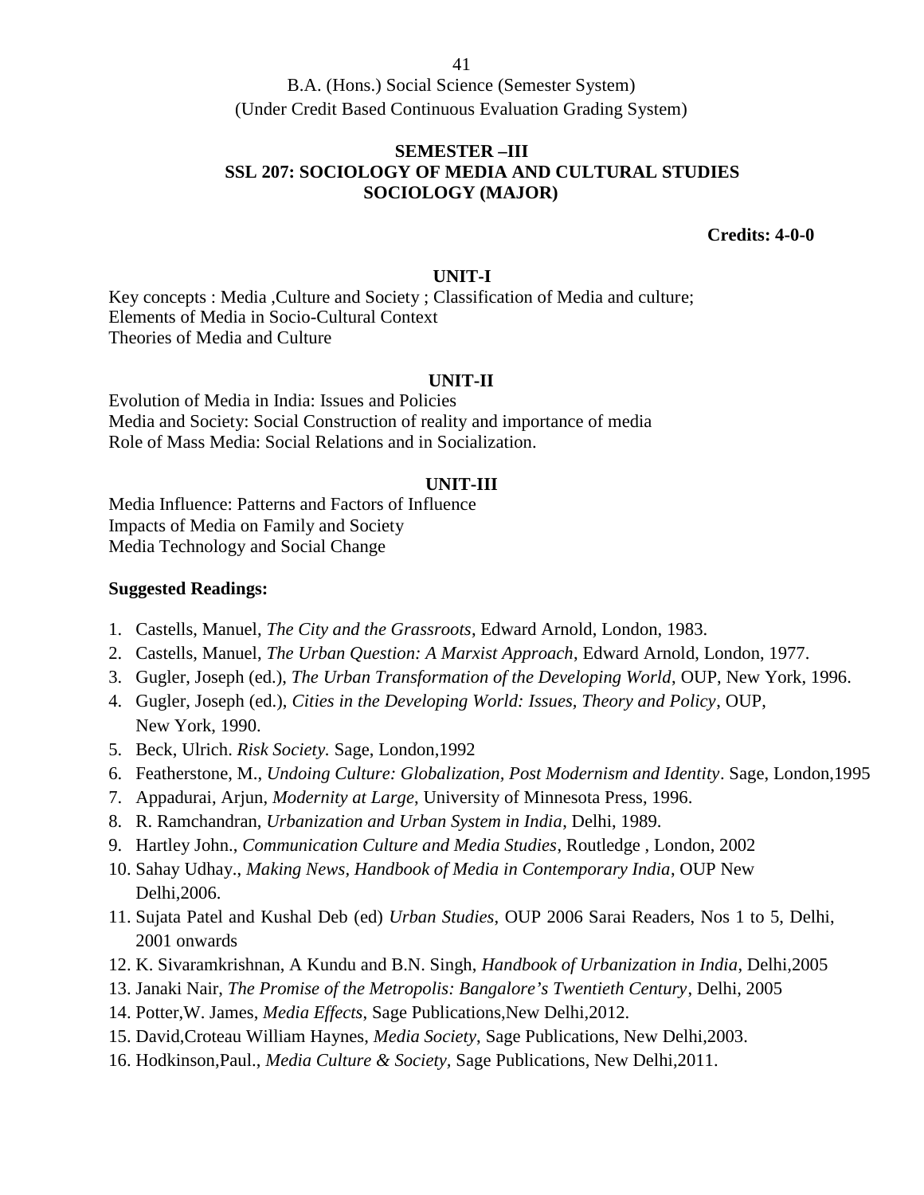B.A. (Hons.) Social Science (Semester System)
(Under Credit Based Continuous Evaluation Grading System)

## SEMESTER –III
## SSL 207: SOCIOLOGY OF MEDIA AND CULTURAL STUDIES
## SOCIOLOGY (MAJOR)

**Credits: 4-0-0**

### UNIT-I

Key concepts : Media ,Culture and Society ; Classification of Media and culture;
Elements of Media in Socio-Cultural Context
Theories of Media and Culture

### UNIT-II

Evolution of Media in India: Issues and Policies
Media and Society: Social Construction of reality and importance of media
Role of Mass Media: Social Relations and in Socialization.

### UNIT-III

Media Influence: Patterns and Factors of Influence
Impacts of Media on Family and Society
Media Technology and Social Change

**Suggested Readings:**

1. Castells, Manuel, *The City and the Grassroots*, Edward Arnold, London, 1983.
2. Castells, Manuel, *The Urban Question: A Marxist Approach*, Edward Arnold, London, 1977.
3. Gugler, Joseph (ed.), *The Urban Transformation of the Developing World*, OUP, New York, 1996.
4. Gugler, Joseph (ed.), *Cities in the Developing World: Issues, Theory and Policy*, OUP, New York, 1990.
5. Beck, Ulrich. *Risk Society.* Sage, London,1992
6. Featherstone, M., *Undoing Culture: Globalization, Post Modernism and Identity*. Sage, London,1995
7. Appadurai, Arjun, *Modernity at Large*, University of Minnesota Press, 1996.
8. R. Ramchandran, *Urbanization and Urban System in India*, Delhi, 1989.
9. Hartley John., *Communication Culture and Media Studies*, Routledge , London, 2002
10. Sahay Udhay., *Making News, Handbook of Media in Contemporary India*, OUP New Delhi,2006.
11. Sujata Patel and Kushal Deb (ed) *Urban Studies*, OUP 2006 Sarai Readers, Nos 1 to 5, Delhi, 2001 onwards
12. K. Sivaramkrishnan, A Kundu and B.N. Singh, *Handbook of Urbanization in India*, Delhi,2005
13. Janaki Nair, *The Promise of the Metropolis: Bangalore's Twentieth Century*, Delhi, 2005
14. Potter,W. James, *Media Effects*, Sage Publications,New Delhi,2012.
15. David,Croteau William Haynes, *Media Society*, Sage Publications, New Delhi,2003.
16. Hodkinson,Paul., *Media Culture & Society*, Sage Publications, New Delhi,2011.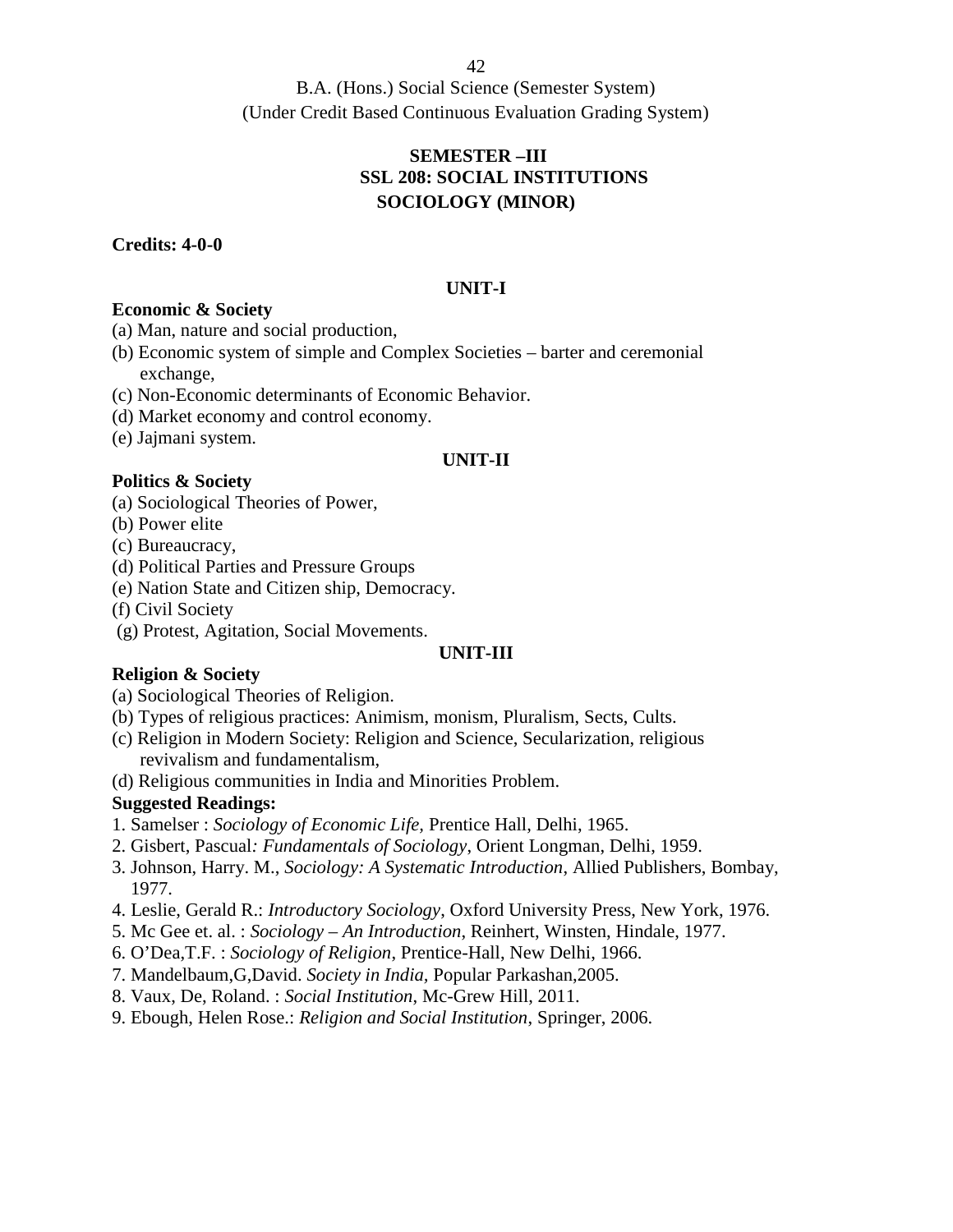B.A. (Hons.) Social Science (Semester System)
(Under Credit Based Continuous Evaluation Grading System)

## SEMESTER –III
## SSL 208: SOCIAL INSTITUTIONS
## SOCIOLOGY (MINOR)

**Credits: 4-0-0**

### UNIT-I

**Economic & Society**

(a) Man, nature and social production,
(b) Economic system of simple and Complex Societies – barter and ceremonial exchange,
(c) Non-Economic determinants of Economic Behavior.
(d) Market economy and control economy.
(e) Jajmani system.

### UNIT-II

**Politics & Society**

(a) Sociological Theories of Power,
(b) Power elite
(c) Bureaucracy,
(d) Political Parties and Pressure Groups
(e) Nation State and Citizen ship, Democracy.
(f) Civil Society
(g) Protest, Agitation, Social Movements.

### UNIT-III

**Religion & Society**

(a) Sociological Theories of Religion.
(b) Types of religious practices: Animism, monism, Pluralism, Sects, Cults.
(c) Religion in Modern Society: Religion and Science, Secularization, religious revivalism and fundamentalism,
(d) Religious communities in India and Minorities Problem.

**Suggested Readings:**

1. Samelser : *Sociology of Economic Life,* Prentice Hall, Delhi, 1965.
2. Gisbert, Pascual*: Fundamentals of Sociology*, Orient Longman, Delhi, 1959.
3. Johnson, Harry. M., *Sociology: A Systematic Introduction*, Allied Publishers, Bombay, 1977.
4. Leslie, Gerald R.: *Introductory Sociology*, Oxford University Press, New York, 1976.
5. Mc Gee et. al. : *Sociology – An Introduction*, Reinhert, Winsten, Hindale, 1977.
6. O'Dea,T.F. : *Sociology of Religion*, Prentice-Hall, New Delhi, 1966.
7. Mandelbaum,G,David. *Society in India,* Popular Parkashan,2005.
8. Vaux, De, Roland. : *Social Institution*, Mc-Grew Hill, 2011.
9. Ebough, Helen Rose.: *Religion and Social Institution*, Springer, 2006.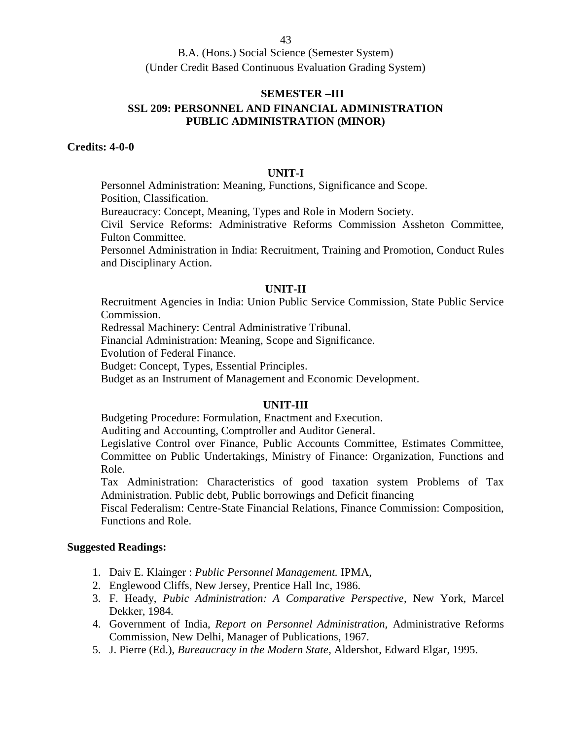B.A. (Hons.) Social Science (Semester System)
(Under Credit Based Continuous Evaluation Grading System)

## SEMESTER –III

## SSL 209: PERSONNEL AND FINANCIAL ADMINISTRATION PUBLIC ADMINISTRATION (MINOR)

**Credits: 4-0-0**

### UNIT-I

Personnel Administration: Meaning, Functions, Significance and Scope.
Position, Classification.
Bureaucracy: Concept, Meaning, Types and Role in Modern Society.
Civil Service Reforms: Administrative Reforms Commission Assheton Committee, Fulton Committee.
Personnel Administration in India: Recruitment, Training and Promotion, Conduct Rules and Disciplinary Action.

### UNIT-II

Recruitment Agencies in India: Union Public Service Commission, State Public Service Commission.
Redressal Machinery: Central Administrative Tribunal.
Financial Administration: Meaning, Scope and Significance.
Evolution of Federal Finance.
Budget: Concept, Types, Essential Principles.
Budget as an Instrument of Management and Economic Development.

### UNIT-III

Budgeting Procedure: Formulation, Enactment and Execution.
Auditing and Accounting, Comptroller and Auditor General.
Legislative Control over Finance, Public Accounts Committee, Estimates Committee, Committee on Public Undertakings, Ministry of Finance: Organization, Functions and Role.
Tax Administration: Characteristics of good taxation system Problems of Tax Administration. Public debt, Public borrowings and Deficit financing
Fiscal Federalism: Centre-State Financial Relations, Finance Commission: Composition, Functions and Role.

**Suggested Readings:**

1. Daiv E. Klainger : *Public Personnel Management.* IPMA,
2. Englewood Cliffs, New Jersey, Prentice Hall Inc, 1986.
3. F. Heady, *Pubic Administration: A Comparative Perspective*, New York, Marcel Dekker, 1984.
4. Government of India, *Report on Personnel Administration,* Administrative Reforms Commission, New Delhi, Manager of Publications, 1967.
5. J. Pierre (Ed.), *Bureaucracy in the Modern State*, Aldershot, Edward Elgar, 1995.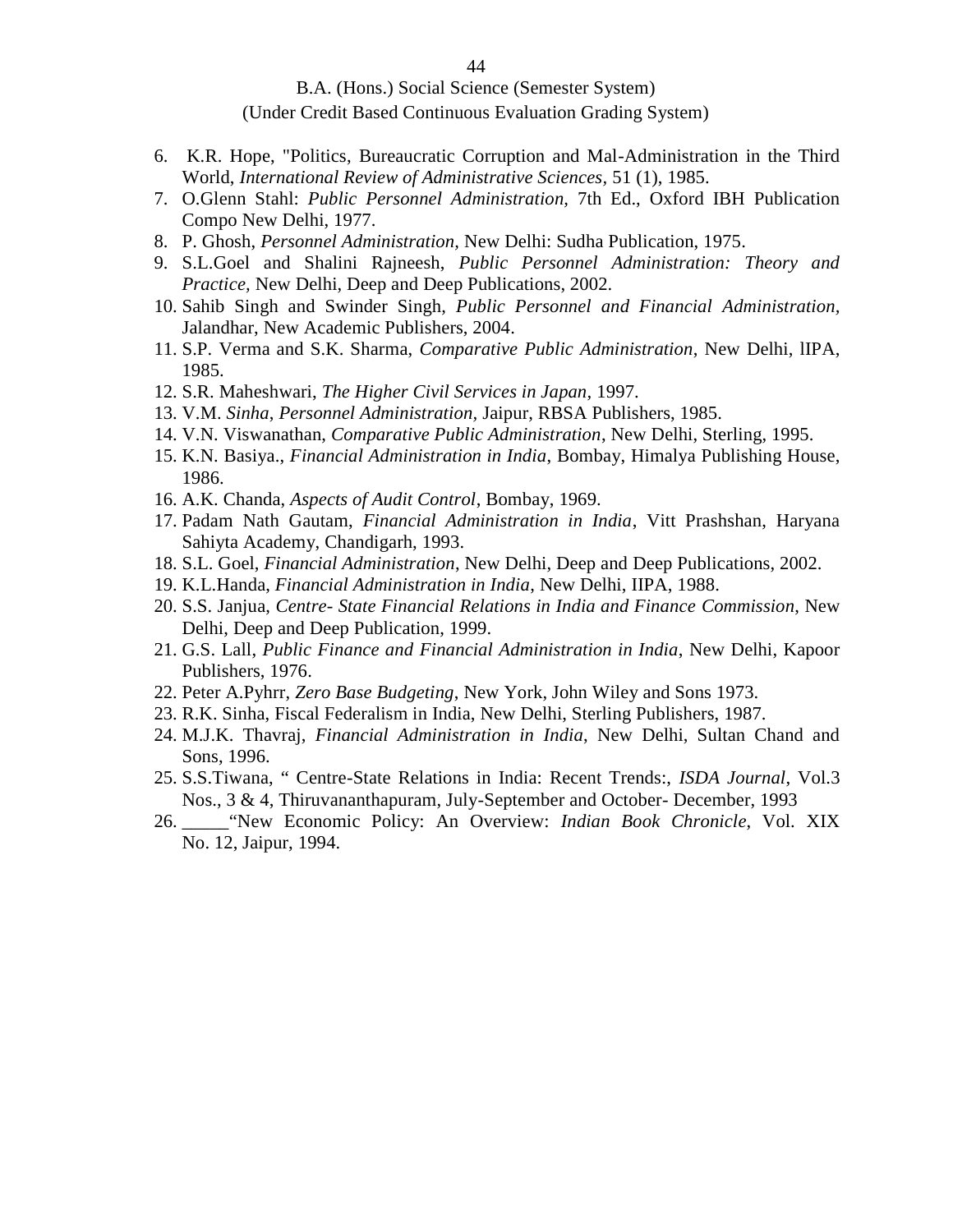6. K.R. Hope, "Politics, Bureaucratic Corruption and Mal-Administration in the Third World, *International Review of Administrative Sciences*, 51 (1), 1985.
7. O.Glenn Stahl: *Public Personnel Administration*, 7th Ed., Oxford IBH Publication Compo New Delhi, 1977.
8. P. Ghosh, *Personnel Administration,* New Delhi: Sudha Publication, 1975.
9. S.L.Goel and Shalini Rajneesh, *Public Personnel Administration: Theory and Practice,* New Delhi, Deep and Deep Publications, 2002.
10. Sahib Singh and Swinder Singh, *Public Personnel and Financial Administration*, Jalandhar, New Academic Publishers, 2004.
11. S.P. Verma and S.K. Sharma, *Comparative Public Administration*, New Delhi, lIPA, 1985.
12. S.R. Maheshwari, *The Higher Civil Services in Japan*, 1997.
13. V.M. *Sinha*, *Personnel Administration,* Jaipur, RBSA Publishers, 1985.
14. V.N. Viswanathan, *Comparative Public Administration*, New Delhi, Sterling, 1995.
15. K.N. Basiya., *Financial Administration in India*, Bombay, Himalya Publishing House, 1986.
16. A.K. Chanda, *Aspects of Audit Control*, Bombay, 1969.
17. Padam Nath Gautam, *Financial Administration in India*, Vitt Prashshan, Haryana Sahiyta Academy, Chandigarh, 1993.
18. S.L. Goel, *Financial Administration*, New Delhi, Deep and Deep Publications, 2002.
19. K.L.Handa, *Financial Administration in India*, New Delhi, IIPA, 1988.
20. S.S. Janjua, *Centre- State Financial Relations in India and Finance Commission*, New Delhi, Deep and Deep Publication, 1999.
21. G.S. Lall, *Public Finance and Financial Administration in India*, New Delhi, Kapoor Publishers, 1976.
22. Peter A.Pyhrr, *Zero Base Budgeting*, New York, John Wiley and Sons 1973.
23. R.K. Sinha, Fiscal Federalism in India, New Delhi, Sterling Publishers, 1987.
24. M.J.K. Thavraj, *Financial Administration in India*, New Delhi, Sultan Chand and Sons, 1996.
25. S.S.Tiwana, " Centre-State Relations in India: Recent Trends:, *ISDA Journal*, Vol.3 Nos., 3 & 4, Thiruvananthapuram, July-September and October- December, 1993
26. _____"New Economic Policy: An Overview: *Indian Book Chronicle*, Vol. XIX No. 12, Jaipur, 1994.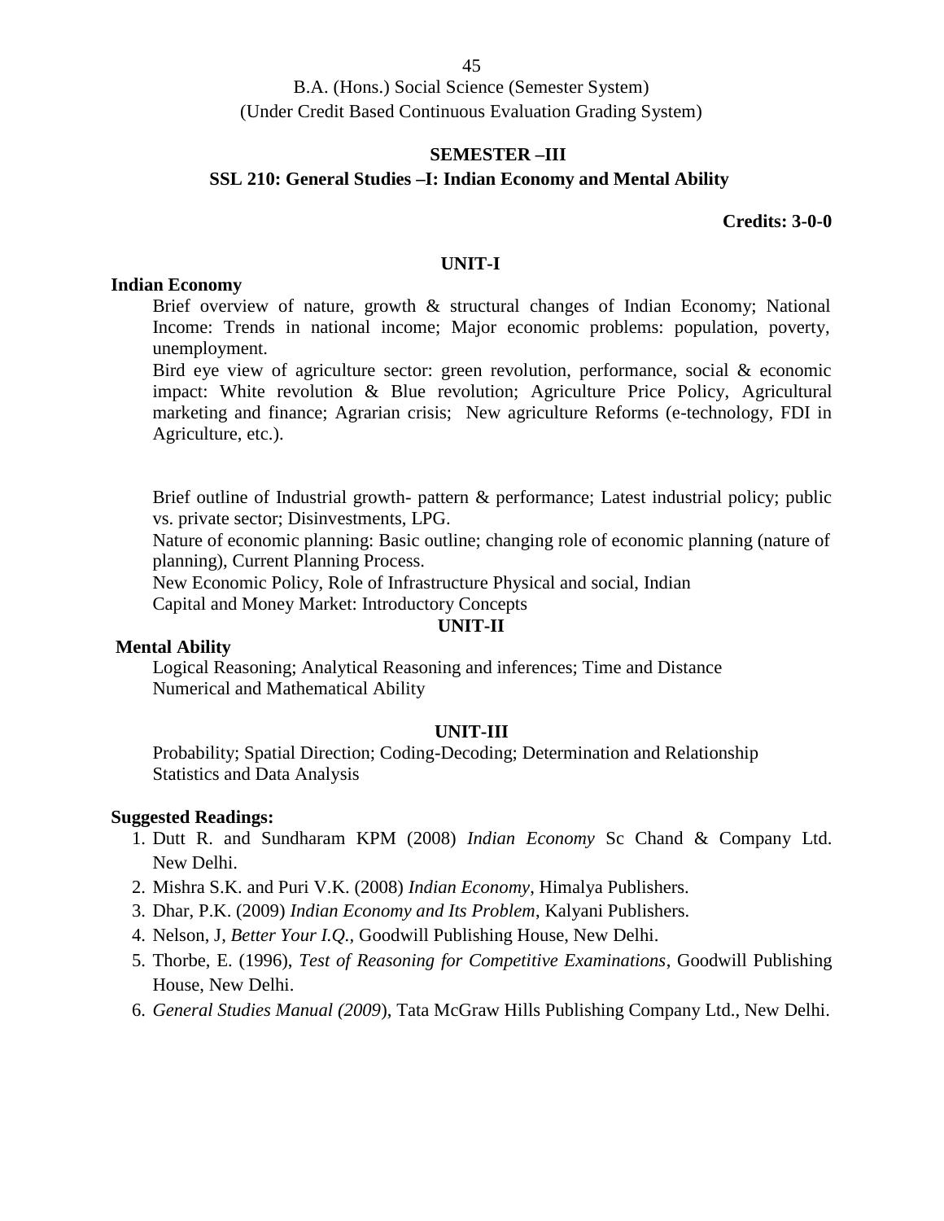B.A. (Hons.) Social Science (Semester System)
(Under Credit Based Continuous Evaluation Grading System)

## SEMESTER –III

## SSL 210: General Studies –I: Indian Economy and Mental Ability

**Credits: 3-0-0**

### UNIT-I

**Indian Economy**

Brief overview of nature, growth & structural changes of Indian Economy; National Income: Trends in national income; Major economic problems: population, poverty, unemployment.

Bird eye view of agriculture sector: green revolution, performance, social & economic impact: White revolution & Blue revolution; Agriculture Price Policy, Agricultural marketing and finance; Agrarian crisis; New agriculture Reforms (e-technology, FDI in Agriculture, etc.).

Brief outline of Industrial growth- pattern & performance; Latest industrial policy; public vs. private sector; Disinvestments, LPG.

Nature of economic planning: Basic outline; changing role of economic planning (nature of planning), Current Planning Process.

New Economic Policy, Role of Infrastructure Physical and social, Indian Capital and Money Market: Introductory Concepts

### UNIT-II

**Mental Ability**

Logical Reasoning; Analytical Reasoning and inferences; Time and Distance
Numerical and Mathematical Ability

### UNIT-III

Probability; Spatial Direction; Coding-Decoding; Determination and Relationship
Statistics and Data Analysis

**Suggested Readings:**

1. Dutt R. and Sundharam KPM (2008) *Indian Economy* Sc Chand & Company Ltd. New Delhi.
2. Mishra S.K. and Puri V.K. (2008) *Indian Economy*, Himalya Publishers.
3. Dhar, P.K. (2009) *Indian Economy and Its Problem*, Kalyani Publishers.
4. Nelson, J, *Better Your I.Q.*, Goodwill Publishing House, New Delhi.
5. Thorbe, E. (1996), *Test of Reasoning for Competitive Examinations*, Goodwill Publishing House, New Delhi.
6. *General Studies Manual (2009*), Tata McGraw Hills Publishing Company Ltd., New Delhi.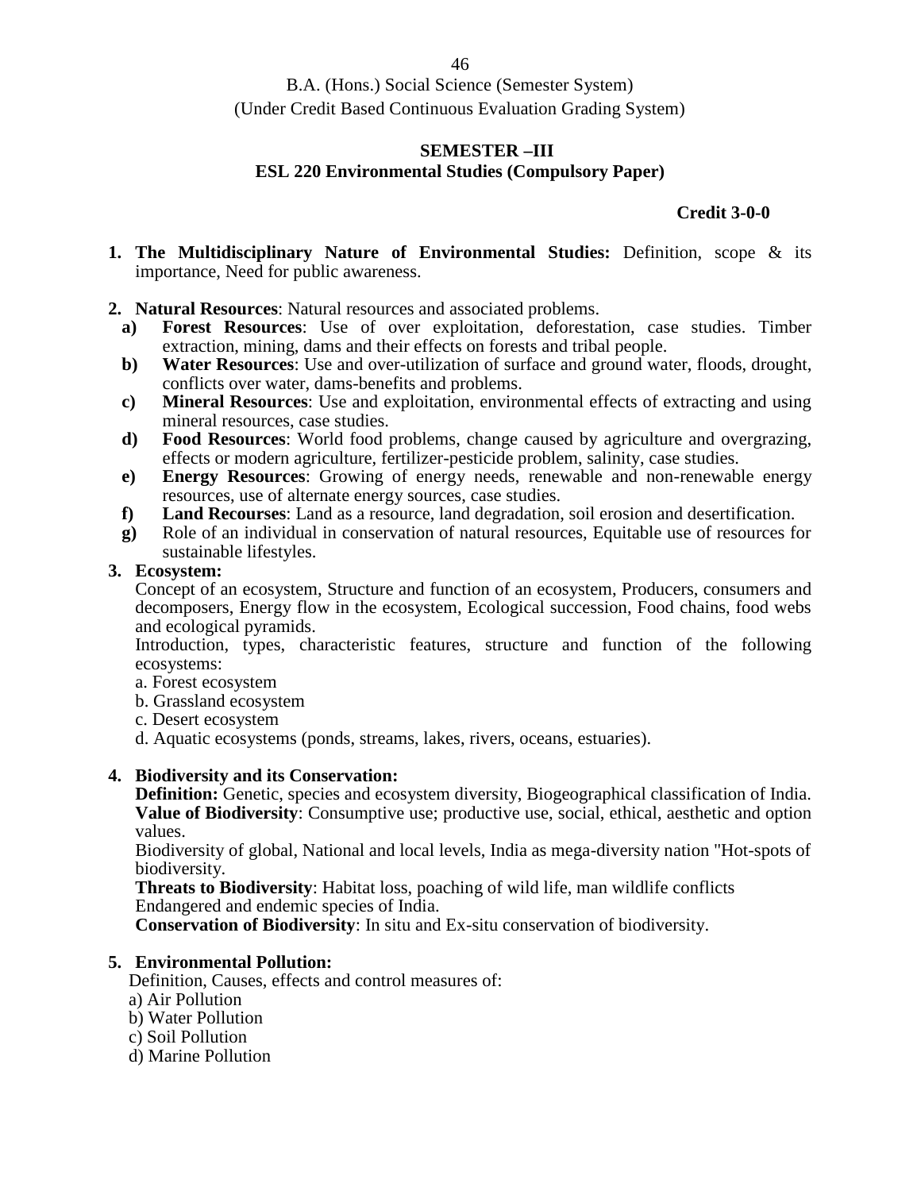B.A. (Hons.) Social Science (Semester System)
(Under Credit Based Continuous Evaluation Grading System)

## SEMESTER –III
## ESL 220 Environmental Studies (Compulsory Paper)

**Credit 3-0-0**

1. **The Multidisciplinary Nature of Environmental Studies:** Definition, scope & its importance, Need for public awareness.

2. **Natural Resources**: Natural resources and associated problems.
   - **a) Forest Resources**: Use of over exploitation, deforestation, case studies. Timber extraction, mining, dams and their effects on forests and tribal people.
   - **b) Water Resources**: Use and over-utilization of surface and ground water, floods, drought, conflicts over water, dams-benefits and problems.
   - **c) Mineral Resources**: Use and exploitation, environmental effects of extracting and using mineral resources, case studies.
   - **d) Food Resources**: World food problems, change caused by agriculture and overgrazing, effects or modern agriculture, fertilizer-pesticide problem, salinity, case studies.
   - **e) Energy Resources**: Growing of energy needs, renewable and non-renewable energy resources, use of alternate energy sources, case studies.
   - **f) Land Recourses**: Land as a resource, land degradation, soil erosion and desertification.
   - **g)** Role of an individual in conservation of natural resources, Equitable use of resources for sustainable lifestyles.

3. **Ecosystem:**

   Concept of an ecosystem, Structure and function of an ecosystem, Producers, consumers and decomposers, Energy flow in the ecosystem, Ecological succession, Food chains, food webs and ecological pyramids.

   Introduction, types, characteristic features, structure and function of the following ecosystems:

   a. Forest ecosystem
   b. Grassland ecosystem
   c. Desert ecosystem
   d. Aquatic ecosystems (ponds, streams, lakes, rivers, oceans, estuaries).

4. **Biodiversity and its Conservation:**

   **Definition:** Genetic, species and ecosystem diversity, Biogeographical classification of India.
   **Value of Biodiversity**: Consumptive use; productive use, social, ethical, aesthetic and option values.
   Biodiversity of global, National and local levels, India as mega-diversity nation "Hot-spots of biodiversity.
   **Threats to Biodiversity**: Habitat loss, poaching of wild life, man wildlife conflicts
   Endangered and endemic species of India.
   **Conservation of Biodiversity**: In situ and Ex-situ conservation of biodiversity.

5. **Environmental Pollution:**

   Definition, Causes, effects and control measures of:

   a) Air Pollution
   b) Water Pollution
   c) Soil Pollution
   d) Marine Pollution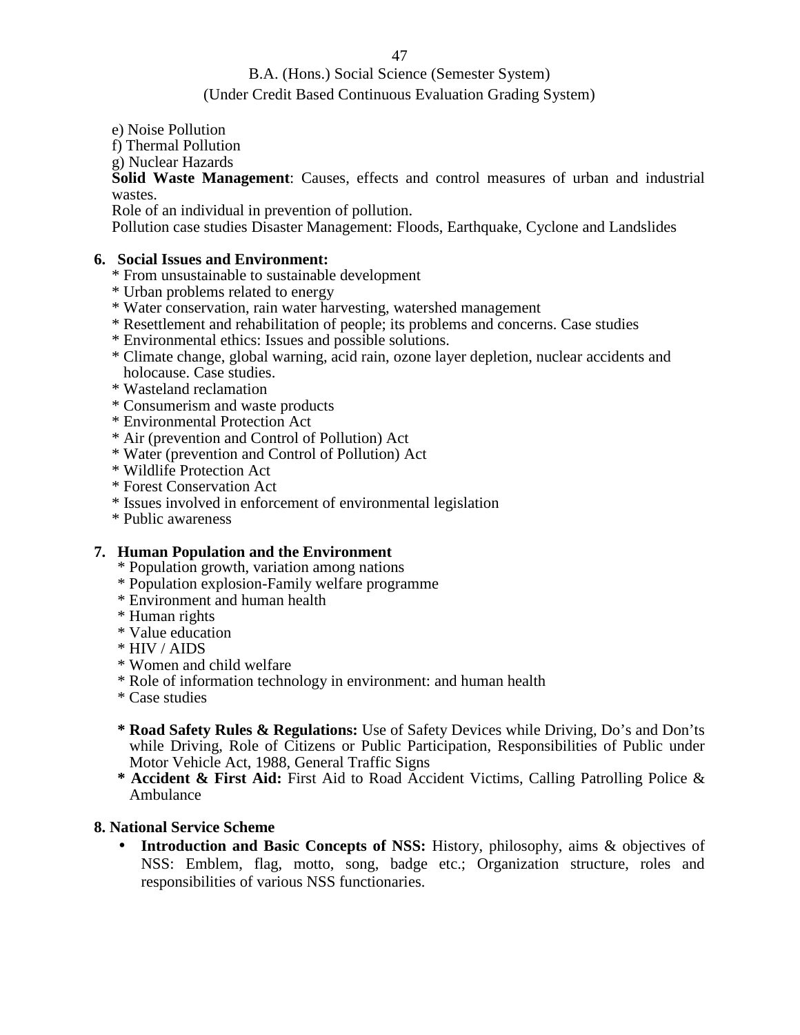e) Noise Pollution

f) Thermal Pollution

g) Nuclear Hazards

**Solid Waste Management**: Causes, effects and control measures of urban and industrial wastes.

Role of an individual in prevention of pollution.

Pollution case studies Disaster Management: Floods, Earthquake, Cyclone and Landslides

**6. Social Issues and Environment:**

* From unsustainable to sustainable development
* Urban problems related to energy
* Water conservation, rain water harvesting, watershed management
* Resettlement and rehabilitation of people; its problems and concerns. Case studies
* Environmental ethics: Issues and possible solutions.
* Climate change, global warning, acid rain, ozone layer depletion, nuclear accidents and holocause. Case studies.
* Wasteland reclamation
* Consumerism and waste products
* Environmental Protection Act
* Air (prevention and Control of Pollution) Act
* Water (prevention and Control of Pollution) Act
* Wildlife Protection Act
* Forest Conservation Act
* Issues involved in enforcement of environmental legislation
* Public awareness

**7. Human Population and the Environment**

* Population growth, variation among nations
* Population explosion-Family welfare programme
* Environment and human health
* Human rights
* Value education
* HIV / AIDS
* Women and child welfare
* Role of information technology in environment: and human health
* Case studies

* **Road Safety Rules & Regulations:** Use of Safety Devices while Driving, Do's and Don'ts while Driving, Role of Citizens or Public Participation, Responsibilities of Public under Motor Vehicle Act, 1988, General Traffic Signs
* **Accident & First Aid:** First Aid to Road Accident Victims, Calling Patrolling Police & Ambulance

**8. National Service Scheme**

- **Introduction and Basic Concepts of NSS:** History, philosophy, aims & objectives of NSS: Emblem, flag, motto, song, badge etc.; Organization structure, roles and responsibilities of various NSS functionaries.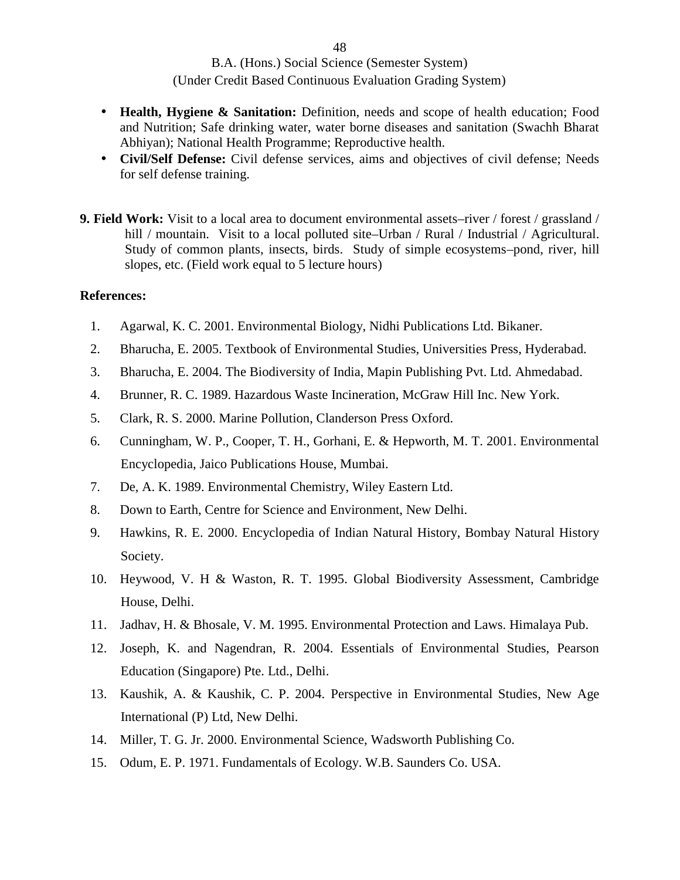- **Health, Hygiene & Sanitation:** Definition, needs and scope of health education; Food and Nutrition; Safe drinking water, water borne diseases and sanitation (Swachh Bharat Abhiyan); National Health Programme; Reproductive health.
- **Civil/Self Defense:** Civil defense services, aims and objectives of civil defense; Needs for self defense training.

**9. Field Work:** Visit to a local area to document environmental assets–river / forest / grassland / hill / mountain. Visit to a local polluted site–Urban / Rural / Industrial / Agricultural. Study of common plants, insects, birds. Study of simple ecosystems–pond, river, hill slopes, etc. (Field work equal to 5 lecture hours)

**References:**

1. Agarwal, K. C. 2001. Environmental Biology, Nidhi Publications Ltd. Bikaner.
2. Bharucha, E. 2005. Textbook of Environmental Studies, Universities Press, Hyderabad.
3. Bharucha, E. 2004. The Biodiversity of India, Mapin Publishing Pvt. Ltd. Ahmedabad.
4. Brunner, R. C. 1989. Hazardous Waste Incineration, McGraw Hill Inc. New York.
5. Clark, R. S. 2000. Marine Pollution, Clanderson Press Oxford.
6. Cunningham, W. P., Cooper, T. H., Gorhani, E. & Hepworth, M. T. 2001. Environmental Encyclopedia, Jaico Publications House, Mumbai.
7. De, A. K. 1989. Environmental Chemistry, Wiley Eastern Ltd.
8. Down to Earth, Centre for Science and Environment, New Delhi.
9. Hawkins, R. E. 2000. Encyclopedia of Indian Natural History, Bombay Natural History Society.
10. Heywood, V. H & Waston, R. T. 1995. Global Biodiversity Assessment, Cambridge House, Delhi.
11. Jadhav, H. & Bhosale, V. M. 1995. Environmental Protection and Laws. Himalaya Pub.
12. Joseph, K. and Nagendran, R. 2004. Essentials of Environmental Studies, Pearson Education (Singapore) Pte. Ltd., Delhi.
13. Kaushik, A. & Kaushik, C. P. 2004. Perspective in Environmental Studies, New Age International (P) Ltd, New Delhi.
14. Miller, T. G. Jr. 2000. Environmental Science, Wadsworth Publishing Co.
15. Odum, E. P. 1971. Fundamentals of Ecology. W.B. Saunders Co. USA.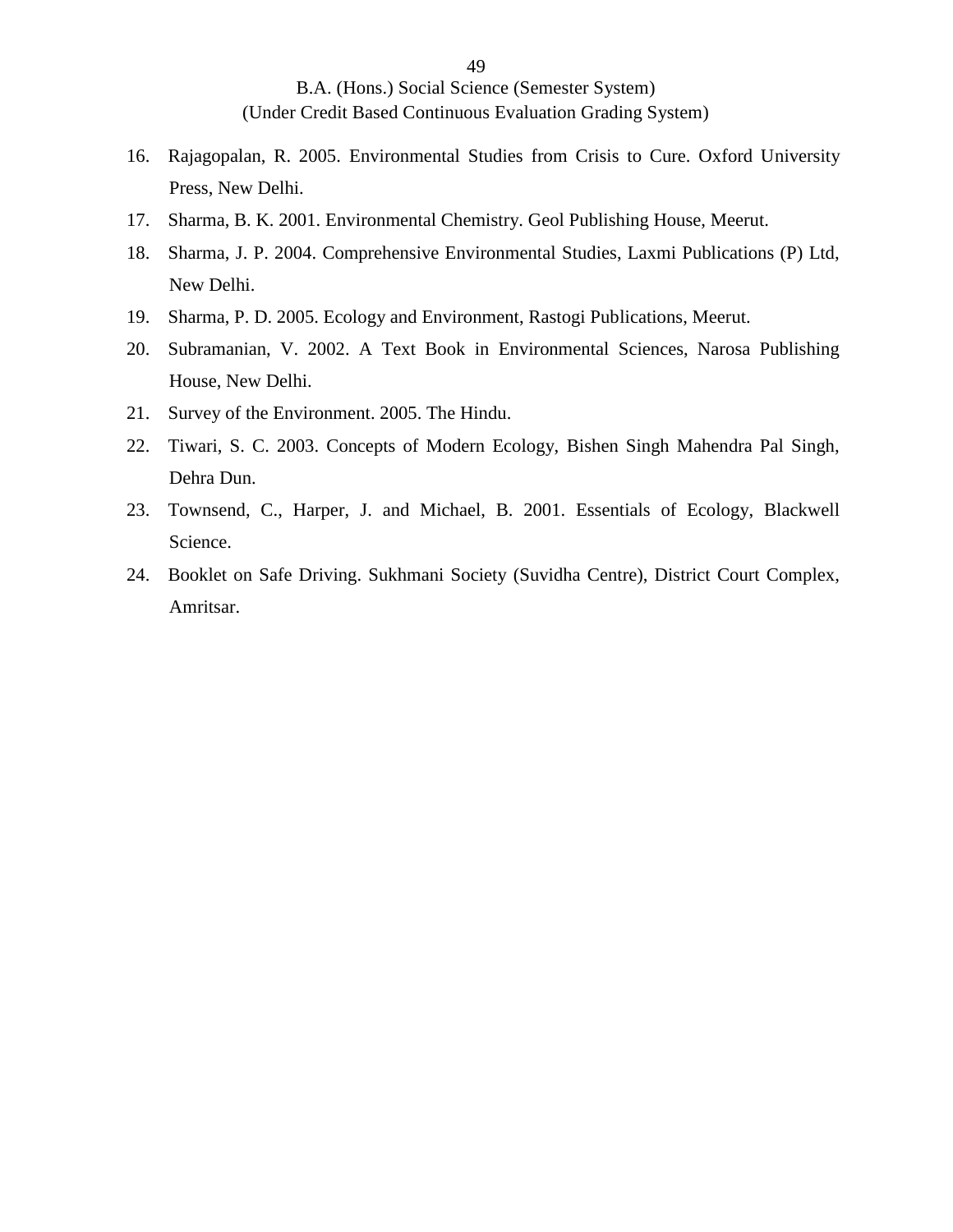16. Rajagopalan, R. 2005. Environmental Studies from Crisis to Cure. Oxford University Press, New Delhi.
17. Sharma, B. K. 2001. Environmental Chemistry. Geol Publishing House, Meerut.
18. Sharma, J. P. 2004. Comprehensive Environmental Studies, Laxmi Publications (P) Ltd, New Delhi.
19. Sharma, P. D. 2005. Ecology and Environment, Rastogi Publications, Meerut.
20. Subramanian, V. 2002. A Text Book in Environmental Sciences, Narosa Publishing House, New Delhi.
21. Survey of the Environment. 2005. The Hindu.
22. Tiwari, S. C. 2003. Concepts of Modern Ecology, Bishen Singh Mahendra Pal Singh, Dehra Dun.
23. Townsend, C., Harper, J. and Michael, B. 2001. Essentials of Ecology, Blackwell Science.
24. Booklet on Safe Driving. Sukhmani Society (Suvidha Centre), District Court Complex, Amritsar.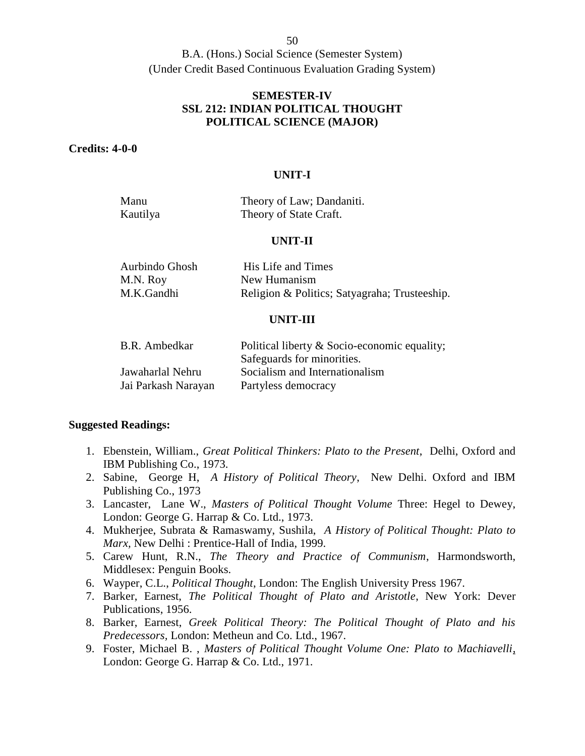B.A. (Hons.) Social Science (Semester System)
(Under Credit Based Continuous Evaluation Grading System)

## SEMESTER-IV
## SSL 212: INDIAN POLITICAL THOUGHT
## POLITICAL SCIENCE (MAJOR)

**Credits: 4-0-0**

### UNIT-I

| | |
|---|---|
| Manu | Theory of Law; Dandaniti. |
| Kautilya | Theory of State Craft. |

### UNIT-II

| | |
|---|---|
| Aurbindo Ghosh | His Life and Times |
| M.N. Roy | New Humanism |
| M.K.Gandhi | Religion & Politics; Satyagraha; Trusteeship. |

### UNIT-III

| | |
|---|---|
| B.R. Ambedkar | Political liberty & Socio-economic equality; Safeguards for minorities. |
| Jawaharlal Nehru | Socialism and Internationalism |
| Jai Parkash Narayan | Partyless democracy |

**Suggested Readings:**

1. Ebenstein, William., *Great Political Thinkers: Plato to the Present*, Delhi, Oxford and IBM Publishing Co., 1973.
2. Sabine, George H, *A History of Political Theory*, New Delhi. Oxford and IBM Publishing Co., 1973
3. Lancaster, Lane W., *Masters of Political Thought Volume* Three: Hegel to Dewey, London: George G. Harrap & Co. Ltd., 1973.
4. Mukherjee, Subrata & Ramaswamy, Sushila, *A History of Political Thought: Plato to Marx*, New Delhi : Prentice-Hall of India, 1999.
5. Carew Hunt, R.N., *The Theory and Practice of Communism*, Harmondsworth, Middlesex: Penguin Books.
6. Wayper, C.L., *Political Thought*, London: The English University Press 1967.
7. Barker, Earnest, *The Political Thought of Plato and Aristotle*, New York: Dever Publications, 1956.
8. Barker, Earnest, *Greek Political Theory: The Political Thought of Plato and his Predecessors*, London: Metheun and Co. Ltd., 1967.
9. Foster, Michael B. , *Masters of Political Thought Volume One: Plato to Machiavelli*, London: George G. Harrap & Co. Ltd., 1971.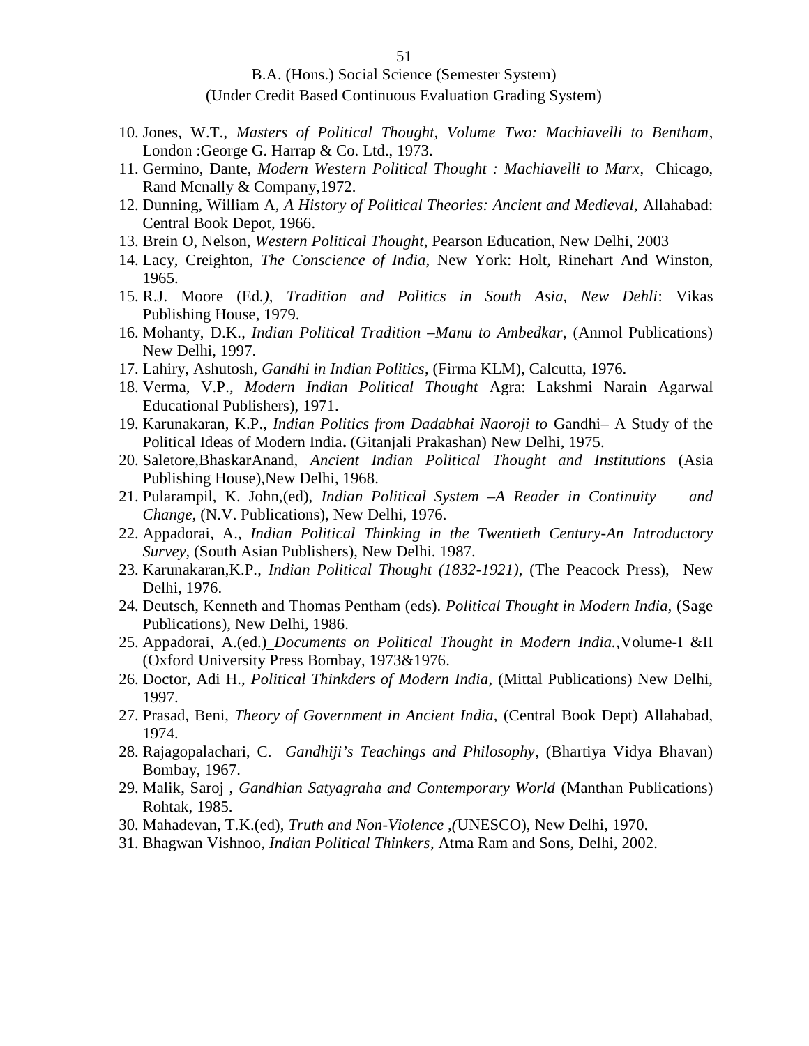10. Jones, W.T., *Masters of Political Thought, Volume Two: Machiavelli to Bentham*, London :George G. Harrap & Co. Ltd., 1973.
11. Germino, Dante, *Modern Western Political Thought : Machiavelli to Marx*, Chicago, Rand Mcnally & Company,1972.
12. Dunning, William A, *A History of Political Theories: Ancient and Medieval,* Allahabad: Central Book Depot, 1966.
13. Brein O, Nelson, *Western Political Thought*, Pearson Education, New Delhi, 2003
14. Lacy, Creighton, *The Conscience of India*, New York: Holt, Rinehart And Winston, 1965.
15. R.J. Moore (Ed*.), Tradition and Politics in South Asia, New Dehli*: Vikas Publishing House, 1979.
16. Mohanty, D.K., *Indian Political Tradition –Manu to Ambedkar*, (Anmol Publications) New Delhi, 1997.
17. Lahiry, Ashutosh, *Gandhi in Indian Politics*, (Firma KLM), Calcutta, 1976.
18. Verma, V.P., *Modern Indian Political Thought* Agra: Lakshmi Narain Agarwal Educational Publishers), 1971.
19. Karunakaran, K.P., *Indian Politics from Dadabhai Naoroji to* Gandhi– A Study of the Political Ideas of Modern India**.** (Gitanjali Prakashan) New Delhi, 1975.
20. Saletore,BhaskarAnand, *Ancient Indian Political Thought and Institutions* (Asia Publishing House),New Delhi, 1968.
21. Pularampil, K. John,(ed), *Indian Political System –A Reader in Continuity and Change,* (N.V. Publications), New Delhi, 1976.
22. Appadorai, A., *Indian Political Thinking in the Twentieth Century-An Introductory Survey*, (South Asian Publishers), New Delhi. 1987.
23. Karunakaran,K.P., *Indian Political Thought (1832-1921),* (The Peacock Press), New Delhi, 1976.
24. Deutsch, Kenneth and Thomas Pentham (eds). *Political Thought in Modern India,* (Sage Publications), New Delhi, 1986.
25. Appadorai, A.(ed.) *Documents on Political Thought in Modern India.,*Volume-I &II (Oxford University Press Bombay, 1973&1976.
26. Doctor, Adi H., *Political Thinkders of Modern India*, (Mittal Publications) New Delhi, 1997.
27. Prasad, Beni, *Theory of Government in Ancient India,* (Central Book Dept) Allahabad, 1974.
28. Rajagopalachari, C. *Gandhiji's Teachings and Philosophy*, (Bhartiya Vidya Bhavan) Bombay, 1967.
29. Malik, Saroj , *Gandhian Satyagraha and Contemporary World* (Manthan Publications) Rohtak, 1985.
30. Mahadevan, T.K.(ed), *Truth and Non-Violence ,(*UNESCO), New Delhi, 1970.
31. Bhagwan Vishnoo, *Indian Political Thinkers*, Atma Ram and Sons, Delhi, 2002.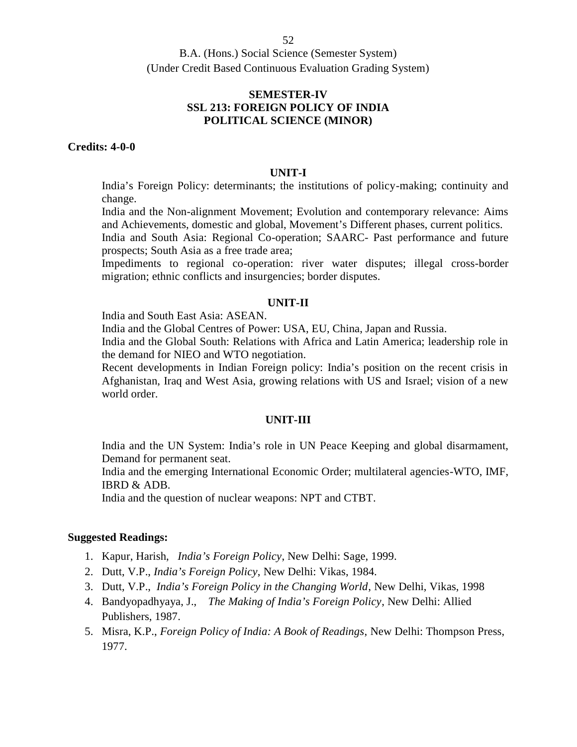B.A. (Hons.) Social Science (Semester System)
(Under Credit Based Continuous Evaluation Grading System)

## SEMESTER-IV
## SSL 213: FOREIGN POLICY OF INDIA
## POLITICAL SCIENCE (MINOR)

**Credits: 4-0-0**

### UNIT-I

India's Foreign Policy: determinants; the institutions of policy-making; continuity and change.

India and the Non-alignment Movement; Evolution and contemporary relevance: Aims and Achievements, domestic and global, Movement's Different phases, current politics.

India and South Asia: Regional Co-operation; SAARC- Past performance and future prospects; South Asia as a free trade area;

Impediments to regional co-operation: river water disputes; illegal cross-border migration; ethnic conflicts and insurgencies; border disputes.

### UNIT-II

India and South East Asia: ASEAN.

India and the Global Centres of Power: USA, EU, China, Japan and Russia.

India and the Global South: Relations with Africa and Latin America; leadership role in the demand for NIEO and WTO negotiation.

Recent developments in Indian Foreign policy: India's position on the recent crisis in Afghanistan, Iraq and West Asia, growing relations with US and Israel; vision of a new world order.

### UNIT-III

India and the UN System: India's role in UN Peace Keeping and global disarmament, Demand for permanent seat.

India and the emerging International Economic Order; multilateral agencies-WTO, IMF, IBRD & ADB.

India and the question of nuclear weapons: NPT and CTBT.

**Suggested Readings:**

1. Kapur, Harish, *India's Foreign Policy*, New Delhi: Sage, 1999.
2. Dutt, V.P., *India's Foreign Policy*, New Delhi: Vikas, 1984.
3. Dutt, V.P., *India's Foreign Policy in the Changing World*, New Delhi, Vikas, 1998
4. Bandyopadhyaya, J., *The Making of India's Foreign Policy*, New Delhi: Allied Publishers, 1987.
5. Misra, K.P., *Foreign Policy of India: A Book of Readings*, New Delhi: Thompson Press, 1977.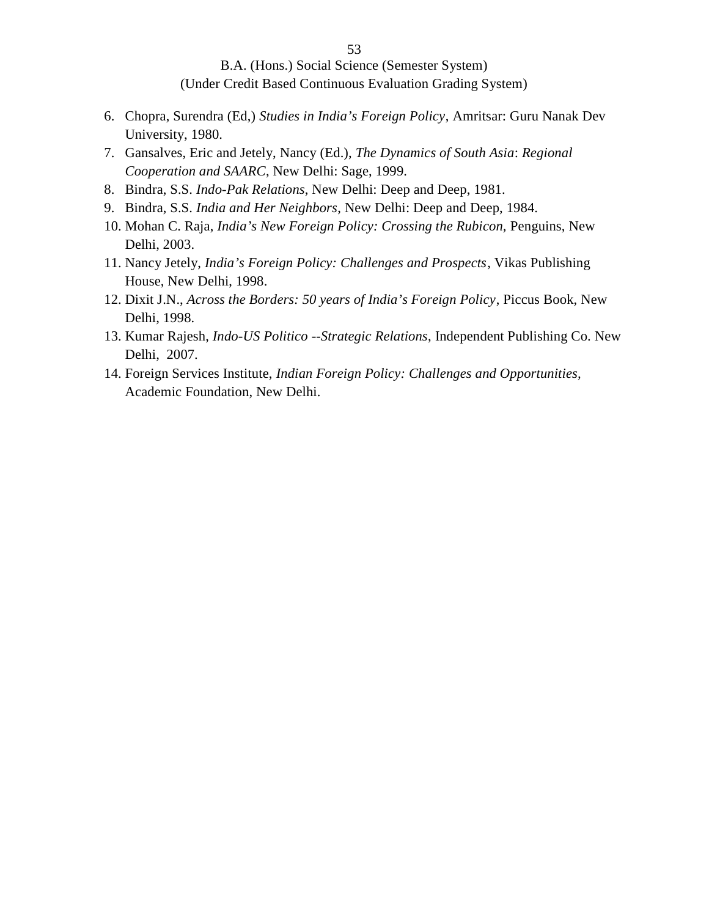6. Chopra, Surendra (Ed,) *Studies in India's Foreign Policy*, Amritsar: Guru Nanak Dev University, 1980.
7. Gansalves, Eric and Jetely, Nancy (Ed.), *The Dynamics of South Asia*: *Regional Cooperation and SAARC*, New Delhi: Sage, 1999.
8. Bindra, S.S. *Indo-Pak Relations*, New Delhi: Deep and Deep, 1981.
9. Bindra, S.S. *India and Her Neighbors*, New Delhi: Deep and Deep, 1984.
10. Mohan C. Raja, *India's New Foreign Policy: Crossing the Rubicon,* Penguins, New Delhi, 2003.
11. Nancy Jetely, *India's Foreign Policy: Challenges and Prospects*, Vikas Publishing House, New Delhi, 1998.
12. Dixit J.N., *Across the Borders: 50 years of India's Foreign Policy*, Piccus Book, New Delhi, 1998.
13. Kumar Rajesh, *Indo-US Politico --Strategic Relations*, Independent Publishing Co. New Delhi, 2007.
14. Foreign Services Institute, *Indian Foreign Policy: Challenges and Opportunities,* Academic Foundation, New Delhi.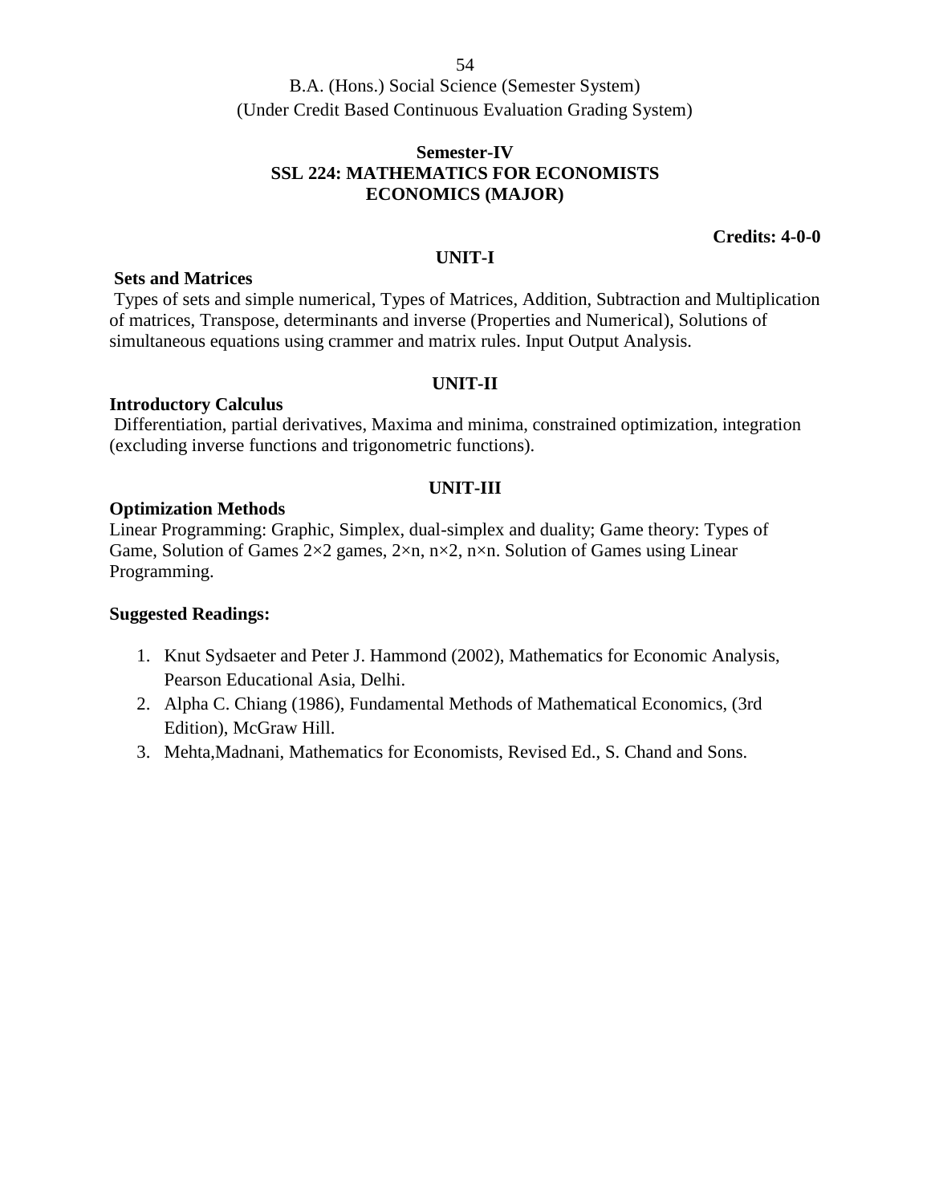B.A. (Hons.) Social Science (Semester System)
(Under Credit Based Continuous Evaluation Grading System)

**Semester-IV**
**SSL 224: MATHEMATICS FOR ECONOMISTS**
**ECONOMICS (MAJOR)**

**Credits: 4-0-0**

**UNIT-I**

**Sets and Matrices**

Types of sets and simple numerical, Types of Matrices, Addition, Subtraction and Multiplication of matrices, Transpose, determinants and inverse (Properties and Numerical), Solutions of simultaneous equations using crammer and matrix rules. Input Output Analysis.

**UNIT-II**

**Introductory Calculus**

Differentiation, partial derivatives, Maxima and minima, constrained optimization, integration (excluding inverse functions and trigonometric functions).

**UNIT-III**

**Optimization Methods**

Linear Programming: Graphic, Simplex, dual-simplex and duality; Game theory: Types of Game, Solution of Games $2 \times 2$ games, $2 \times n$, $n \times 2$, $n \times n$. Solution of Games using Linear Programming.

**Suggested Readings:**

1. Knut Sydsaeter and Peter J. Hammond (2002), Mathematics for Economic Analysis, Pearson Educational Asia, Delhi.
2. Alpha C. Chiang (1986), Fundamental Methods of Mathematical Economics, (3rd Edition), McGraw Hill.
3. Mehta,Madnani, Mathematics for Economists, Revised Ed., S. Chand and Sons.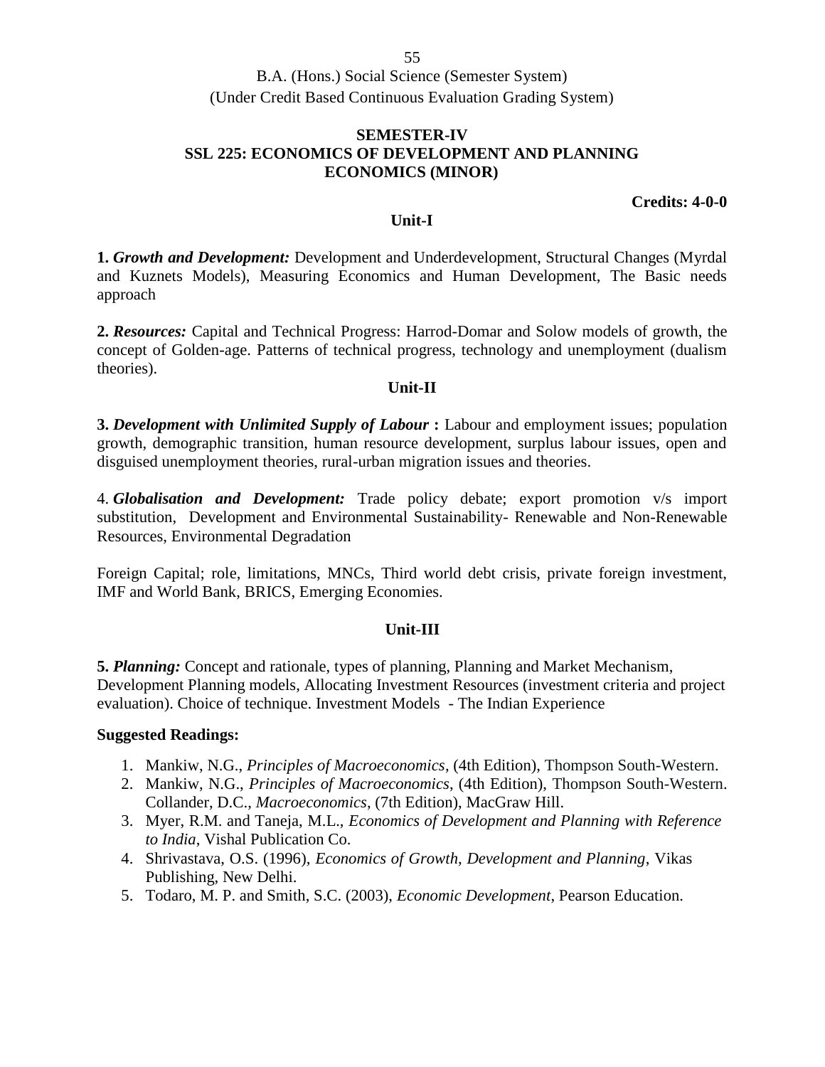B.A. (Hons.) Social Science (Semester System)
(Under Credit Based Continuous Evaluation Grading System)

## SEMESTER-IV
## SSL 225: ECONOMICS OF DEVELOPMENT AND PLANNING
## ECONOMICS (MINOR)

**Credits: 4-0-0**

### Unit-I

**1. *Growth and Development:*** Development and Underdevelopment, Structural Changes (Myrdal and Kuznets Models), Measuring Economics and Human Development, The Basic needs approach

**2. *Resources:*** Capital and Technical Progress: Harrod-Domar and Solow models of growth, the concept of Golden-age. Patterns of technical progress, technology and unemployment (dualism theories).

### Unit-II

**3. *Development with Unlimited Supply of Labour* :** Labour and employment issues; population growth, demographic transition, human resource development, surplus labour issues, open and disguised unemployment theories, rural-urban migration issues and theories.

4. ***Globalisation and Development:*** Trade policy debate; export promotion v/s import substitution, Development and Environmental Sustainability- Renewable and Non-Renewable Resources, Environmental Degradation

Foreign Capital; role, limitations, MNCs, Third world debt crisis, private foreign investment, IMF and World Bank, BRICS, Emerging Economies.

### Unit-III

**5. *Planning:*** Concept and rationale, types of planning, Planning and Market Mechanism, Development Planning models, Allocating Investment Resources (investment criteria and project evaluation). Choice of technique. Investment Models - The Indian Experience

**Suggested Readings:**

1. Mankiw, N.G., *Principles of Macroeconomics*, (4th Edition), Thompson South-Western.
2. Mankiw, N.G., *Principles of Macroeconomics*, (4th Edition), Thompson South-Western. Collander, D.C., *Macroeconomics*, (7th Edition), MacGraw Hill.
3. Myer, R.M. and Taneja, M.L., *Economics of Development and Planning with Reference to India*, Vishal Publication Co.
4. Shrivastava, O.S. (1996), *Economics of Growth, Development and Planning*, Vikas Publishing, New Delhi.
5. Todaro, M. P. and Smith, S.C. (2003), *Economic Development*, Pearson Education.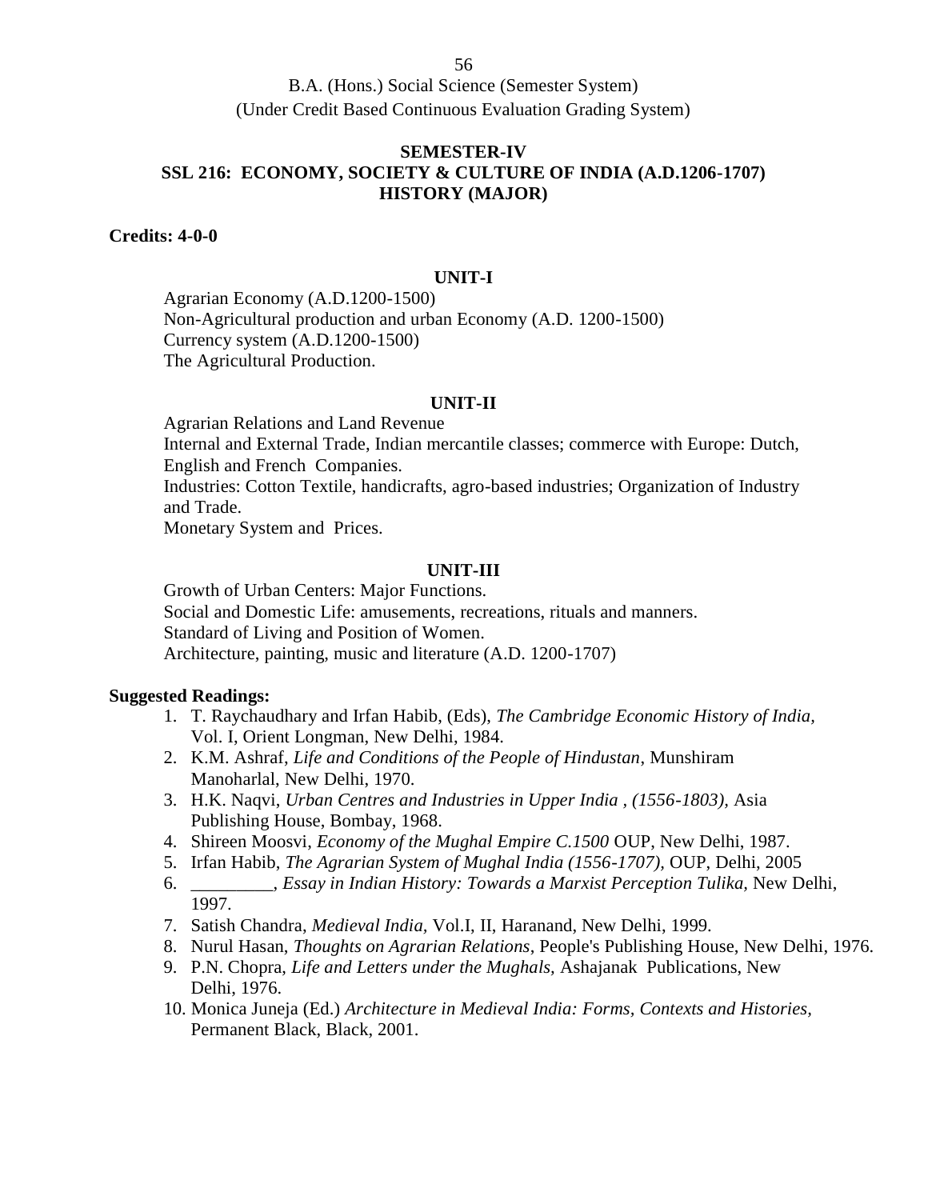B.A. (Hons.) Social Science (Semester System)
(Under Credit Based Continuous Evaluation Grading System)

## SEMESTER-IV
## SSL 216: ECONOMY, SOCIETY & CULTURE OF INDIA (A.D.1206-1707)
## HISTORY (MAJOR)

**Credits: 4-0-0**

### UNIT-I

Agrarian Economy (A.D.1200-1500)
Non-Agricultural production and urban Economy (A.D. 1200-1500)
Currency system (A.D.1200-1500)
The Agricultural Production.

### UNIT-II

Agrarian Relations and Land Revenue
Internal and External Trade, Indian mercantile classes; commerce with Europe: Dutch, English and French Companies.
Industries: Cotton Textile, handicrafts, agro-based industries; Organization of Industry and Trade.
Monetary System and Prices.

### UNIT-III

Growth of Urban Centers: Major Functions.
Social and Domestic Life: amusements, recreations, rituals and manners.
Standard of Living and Position of Women.
Architecture, painting, music and literature (A.D. 1200-1707)

**Suggested Readings:**

1. T. Raychaudhary and Irfan Habib, (Eds), *The Cambridge Economic History of India,* Vol. I, Orient Longman, New Delhi, 1984.
2. K.M. Ashraf, *Life and Conditions of the People of Hindustan*, Munshiram Manoharlal, New Delhi, 1970.
3. H.K. Naqvi, *Urban Centres and Industries in Upper India , (1556-1803),* Asia Publishing House, Bombay, 1968.
4. Shireen Moosvi, *Economy of the Mughal Empire C.1500* OUP, New Delhi, 1987.
5. Irfan Habib, *The Agrarian System of Mughal India (1556-1707),* OUP, Delhi, 2005
6. _________, *Essay in Indian History: Towards a Marxist Perception Tulika,* New Delhi, 1997.
7. Satish Chandra, *Medieval India*, Vol.I, II, Haranand, New Delhi, 1999.
8. Nurul Hasan, *Thoughts on Agrarian Relations*, People's Publishing House, New Delhi, 1976.
9. P.N. Chopra, *Life and Letters under the Mughals,* Ashajanak Publications, New Delhi, 1976.
10. Monica Juneja (Ed.) *Architecture in Medieval India: Forms, Contexts and Histories,* Permanent Black, Black, 2001.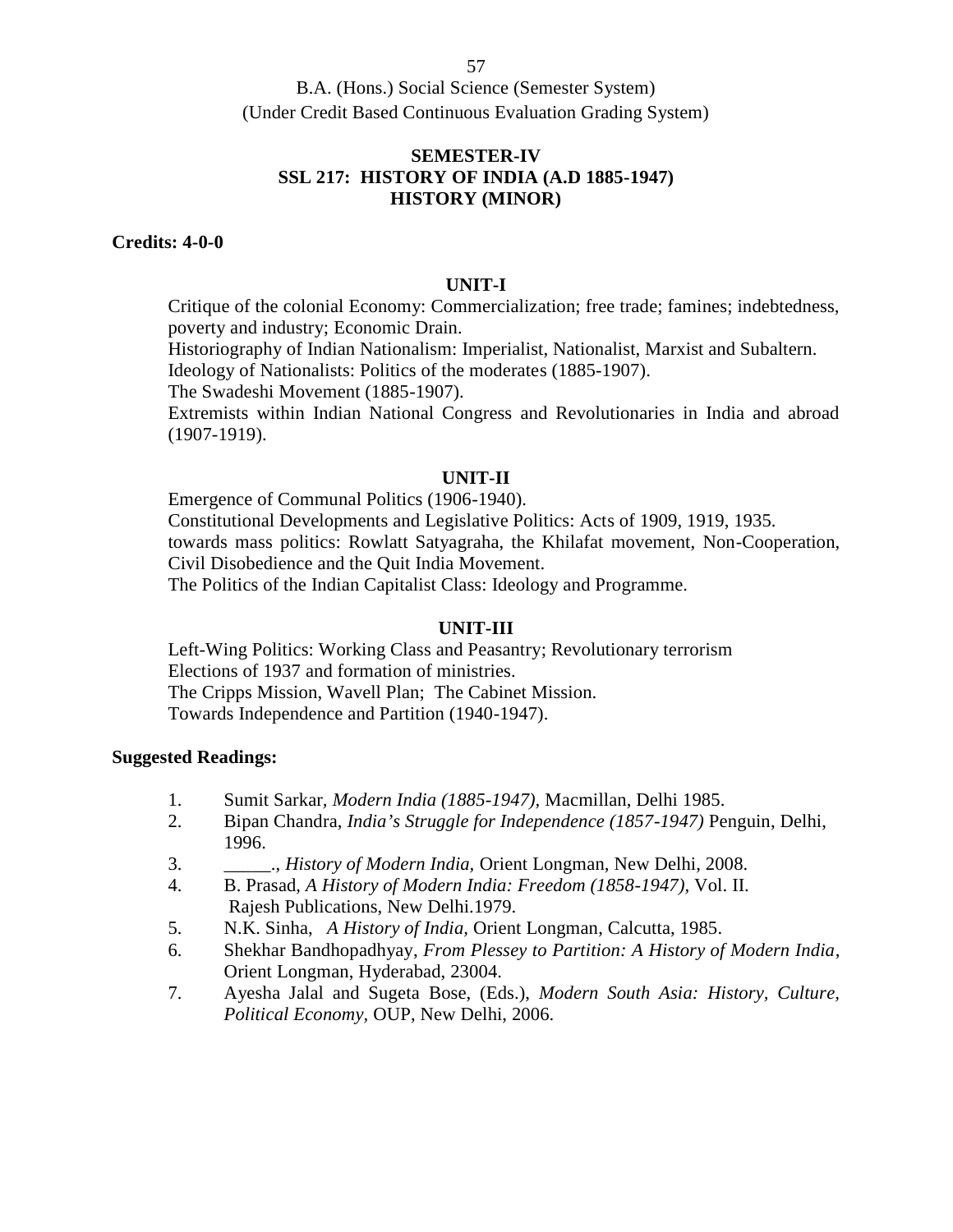B.A. (Hons.) Social Science (Semester System)
(Under Credit Based Continuous Evaluation Grading System)

## SEMESTER-IV
## SSL 217: HISTORY OF INDIA (A.D 1885-1947)
## HISTORY (MINOR)

**Credits: 4-0-0**

### UNIT-I

Critique of the colonial Economy: Commercialization; free trade; famines; indebtedness, poverty and industry; Economic Drain.
Historiography of Indian Nationalism: Imperialist, Nationalist, Marxist and Subaltern.
Ideology of Nationalists: Politics of the moderates (1885-1907).
The Swadeshi Movement (1885-1907).
Extremists within Indian National Congress and Revolutionaries in India and abroad (1907-1919).

### UNIT-II

Emergence of Communal Politics (1906-1940).
Constitutional Developments and Legislative Politics: Acts of 1909, 1919, 1935.
towards mass politics: Rowlatt Satyagraha, the Khilafat movement, Non-Cooperation, Civil Disobedience and the Quit India Movement.
The Politics of the Indian Capitalist Class: Ideology and Programme.

### UNIT-III

Left-Wing Politics: Working Class and Peasantry; Revolutionary terrorism
Elections of 1937 and formation of ministries.
The Cripps Mission, Wavell Plan; The Cabinet Mission.
Towards Independence and Partition (1940-1947).

**Suggested Readings:**

1. Sumit Sarkar, *Modern India (1885-1947)*, Macmillan, Delhi 1985.
2. Bipan Chandra, *India's Struggle for Independence (1857-1947)* Penguin, Delhi, 1996.
3. _____., *History of Modern India,* Orient Longman, New Delhi, 2008.
4. B. Prasad, *A History of Modern India: Freedom (1858-1947),* Vol. II. Rajesh Publications, New Delhi.1979.
5. N.K. Sinha, *A History of India,* Orient Longman, Calcutta, 1985.
6. Shekhar Bandhopadhyay, *From Plessey to Partition: A History of Modern India*, Orient Longman, Hyderabad, 23004.
7. Ayesha Jalal and Sugeta Bose, (Eds.), *Modern South Asia: History, Culture, Political Economy,* OUP, New Delhi, 2006.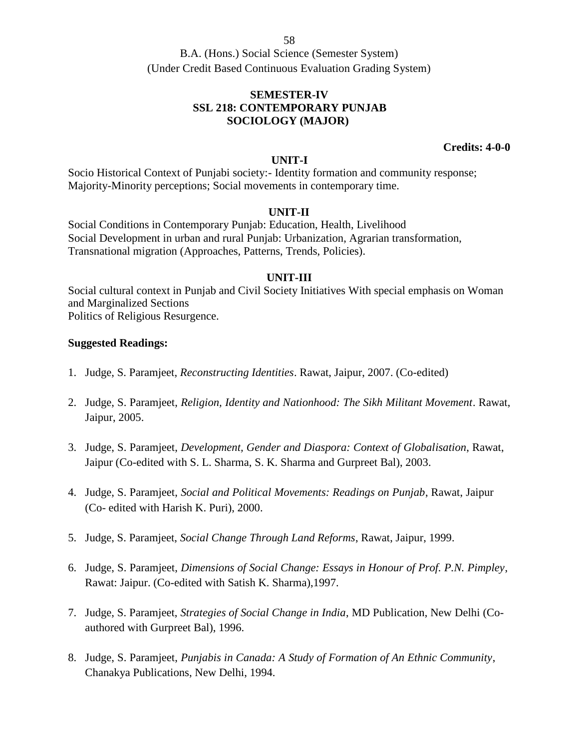B.A. (Hons.) Social Science (Semester System)
(Under Credit Based Continuous Evaluation Grading System)

## SEMESTER-IV
## SSL 218: CONTEMPORARY PUNJAB
## SOCIOLOGY (MAJOR)

**Credits: 4-0-0**

### UNIT-I

Socio Historical Context of Punjabi society:- Identity formation and community response; Majority-Minority perceptions; Social movements in contemporary time.

### UNIT-II

Social Conditions in Contemporary Punjab: Education, Health, Livelihood
Social Development in urban and rural Punjab: Urbanization, Agrarian transformation, Transnational migration (Approaches, Patterns, Trends, Policies).

### UNIT-III

Social cultural context in Punjab and Civil Society Initiatives With special emphasis on Woman and Marginalized Sections
Politics of Religious Resurgence.

**Suggested Readings:**

1. Judge, S. Paramjeet, *Reconstructing Identities*. Rawat, Jaipur, 2007. (Co-edited)
2. Judge, S. Paramjeet, *Religion, Identity and Nationhood: The Sikh Militant Movement*. Rawat, Jaipur, 2005.
3. Judge, S. Paramjeet, *Development, Gender and Diaspora: Context of Globalisation*, Rawat, Jaipur (Co-edited with S. L. Sharma, S. K. Sharma and Gurpreet Bal), 2003.
4. Judge, S. Paramjeet, *Social and Political Movements: Readings on Punjab*, Rawat, Jaipur (Co- edited with Harish K. Puri), 2000.
5. Judge, S. Paramjeet, *Social Change Through Land Reforms*, Rawat, Jaipur, 1999.
6. Judge, S. Paramjeet, *Dimensions of Social Change: Essays in Honour of Prof. P.N. Pimpley*, Rawat: Jaipur. (Co-edited with Satish K. Sharma),1997.
7. Judge, S. Paramjeet, *Strategies of Social Change in India*, MD Publication, New Delhi (Co-authored with Gurpreet Bal), 1996.
8. Judge, S. Paramjeet, *Punjabis in Canada: A Study of Formation of An Ethnic Community*, Chanakya Publications, New Delhi, 1994.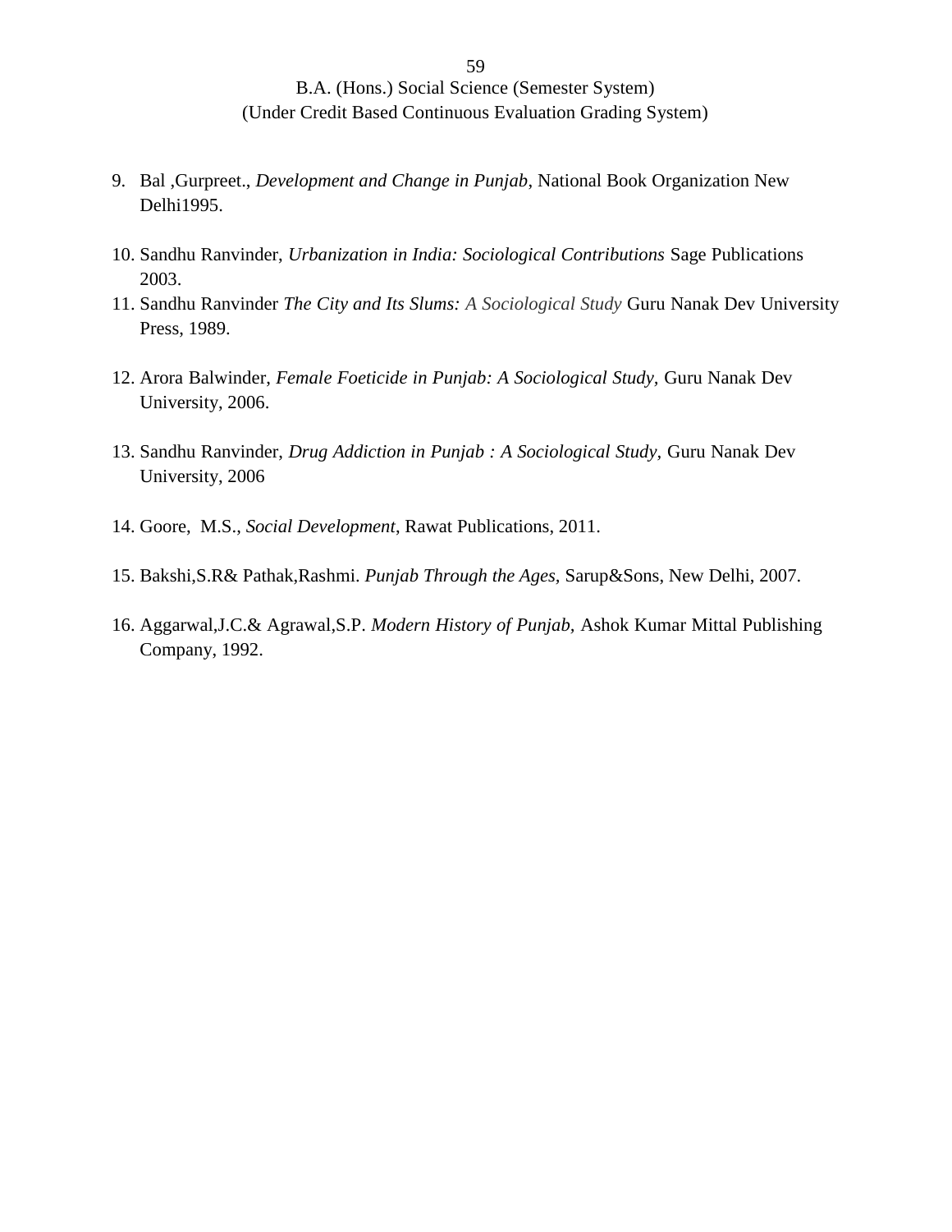9. Bal ,Gurpreet., *Development and Change in Punjab*, National Book Organization New Delhi1995.

10. Sandhu Ranvinder, *Urbanization in India: Sociological Contributions* Sage Publications 2003.
11. Sandhu Ranvinder *The City and Its Slums: A Sociological Study* Guru Nanak Dev University Press, 1989.

12. Arora Balwinder, *Female Foeticide in Punjab: A Sociological Study*, Guru Nanak Dev University, 2006.

13. Sandhu Ranvinder, *Drug Addiction in Punjab : A Sociological Study*, Guru Nanak Dev University, 2006

14. Goore, M.S., *Social Development*, Rawat Publications, 2011.

15. Bakshi,S.R& Pathak,Rashmi. *Punjab Through the Ages*, Sarup&Sons, New Delhi, 2007.

16. Aggarwal,J.C.& Agrawal,S.P. *Modern History of Punjab*, Ashok Kumar Mittal Publishing Company, 1992.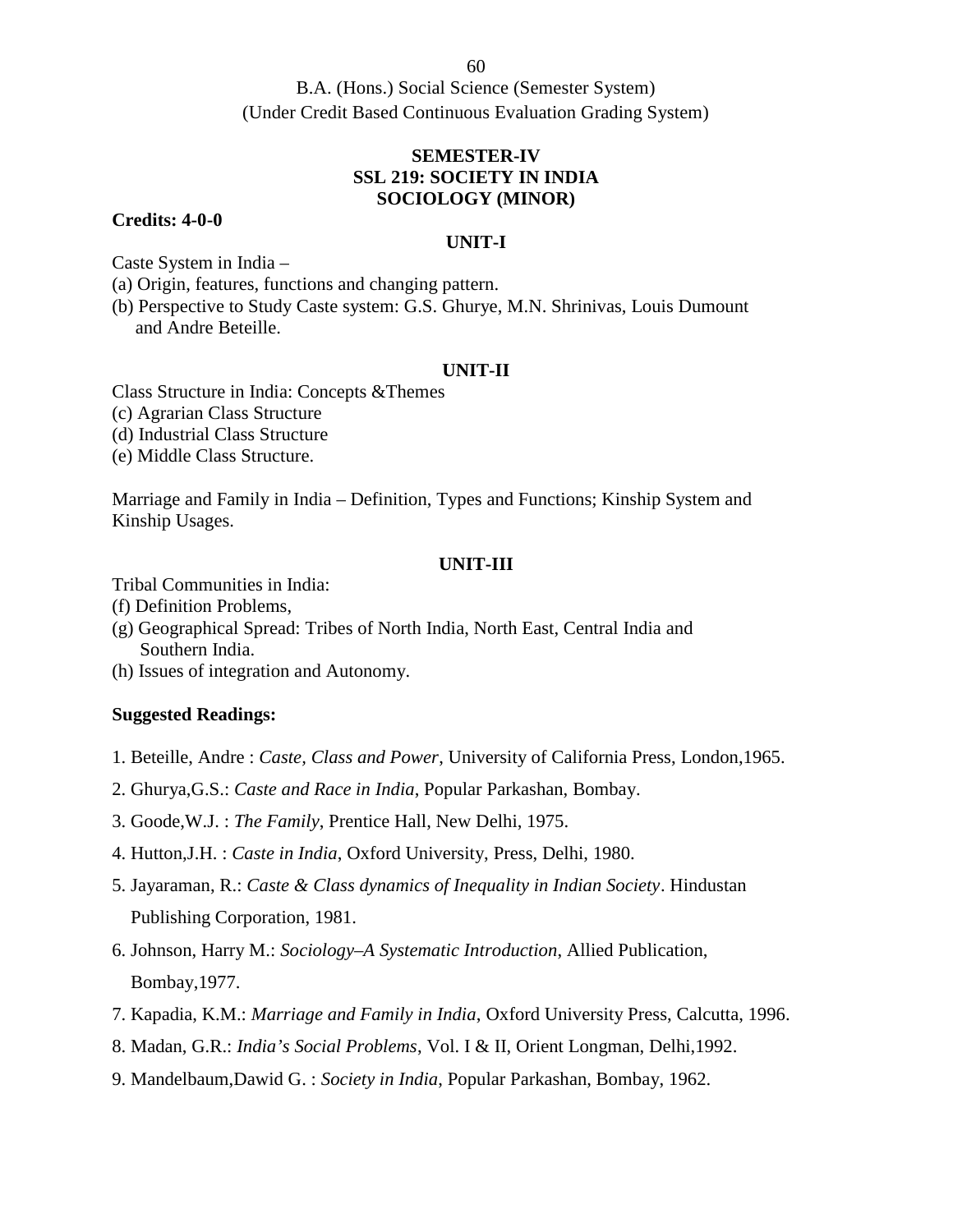B.A. (Hons.) Social Science (Semester System)
(Under Credit Based Continuous Evaluation Grading System)

## SEMESTER-IV
## SSL 219: SOCIETY IN INDIA
## SOCIOLOGY (MINOR)

**Credits: 4-0-0**

### UNIT-I

Caste System in India –

(a) Origin, features, functions and changing pattern.

(b) Perspective to Study Caste system: G.S. Ghurye, M.N. Shrinivas, Louis Dumount and Andre Beteille.

### UNIT-II

Class Structure in India: Concepts &Themes

(c) Agrarian Class Structure

(d) Industrial Class Structure

(e) Middle Class Structure.

Marriage and Family in India – Definition, Types and Functions; Kinship System and Kinship Usages.

### UNIT-III

Tribal Communities in India:

(f) Definition Problems,

(g) Geographical Spread: Tribes of North India, North East, Central India and Southern India.

(h) Issues of integration and Autonomy.

**Suggested Readings:**

1. Beteille, Andre : *Caste, Class and Power*, University of California Press, London,1965.
2. Ghurya,G.S.: *Caste and Race in India*, Popular Parkashan, Bombay.
3. Goode,W.J. : *The Family*, Prentice Hall, New Delhi, 1975.
4. Hutton,J.H. : *Caste in India*, Oxford University, Press, Delhi, 1980.
5. Jayaraman, R.: *Caste & Class dynamics of Inequality in Indian Society*. Hindustan Publishing Corporation, 1981.
6. Johnson, Harry M.: *Sociology–A Systematic Introduction*, Allied Publication, Bombay,1977.
7. Kapadia, K.M.: *Marriage and Family in India*, Oxford University Press, Calcutta, 1996.
8. Madan, G.R.: *India's Social Problems*, Vol. I & II, Orient Longman, Delhi,1992.
9. Mandelbaum,Dawid G. : *Society in India*, Popular Parkashan, Bombay, 1962.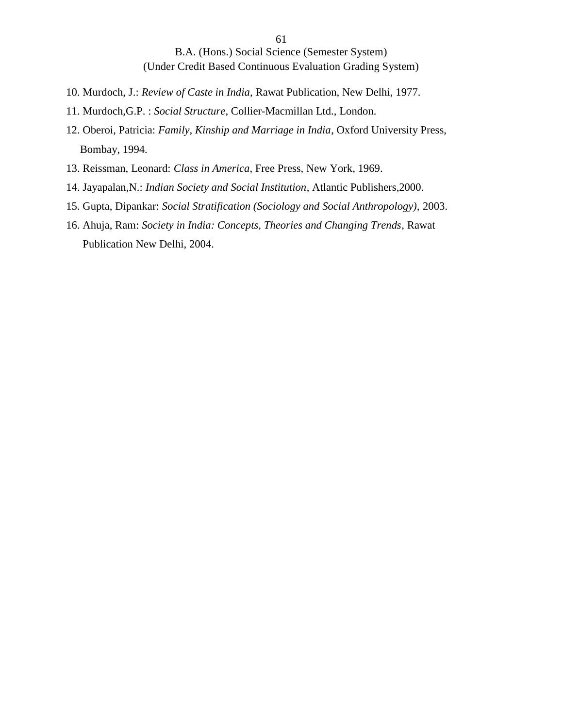10. Murdoch, J.: *Review of Caste in India*, Rawat Publication, New Delhi, 1977.
11. Murdoch,G.P. : *Social Structure*, Collier-Macmillan Ltd., London.
12. Oberoi, Patricia: *Family, Kinship and Marriage in India*, Oxford University Press, Bombay, 1994.
13. Reissman, Leonard: *Class in America*, Free Press, New York, 1969.
14. Jayapalan,N.: *Indian Society and Social Institution*, Atlantic Publishers,2000.
15. Gupta, Dipankar: *Social Stratification (Sociology and Social Anthropology),* 2003.
16. Ahuja, Ram: *Society in India: Concepts, Theories and Changing Trends*, Rawat Publication New Delhi, 2004.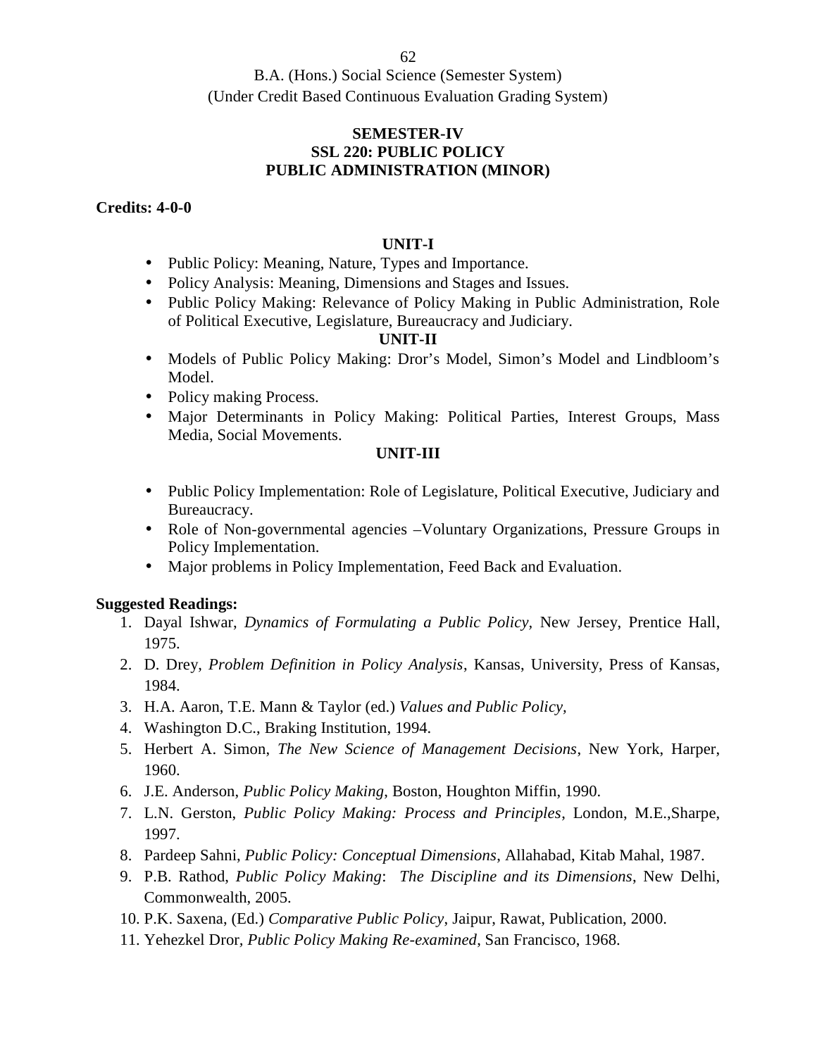B.A. (Hons.) Social Science (Semester System)
(Under Credit Based Continuous Evaluation Grading System)

## SEMESTER-IV
## SSL 220: PUBLIC POLICY
## PUBLIC ADMINISTRATION (MINOR)

**Credits: 4-0-0**

### UNIT-I

- Public Policy: Meaning, Nature, Types and Importance.
- Policy Analysis: Meaning, Dimensions and Stages and Issues.
- Public Policy Making: Relevance of Policy Making in Public Administration, Role of Political Executive, Legislature, Bureaucracy and Judiciary.

### UNIT-II

- Models of Public Policy Making: Dror's Model, Simon's Model and Lindbloom's Model.
- Policy making Process.
- Major Determinants in Policy Making: Political Parties, Interest Groups, Mass Media, Social Movements.

### UNIT-III

- Public Policy Implementation: Role of Legislature, Political Executive, Judiciary and Bureaucracy.
- Role of Non-governmental agencies –Voluntary Organizations, Pressure Groups in Policy Implementation.
- Major problems in Policy Implementation, Feed Back and Evaluation.

**Suggested Readings:**

1. Dayal Ishwar, *Dynamics of Formulating a Public Policy,* New Jersey, Prentice Hall, 1975.
2. D. Drey, *Problem Definition in Policy Analysis*, Kansas, University, Press of Kansas, 1984.
3. H.A. Aaron, T.E. Mann & Taylor (ed.) *Values and Public Policy,*
4. Washington D.C., Braking Institution, 1994.
5. Herbert A. Simon, *The New Science of Management Decisions*, New York, Harper, 1960.
6. J.E. Anderson, *Public Policy Making*, Boston, Houghton Miffin, 1990.
7. L.N. Gerston, *Public Policy Making: Process and Principles*, London, M.E.,Sharpe, 1997.
8. Pardeep Sahni, *Public Policy: Conceptual Dimensions*, Allahabad, Kitab Mahal, 1987.
9. P.B. Rathod, *Public Policy Making*: *The Discipline and its Dimensions*, New Delhi, Commonwealth, 2005.
10. P.K. Saxena, (Ed.) *Comparative Public Policy*, Jaipur, Rawat, Publication, 2000.
11. Yehezkel Dror, *Public Policy Making Re-examined*, San Francisco, 1968.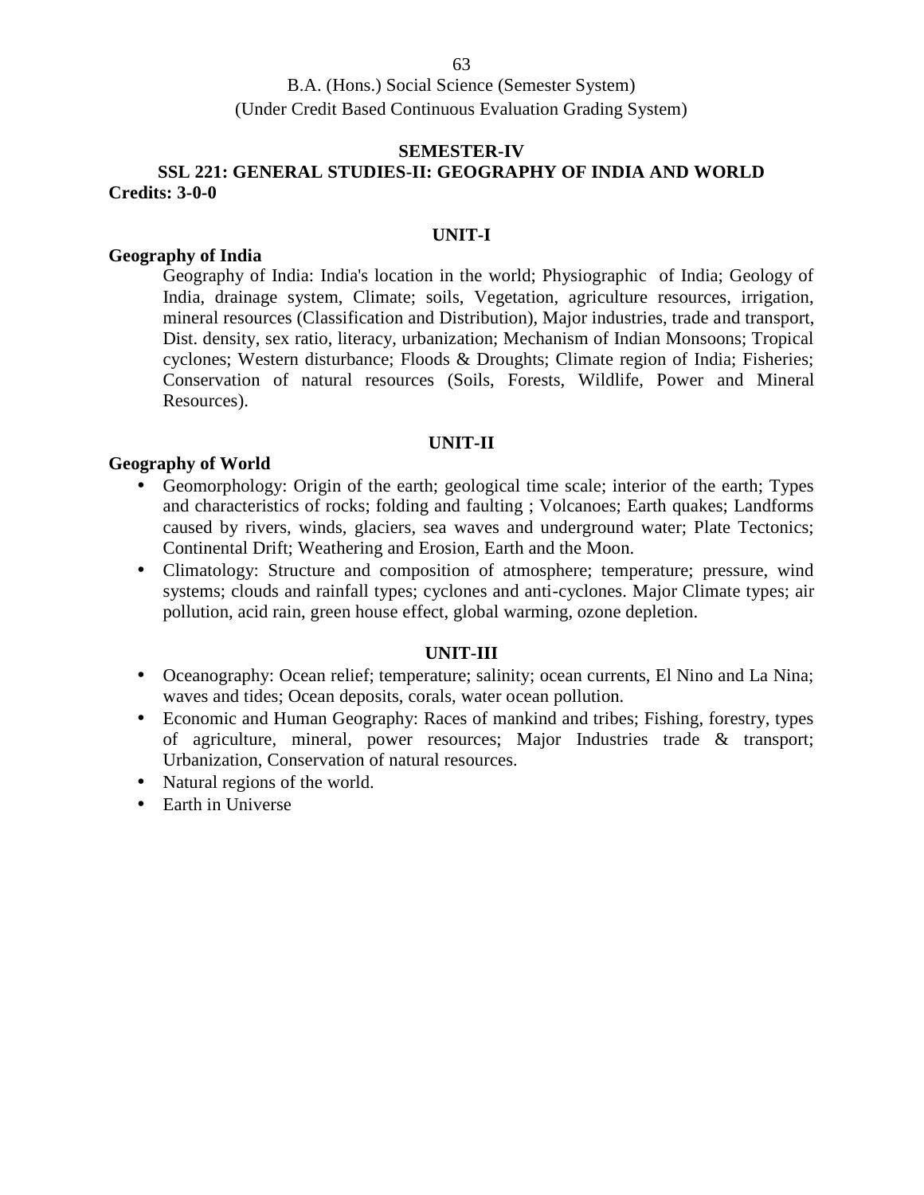B.A. (Hons.) Social Science (Semester System)
(Under Credit Based Continuous Evaluation Grading System)

## SEMESTER-IV

## SSL 221: GENERAL STUDIES-II: GEOGRAPHY OF INDIA AND WORLD

**Credits: 3-0-0**

### UNIT-I

**Geography of India**

Geography of India: India's location in the world; Physiographic of India; Geology of India, drainage system, Climate; soils, Vegetation, agriculture resources, irrigation, mineral resources (Classification and Distribution), Major industries, trade and transport, Dist. density, sex ratio, literacy, urbanization; Mechanism of Indian Monsoons; Tropical cyclones; Western disturbance; Floods & Droughts; Climate region of India; Fisheries; Conservation of natural resources (Soils, Forests, Wildlife, Power and Mineral Resources).

### UNIT-II

**Geography of World**

- Geomorphology: Origin of the earth; geological time scale; interior of the earth; Types and characteristics of rocks; folding and faulting ; Volcanoes; Earth quakes; Landforms caused by rivers, winds, glaciers, sea waves and underground water; Plate Tectonics; Continental Drift; Weathering and Erosion, Earth and the Moon.
- Climatology: Structure and composition of atmosphere; temperature; pressure, wind systems; clouds and rainfall types; cyclones and anti-cyclones. Major Climate types; air pollution, acid rain, green house effect, global warming, ozone depletion.

### UNIT-III

- Oceanography: Ocean relief; temperature; salinity; ocean currents, El Nino and La Nina; waves and tides; Ocean deposits, corals, water ocean pollution.
- Economic and Human Geography: Races of mankind and tribes; Fishing, forestry, types of agriculture, mineral, power resources; Major Industries trade & transport; Urbanization, Conservation of natural resources.
- Natural regions of the world.
- Earth in Universe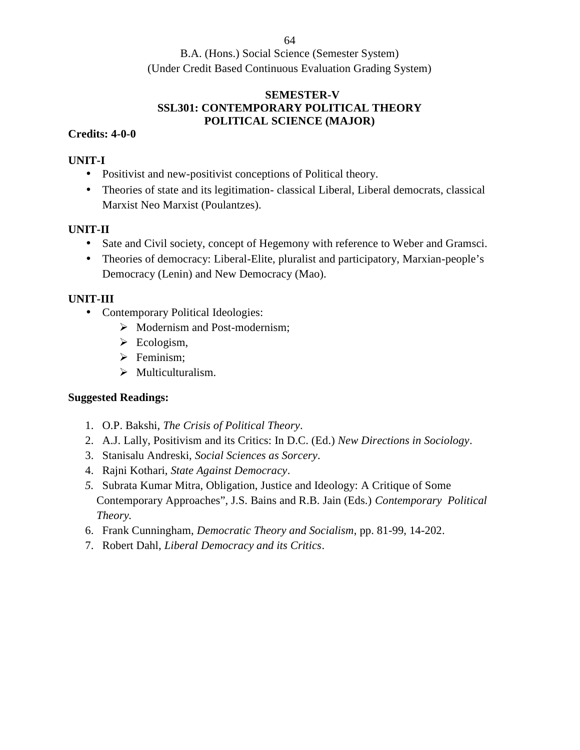B.A. (Hons.) Social Science (Semester System)
(Under Credit Based Continuous Evaluation Grading System)

**SEMESTER-V**
**SSL301: CONTEMPORARY POLITICAL THEORY**
**POLITICAL SCIENCE (MAJOR)**

**Credits: 4-0-0**

**UNIT-I**

- Positivist and new-positivist conceptions of Political theory.
- Theories of state and its legitimation- classical Liberal, Liberal democrats, classical Marxist Neo Marxist (Poulantzes).

**UNIT-II**

- Sate and Civil society, concept of Hegemony with reference to Weber and Gramsci.
- Theories of democracy: Liberal-Elite, pluralist and participatory, Marxian-people's Democracy (Lenin) and New Democracy (Mao).

**UNIT-III**

- Contemporary Political Ideologies:
  - Modernism and Post-modernism;
  - Ecologism,
  - Feminism;
  - Multiculturalism.

**Suggested Readings:**

1. O.P. Bakshi, *The Crisis of Political Theory*.
2. A.J. Lally, Positivism and its Critics: In D.C. (Ed.) *New Directions in Sociology*.
3. Stanisalu Andreski, *Social Sciences as Sorcery*.
4. Rajni Kothari, *State Against Democracy*.
5. Subrata Kumar Mitra, Obligation, Justice and Ideology: A Critique of Some Contemporary Approaches", J.S. Bains and R.B. Jain (Eds.) *Contemporary Political Theory.*
6. Frank Cunningham, *Democratic Theory and Socialism*, pp. 81-99, 14-202.
7. Robert Dahl, *Liberal Democracy and its Critics*.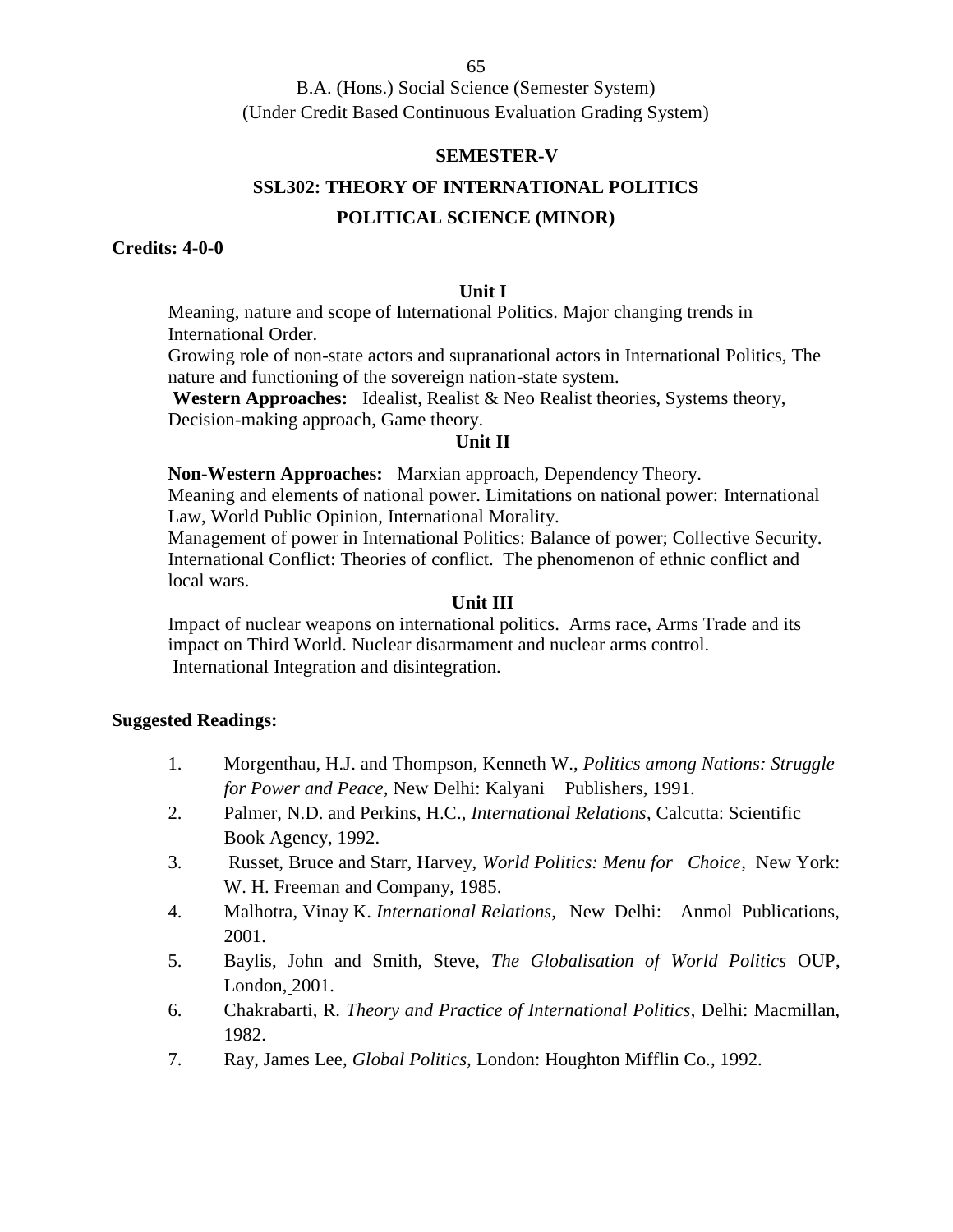B.A. (Hons.) Social Science (Semester System)
(Under Credit Based Continuous Evaluation Grading System)

## SEMESTER-V

## SSL302: THEORY OF INTERNATIONAL POLITICS

## POLITICAL SCIENCE (MINOR)

**Credits: 4-0-0**

### Unit I

Meaning, nature and scope of International Politics. Major changing trends in International Order.

Growing role of non-state actors and supranational actors in International Politics, The nature and functioning of the sovereign nation-state system.

**Western Approaches:** Idealist, Realist & Neo Realist theories, Systems theory, Decision-making approach, Game theory.

### Unit II

**Non-Western Approaches:** Marxian approach, Dependency Theory.

Meaning and elements of national power. Limitations on national power: International Law, World Public Opinion, International Morality.

Management of power in International Politics: Balance of power; Collective Security. International Conflict: Theories of conflict. The phenomenon of ethnic conflict and local wars.

### Unit III

Impact of nuclear weapons on international politics. Arms race, Arms Trade and its impact on Third World. Nuclear disarmament and nuclear arms control.

International Integration and disintegration.

**Suggested Readings:**

1. Morgenthau, H.J. and Thompson, Kenneth W., *Politics among Nations: Struggle for Power and Peace,* New Delhi: Kalyani Publishers, 1991.
2. Palmer, N.D. and Perkins, H.C., *International Relations*, Calcutta: Scientific Book Agency, 1992.
3. Russet, Bruce and Starr, Harvey, *World Politics: Menu for Choice*, New York: W. H. Freeman and Company, 1985.
4. Malhotra, Vinay K. *International Relations*, New Delhi: Anmol Publications, 2001.
5. Baylis, John and Smith, Steve, *The Globalisation of World Politics* OUP, London, 2001.
6. Chakrabarti, R. *Theory and Practice of International Politics*, Delhi: Macmillan, 1982.
7. Ray, James Lee, *Global Politics,* London: Houghton Mifflin Co., 1992.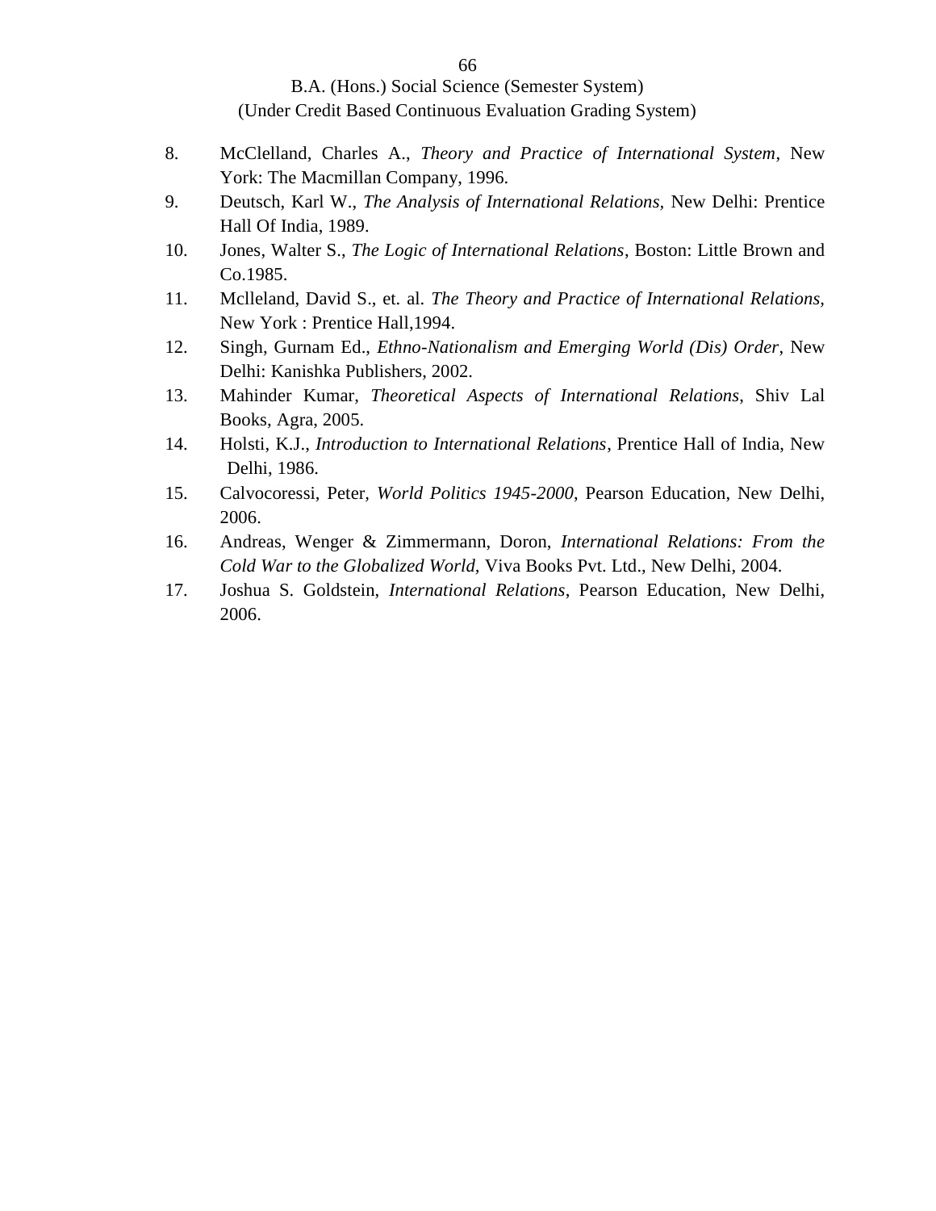8. McClelland, Charles A., *Theory and Practice of International System*, New York: The Macmillan Company, 1996.
9. Deutsch, Karl W., *The Analysis of International Relations,* New Delhi: Prentice Hall Of India, 1989.
10. Jones, Walter S., *The Logic of International Relations*, Boston: Little Brown and Co.1985.
11. Mclleland, David S., et. al. *The Theory and Practice of International Relations,* New York : Prentice Hall,1994.
12. Singh, Gurnam Ed., *Ethno-Nationalism and Emerging World (Dis) Order*, New Delhi: Kanishka Publishers, 2002.
13. Mahinder Kumar, *Theoretical Aspects of International Relations*, Shiv Lal Books, Agra, 2005.
14. Holsti, K.J., *Introduction to International Relations*, Prentice Hall of India, New Delhi, 1986.
15. Calvocoressi, Peter, *World Politics 1945-2000*, Pearson Education, New Delhi, 2006.
16. Andreas, Wenger & Zimmermann, Doron, *International Relations: From the Cold War to the Globalized World,* Viva Books Pvt. Ltd., New Delhi, 2004.
17. Joshua S. Goldstein, *International Relations*, Pearson Education, New Delhi, 2006.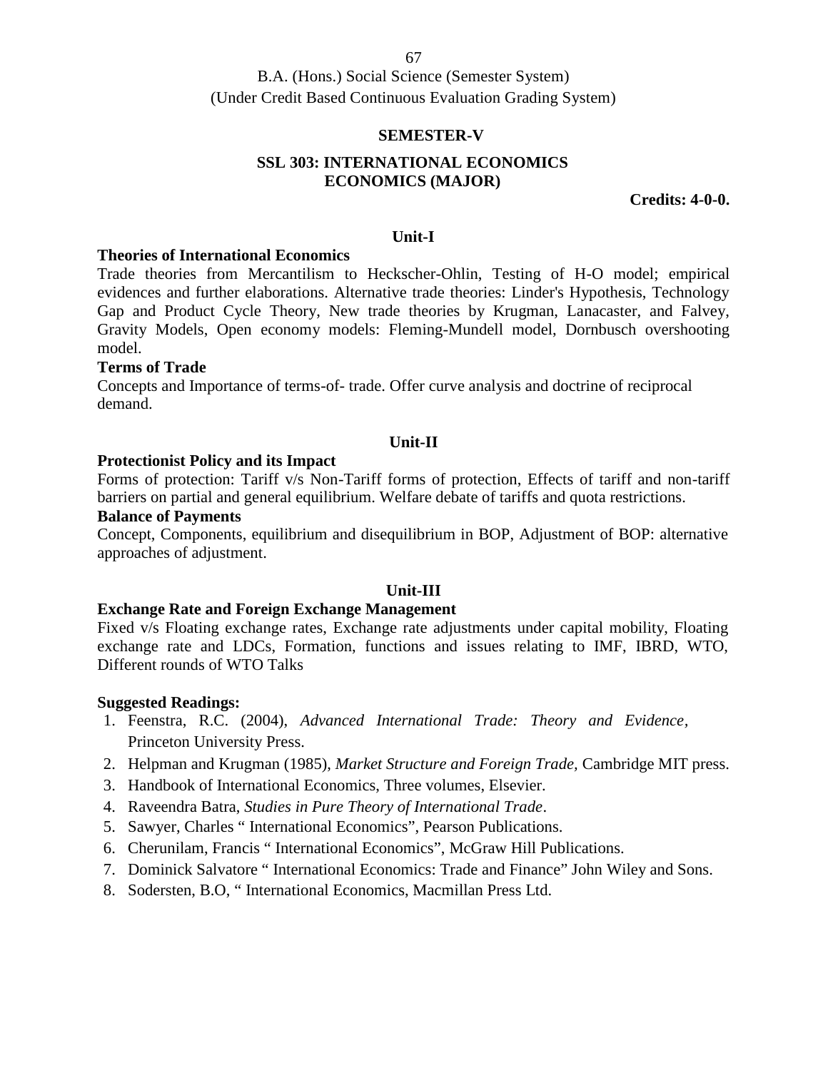B.A. (Hons.) Social Science (Semester System)
(Under Credit Based Continuous Evaluation Grading System)

## SEMESTER-V

## SSL 303: INTERNATIONAL ECONOMICS
## ECONOMICS (MAJOR)

**Credits: 4-0-0.**

### Unit-I

**Theories of International Economics**

Trade theories from Mercantilism to Heckscher-Ohlin, Testing of H-O model; empirical evidences and further elaborations. Alternative trade theories: Linder's Hypothesis, Technology Gap and Product Cycle Theory, New trade theories by Krugman, Lanacaster, and Falvey, Gravity Models, Open economy models: Fleming-Mundell model, Dornbusch overshooting model.

**Terms of Trade**

Concepts and Importance of terms-of- trade. Offer curve analysis and doctrine of reciprocal demand.

### Unit-II

**Protectionist Policy and its Impact**

Forms of protection: Tariff v/s Non-Tariff forms of protection, Effects of tariff and non-tariff barriers on partial and general equilibrium. Welfare debate of tariffs and quota restrictions.

**Balance of Payments**

Concept, Components, equilibrium and disequilibrium in BOP, Adjustment of BOP: alternative approaches of adjustment.

### Unit-III

**Exchange Rate and Foreign Exchange Management**

Fixed v/s Floating exchange rates, Exchange rate adjustments under capital mobility, Floating exchange rate and LDCs, Formation, functions and issues relating to IMF, IBRD, WTO, Different rounds of WTO Talks

**Suggested Readings:**

1. Feenstra, R.C. (2004), *Advanced International Trade: Theory and Evidence*, Princeton University Press.
2. Helpman and Krugman (1985), *Market Structure and Foreign Trade,* Cambridge MIT press.
3. Handbook of International Economics, Three volumes, Elsevier.
4. Raveendra Batra, *Studies in Pure Theory of International Trade*.
5. Sawyer, Charles " International Economics", Pearson Publications.
6. Cherunilam, Francis " International Economics", McGraw Hill Publications.
7. Dominick Salvatore " International Economics: Trade and Finance" John Wiley and Sons.
8. Sodersten, B.O, " International Economics, Macmillan Press Ltd.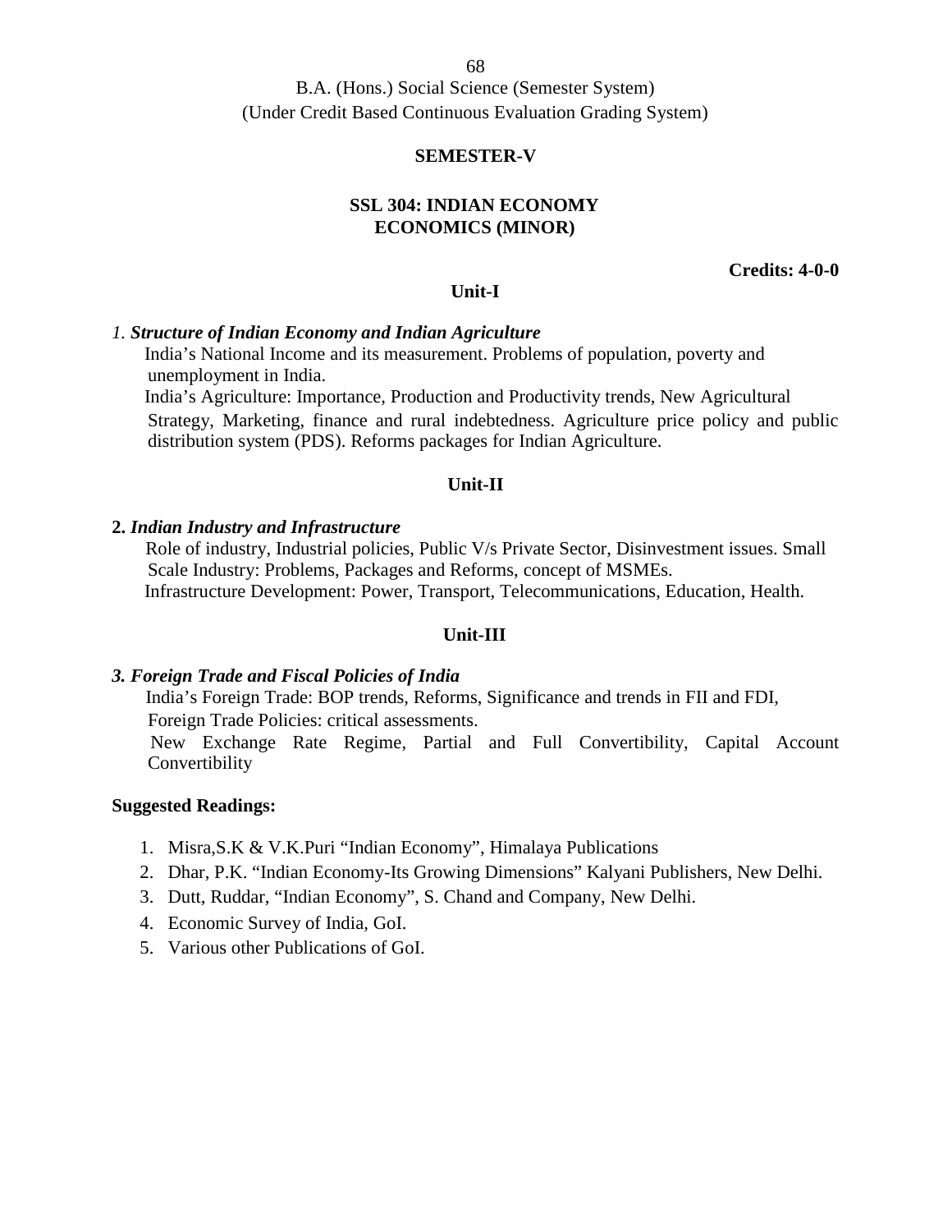B.A. (Hons.) Social Science (Semester System)
(Under Credit Based Continuous Evaluation Grading System)

**SEMESTER-V**

## SSL 304: INDIAN ECONOMY
## ECONOMICS (MINOR)

**Credits: 4-0-0**

### Unit-I

*1. **Structure of Indian Economy and Indian Agriculture***

India's National Income and its measurement. Problems of population, poverty and unemployment in India.

India's Agriculture: Importance, Production and Productivity trends, New Agricultural Strategy, Marketing, finance and rural indebtedness. Agriculture price policy and public distribution system (PDS). Reforms packages for Indian Agriculture.

### Unit-II

**2. *Indian Industry and Infrastructure***

Role of industry, Industrial policies, Public V/s Private Sector, Disinvestment issues. Small Scale Industry: Problems, Packages and Reforms, concept of MSMEs.

Infrastructure Development: Power, Transport, Telecommunications, Education, Health.

### Unit-III

***3. Foreign Trade and Fiscal Policies of India***

India's Foreign Trade: BOP trends, Reforms, Significance and trends in FII and FDI, Foreign Trade Policies: critical assessments.

New Exchange Rate Regime, Partial and Full Convertibility, Capital Account Convertibility

**Suggested Readings:**

1. Misra,S.K & V.K.Puri "Indian Economy", Himalaya Publications
2. Dhar, P.K. "Indian Economy-Its Growing Dimensions" Kalyani Publishers, New Delhi.
3. Dutt, Ruddar, "Indian Economy", S. Chand and Company, New Delhi.
4. Economic Survey of India, GoI.
5. Various other Publications of GoI.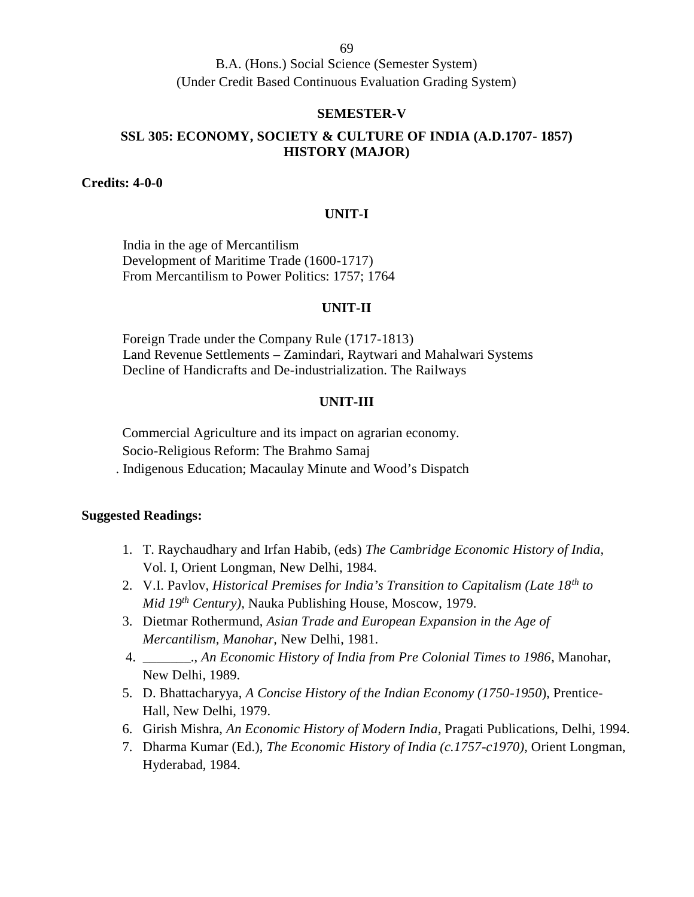B.A. (Hons.) Social Science (Semester System)
(Under Credit Based Continuous Evaluation Grading System)

## SEMESTER-V

## SSL 305: ECONOMY, SOCIETY & CULTURE OF INDIA (A.D.1707- 1857) HISTORY (MAJOR)

**Credits: 4-0-0**

### UNIT-I

India in the age of Mercantilism
Development of Maritime Trade (1600-1717)
From Mercantilism to Power Politics: 1757; 1764

### UNIT-II

Foreign Trade under the Company Rule (1717-1813)
Land Revenue Settlements – Zamindari, Raytwari and Mahalwari Systems
Decline of Handicrafts and De-industrialization. The Railways

### UNIT-III

Commercial Agriculture and its impact on agrarian economy.
Socio-Religious Reform: The Brahmo Samaj
. Indigenous Education; Macaulay Minute and Wood's Dispatch

**Suggested Readings:**

1. T. Raychaudhary and Irfan Habib, (eds) *The Cambridge Economic History of India,* Vol. I, Orient Longman, New Delhi, 1984.
2. V.I. Pavlov, *Historical Premises for India's Transition to Capitalism (Late 18th to Mid 19th Century),* Nauka Publishing House, Moscow, 1979.
3. Dietmar Rothermund, *Asian Trade and European Expansion in the Age of Mercantilism, Manohar,* New Delhi, 1981.
4. _______., *An Economic History of India from Pre Colonial Times to 1986*, Manohar, New Delhi, 1989.
5. D. Bhattacharyya, *A Concise History of the Indian Economy (1750-1950*), Prentice-Hall, New Delhi, 1979.
6. Girish Mishra, *An Economic History of Modern India*, Pragati Publications, Delhi, 1994.
7. Dharma Kumar (Ed.), *The Economic History of India (c.1757-c1970),* Orient Longman, Hyderabad, 1984.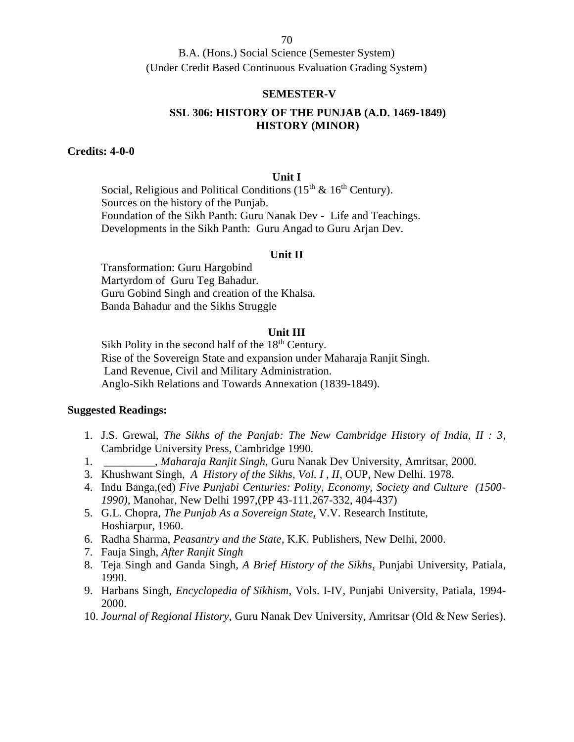B.A. (Hons.) Social Science (Semester System)
(Under Credit Based Continuous Evaluation Grading System)

## SEMESTER-V

## SSL 306: HISTORY OF THE PUNJAB (A.D. 1469-1849)
## HISTORY (MINOR)

**Credits: 4-0-0**

### Unit I

Social, Religious and Political Conditions ($15^{th}$ & $16^{th}$ Century).
Sources on the history of the Punjab.
Foundation of the Sikh Panth: Guru Nanak Dev - Life and Teachings.
Developments in the Sikh Panth: Guru Angad to Guru Arjan Dev.

### Unit II

Transformation: Guru Hargobind
Martyrdom of Guru Teg Bahadur.
Guru Gobind Singh and creation of the Khalsa.
Banda Bahadur and the Sikhs Struggle

### Unit III

Sikh Polity in the second half of the $18^{th}$ Century.
Rise of the Sovereign State and expansion under Maharaja Ranjit Singh.
Land Revenue, Civil and Military Administration.
Anglo-Sikh Relations and Towards Annexation (1839-1849).

**Suggested Readings:**

1. J.S. Grewal, *The Sikhs of the Panjab: The New Cambridge History of India, II : 3*, Cambridge University Press, Cambridge 1990.
1. _________, *Maharaja Ranjit Singh,* Guru Nanak Dev University, Amritsar, 2000.
3. Khushwant Singh, *A History of the Sikhs, Vol. I , II*, OUP, New Delhi. 1978.
4. Indu Banga,(ed) *Five Punjabi Centuries: Polity, Economy, Society and Culture (1500-1990)*, Manohar, New Delhi 1997,(PP 43-111.267-332, 404-437)
5. G.L. Chopra, *The Punjab As a Sovereign State*, V.V. Research Institute, Hoshiarpur, 1960.
6. Radha Sharma, *Peasantry and the State*, K.K. Publishers, New Delhi, 2000.
7. Fauja Singh, *After Ranjit Singh*
8. Teja Singh and Ganda Singh, *A Brief History of the Sikhs*, Punjabi University, Patiala, 1990.
9. Harbans Singh, *Encyclopedia of Sikhism*, Vols. I-IV, Punjabi University, Patiala, 1994-2000.
10. *Journal of Regional History,* Guru Nanak Dev University, Amritsar (Old & New Series).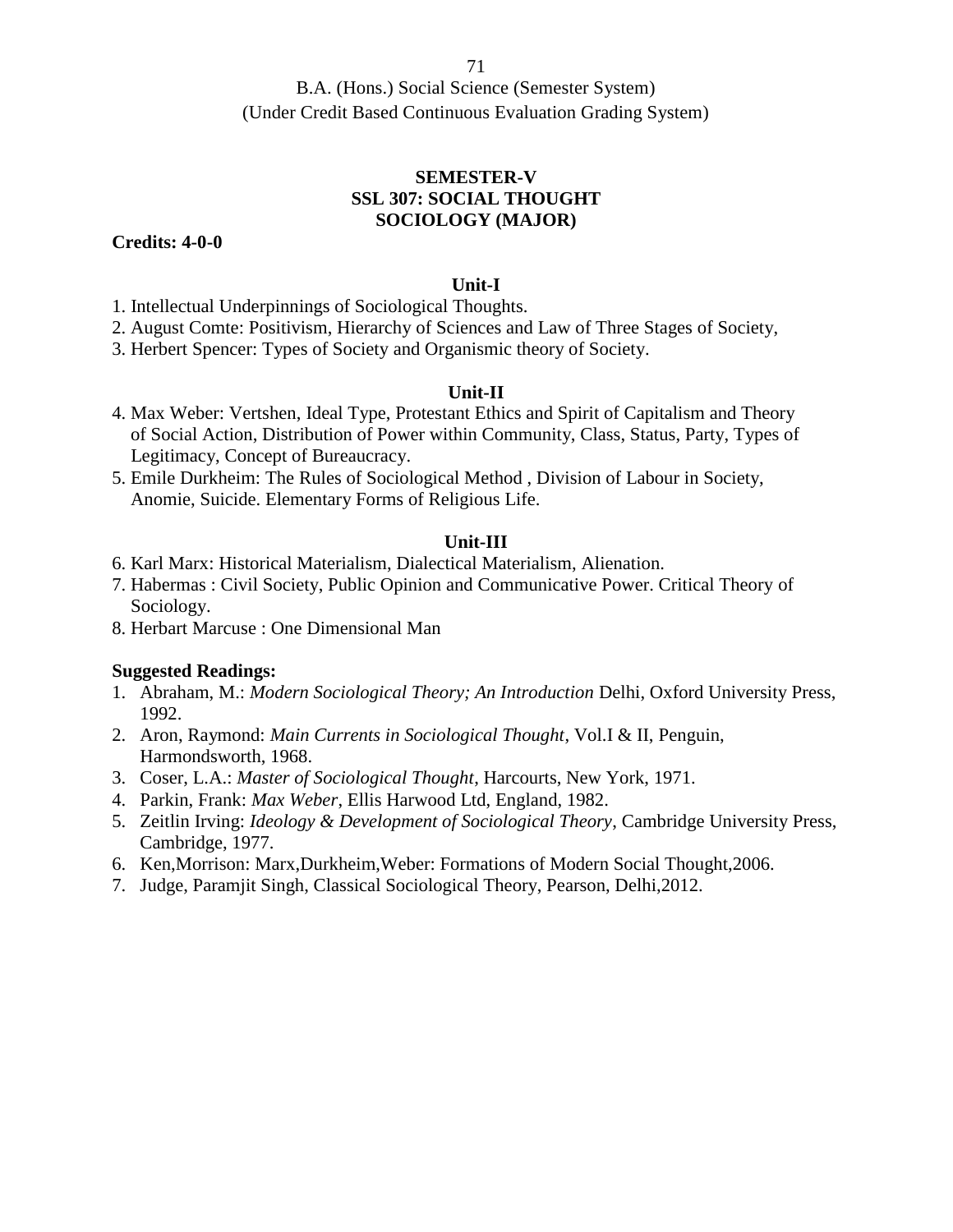B.A. (Hons.) Social Science (Semester System)
(Under Credit Based Continuous Evaluation Grading System)

## SEMESTER-V
## SSL 307: SOCIAL THOUGHT
## SOCIOLOGY (MAJOR)

**Credits: 4-0-0**

### Unit-I

1. Intellectual Underpinnings of Sociological Thoughts.
2. August Comte: Positivism, Hierarchy of Sciences and Law of Three Stages of Society,
3. Herbert Spencer: Types of Society and Organismic theory of Society.

### Unit-II

4. Max Weber: Vertshen, Ideal Type, Protestant Ethics and Spirit of Capitalism and Theory of Social Action, Distribution of Power within Community, Class, Status, Party, Types of Legitimacy, Concept of Bureaucracy.
5. Emile Durkheim: The Rules of Sociological Method , Division of Labour in Society, Anomie, Suicide. Elementary Forms of Religious Life.

### Unit-III

6. Karl Marx: Historical Materialism, Dialectical Materialism, Alienation.
7. Habermas : Civil Society, Public Opinion and Communicative Power. Critical Theory of Sociology.
8. Herbart Marcuse : One Dimensional Man

**Suggested Readings:**

1. Abraham, M.: *Modern Sociological Theory; An Introduction* Delhi, Oxford University Press, 1992.
2. Aron, Raymond: *Main Currents in Sociological Thought*, Vol.I & II, Penguin, Harmondsworth, 1968.
3. Coser, L.A.: *Master of Sociological Thought*, Harcourts, New York, 1971.
4. Parkin, Frank: *Max Weber*, Ellis Harwood Ltd, England, 1982.
5. Zeitlin Irving: *Ideology & Development of Sociological Theory*, Cambridge University Press, Cambridge, 1977.
6. Ken,Morrison: Marx,Durkheim,Weber: Formations of Modern Social Thought,2006.
7. Judge, Paramjit Singh, Classical Sociological Theory, Pearson, Delhi,2012.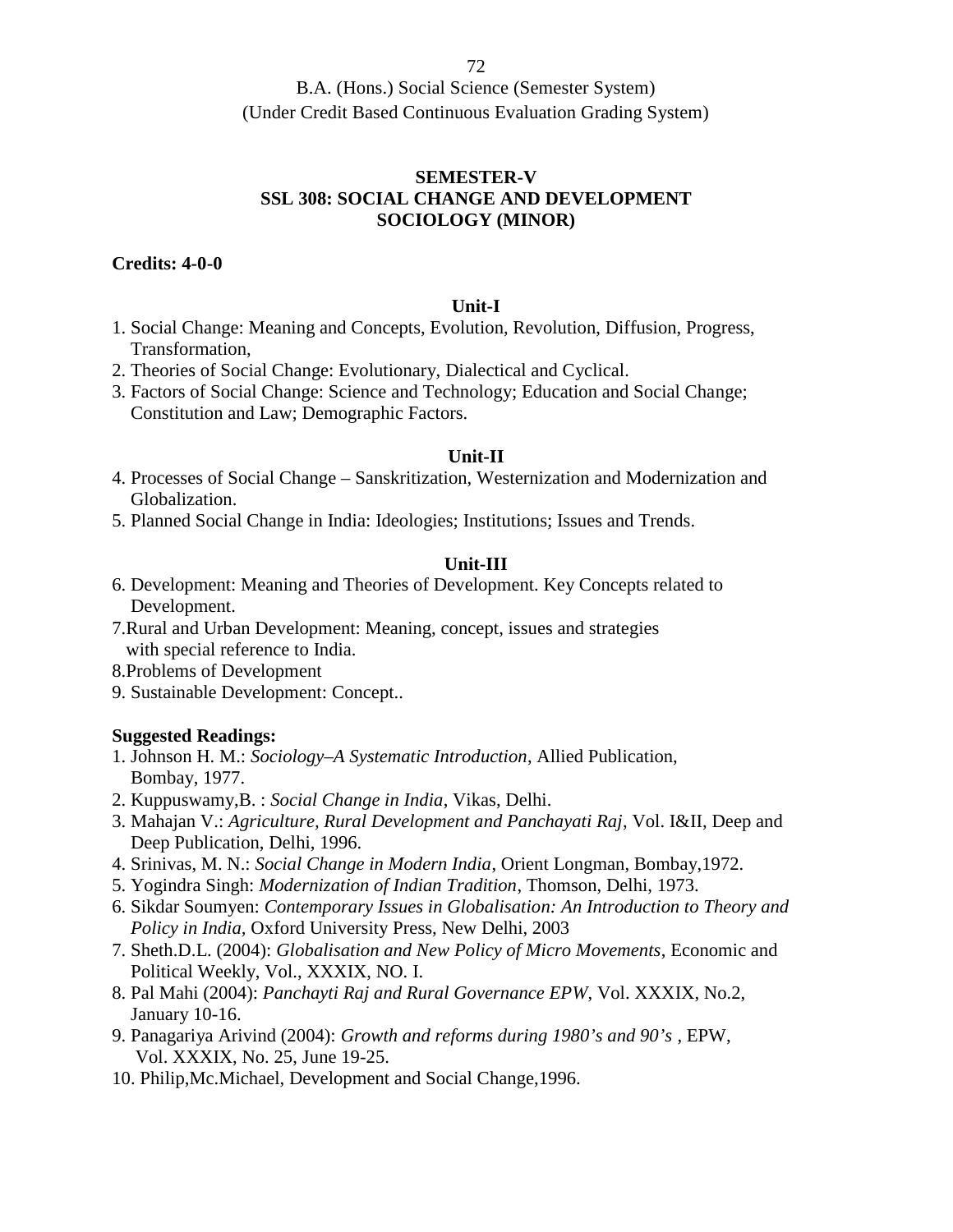B.A. (Hons.) Social Science (Semester System)
(Under Credit Based Continuous Evaluation Grading System)

## SEMESTER-V
## SSL 308: SOCIAL CHANGE AND DEVELOPMENT
## SOCIOLOGY (MINOR)

**Credits: 4-0-0**

### Unit-I

1. Social Change: Meaning and Concepts, Evolution, Revolution, Diffusion, Progress, Transformation,
2. Theories of Social Change: Evolutionary, Dialectical and Cyclical.
3. Factors of Social Change: Science and Technology; Education and Social Change; Constitution and Law; Demographic Factors.

### Unit-II

4. Processes of Social Change – Sanskritization, Westernization and Modernization and Globalization.
5. Planned Social Change in India: Ideologies; Institutions; Issues and Trends.

### Unit-III

6. Development: Meaning and Theories of Development. Key Concepts related to Development.
7. Rural and Urban Development: Meaning, concept, issues and strategies with special reference to India.
8. Problems of Development
9. Sustainable Development: Concept..

**Suggested Readings:**

1. Johnson H. M.: *Sociology–A Systematic Introduction*, Allied Publication, Bombay, 1977.
2. Kuppuswamy,B. : *Social Change in India*, Vikas, Delhi.
3. Mahajan V.: *Agriculture, Rural Development and Panchayati Raj*, Vol. I&II, Deep and Deep Publication, Delhi, 1996.
4. Srinivas, M. N.: *Social Change in Modern India*, Orient Longman, Bombay,1972.
5. Yogindra Singh: *Modernization of Indian Tradition*, Thomson, Delhi, 1973.
6. Sikdar Soumyen: *Contemporary Issues in Globalisation: An Introduction to Theory and Policy in India*, Oxford University Press, New Delhi, 2003
7. Sheth.D.L. (2004): *Globalisation and New Policy of Micro Movements*, Economic and Political Weekly, Vol., XXXIX, NO. I.
8. Pal Mahi (2004): *Panchayti Raj and Rural Governance EPW*, Vol. XXXIX, No.2, January 10-16.
9. Panagariya Arivind (2004): *Growth and reforms during 1980's and 90's* , EPW, Vol. XXXIX, No. 25, June 19-25.
10. Philip,Mc.Michael, Development and Social Change,1996.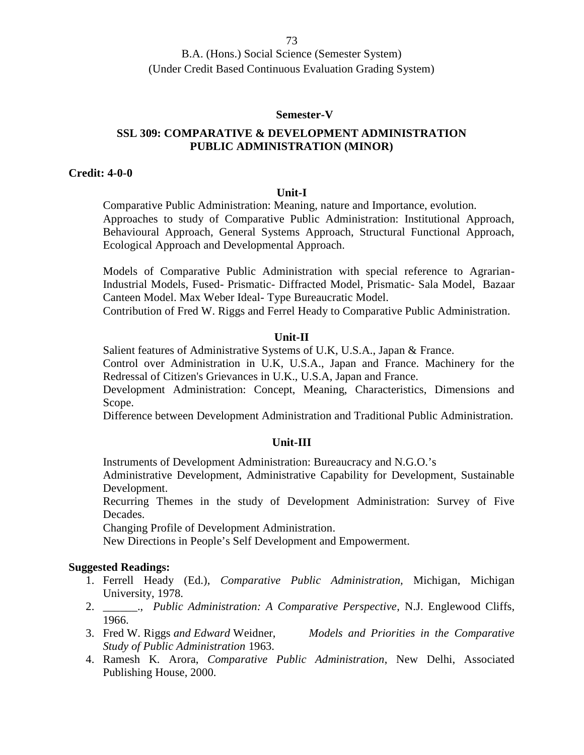B.A. (Hons.) Social Science (Semester System)
(Under Credit Based Continuous Evaluation Grading System)

**Semester-V**

## SSL 309: COMPARATIVE & DEVELOPMENT ADMINISTRATION PUBLIC ADMINISTRATION (MINOR)

**Credit: 4-0-0**

### Unit-I

Comparative Public Administration: Meaning, nature and Importance, evolution.
Approaches to study of Comparative Public Administration: Institutional Approach, Behavioural Approach, General Systems Approach, Structural Functional Approach, Ecological Approach and Developmental Approach.

Models of Comparative Public Administration with special reference to Agrarian-Industrial Models, Fused- Prismatic- Diffracted Model, Prismatic- Sala Model, Bazaar Canteen Model. Max Weber Ideal- Type Bureaucratic Model.
Contribution of Fred W. Riggs and Ferrel Heady to Comparative Public Administration.

### Unit-II

Salient features of Administrative Systems of U.K, U.S.A., Japan & France.
Control over Administration in U.K, U.S.A., Japan and France. Machinery for the Redressal of Citizen's Grievances in U.K., U.S.A, Japan and France.
Development Administration: Concept, Meaning, Characteristics, Dimensions and Scope.
Difference between Development Administration and Traditional Public Administration.

### Unit-III

Instruments of Development Administration: Bureaucracy and N.G.O.'s
Administrative Development, Administrative Capability for Development, Sustainable Development.
Recurring Themes in the study of Development Administration: Survey of Five Decades.
Changing Profile of Development Administration.
New Directions in People's Self Development and Empowerment.

**Suggested Readings:**

1. Ferrell Heady (Ed.), *Comparative Public Administration,* Michigan, Michigan University, 1978.
2. ______., *Public Administration: A Comparative Perspective*, N.J. Englewood Cliffs, 1966.
3. Fred W. Riggs *and Edward* Weidner, *Models and Priorities in the Comparative Study of Public Administration* 1963.
4. Ramesh K. Arora, *Comparative Public Administration*, New Delhi, Associated Publishing House, 2000.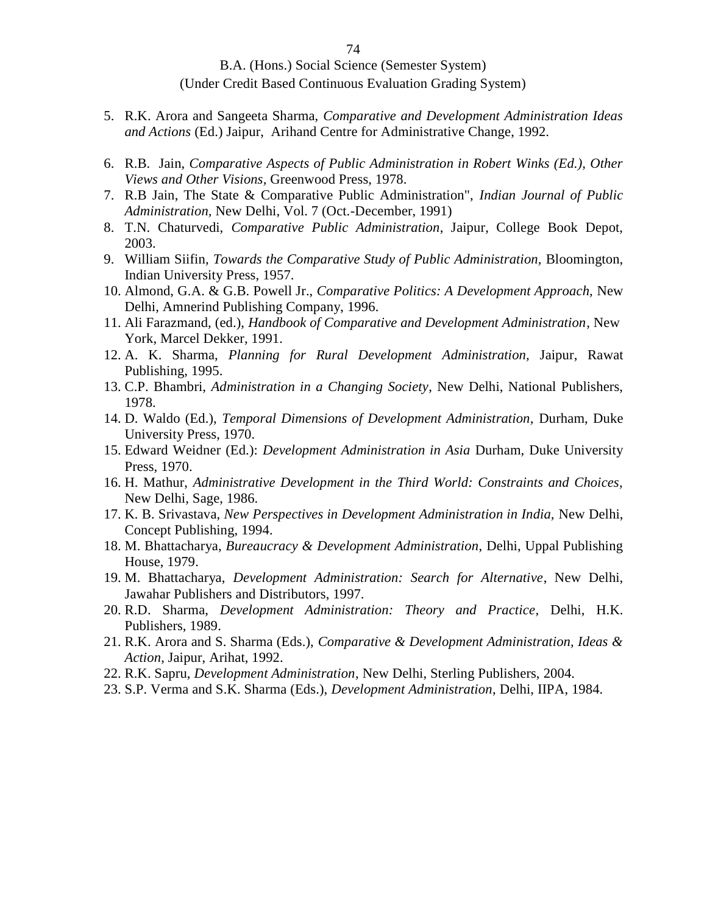B.A. (Hons.) Social Science (Semester System)
(Under Credit Based Continuous Evaluation Grading System)

5. R.K. Arora and Sangeeta Sharma, *Comparative and Development Administration Ideas and Actions* (Ed.) Jaipur, Arihand Centre for Administrative Change, 1992.
6. R.B. Jain, *Comparative Aspects of Public Administration in Robert Winks (Ed.), Other Views and Other Visions,* Greenwood Press, 1978.
7. R.B Jain, The State & Comparative Public Administration", *Indian Journal of Public Administration,* New Delhi, Vol. 7 (Oct.-December, 1991)
8. T.N. Chaturvedi, *Comparative Public Administration*, Jaipur, College Book Depot, 2003.
9. William Siifin, *Towards the Comparative Study of Public Administration,* Bloomington, Indian University Press, 1957.
10. Almond, G.A. & G.B. Powell Jr., *Comparative Politics: A Development Approach,* New Delhi, Amnerind Publishing Company, 1996.
11. Ali Farazmand, (ed.), *Handbook of Comparative and Development Administration*, New York, Marcel Dekker, 1991.
12. A. K. Sharma, *Planning for Rural Development Administration,* Jaipur, Rawat Publishing, 1995.
13. C.P. Bhambri, *Administration in a Changing Society*, New Delhi, National Publishers, 1978.
14. D. Waldo (Ed.), *Temporal Dimensions of Development Administration,* Durham, Duke University Press, 1970.
15. Edward Weidner (Ed.): *Development Administration in Asia* Durham, Duke University Press, 1970.
16. H. Mathur, *Administrative Development in the Third World: Constraints and Choices,* New Delhi, Sage, 1986.
17. K. B. Srivastava, *New Perspectives in Development Administration in India,* New Delhi, Concept Publishing, 1994.
18. M. Bhattacharya, *Bureaucracy & Development Administration*, Delhi, Uppal Publishing House, 1979.
19. M. Bhattacharya, *Development Administration: Search for Alternative*, New Delhi, Jawahar Publishers and Distributors, 1997.
20. R.D. Sharma, *Development Administration: Theory and Practice*, Delhi, H.K. Publishers, 1989.
21. R.K. Arora and S. Sharma (Eds.), *Comparative & Development Administration, Ideas & Action*, Jaipur, Arihat, 1992.
22. R.K. Sapru, *Development Administration*, New Delhi, Sterling Publishers, 2004.
23. S.P. Verma and S.K. Sharma (Eds.), *Development Administration*, Delhi, IIPA, 1984.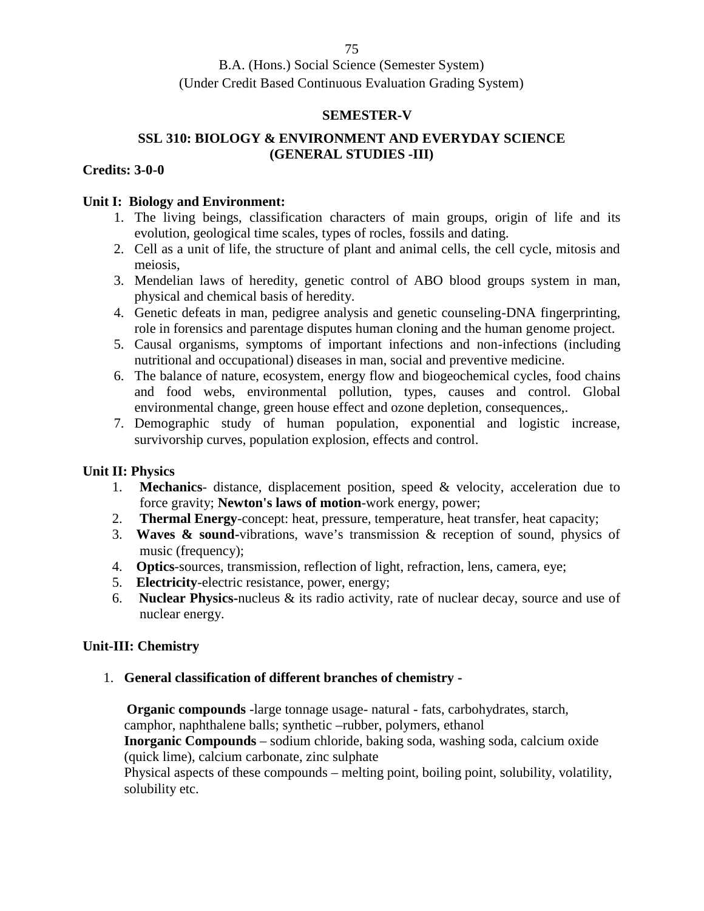B.A. (Hons.) Social Science (Semester System)
(Under Credit Based Continuous Evaluation Grading System)

**SEMESTER-V**

**SSL 310: BIOLOGY & ENVIRONMENT AND EVERYDAY SCIENCE (GENERAL STUDIES -III)**

**Credits: 3-0-0**

**Unit I: Biology and Environment:**

1. The living beings, classification characters of main groups, origin of life and its evolution, geological time scales, types of rocles, fossils and dating.
2. Cell as a unit of life, the structure of plant and animal cells, the cell cycle, mitosis and meiosis,
3. Mendelian laws of heredity, genetic control of ABO blood groups system in man, physical and chemical basis of heredity.
4. Genetic defeats in man, pedigree analysis and genetic counseling-DNA fingerprinting, role in forensics and parentage disputes human cloning and the human genome project.
5. Causal organisms, symptoms of important infections and non-infections (including nutritional and occupational) diseases in man, social and preventive medicine.
6. The balance of nature, ecosystem, energy flow and biogeochemical cycles, food chains and food webs, environmental pollution, types, causes and control. Global environmental change, green house effect and ozone depletion, consequences,.
7. Demographic study of human population, exponential and logistic increase, survivorship curves, population explosion, effects and control.

**Unit II: Physics**

1. **Mechanics**- distance, displacement position, speed & velocity, acceleration due to force gravity; **Newton's laws of motion**-work energy, power;
2. **Thermal Energy**-concept: heat, pressure, temperature, heat transfer, heat capacity;
3. **Waves & sound**-vibrations, wave's transmission & reception of sound, physics of music (frequency);
4. **Optics**-sources, transmission, reflection of light, refraction, lens, camera, eye;
5. **Electricity**-electric resistance, power, energy;
6. **Nuclear Physics**-nucleus & its radio activity, rate of nuclear decay, source and use of nuclear energy.

**Unit-III: Chemistry**

1. **General classification of different branches of chemistry -**

   **Organic compounds** -large tonnage usage- natural - fats, carbohydrates, starch, camphor, naphthalene balls; synthetic –rubber, polymers, ethanol
   **Inorganic Compounds** – sodium chloride, baking soda, washing soda, calcium oxide (quick lime), calcium carbonate, zinc sulphate
   Physical aspects of these compounds – melting point, boiling point, solubility, volatility, solubility etc.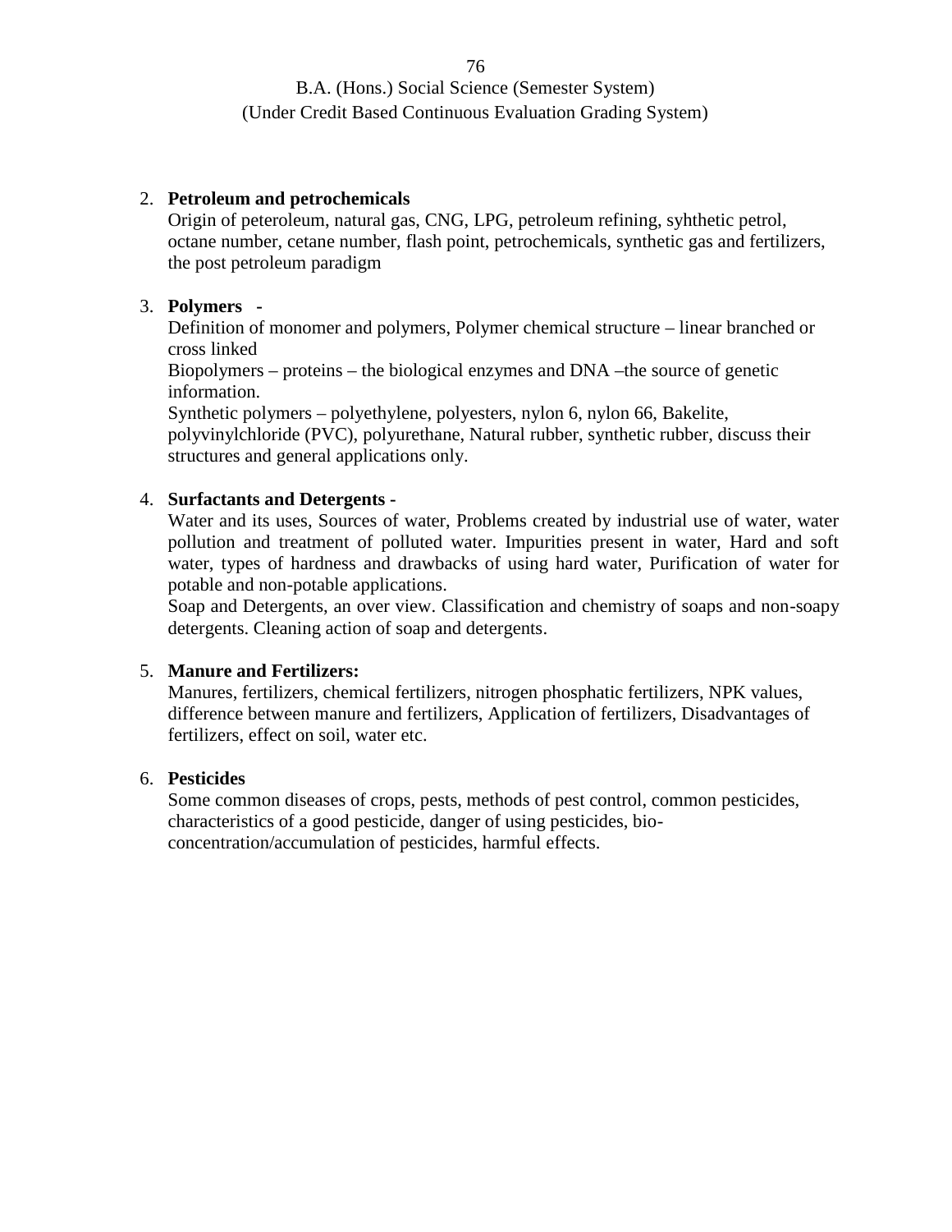2. **Petroleum and petrochemicals**

   Origin of peteroleum, natural gas, CNG, LPG, petroleum refining, syhthetic petrol, octane number, cetane number, flash point, petrochemicals, synthetic gas and fertilizers, the post petroleum paradigm

3. **Polymers -**

   Definition of monomer and polymers, Polymer chemical structure – linear branched or cross linked

   Biopolymers – proteins – the biological enzymes and DNA –the source of genetic information.

   Synthetic polymers – polyethylene, polyesters, nylon 6, nylon 66, Bakelite, polyvinylchloride (PVC), polyurethane, Natural rubber, synthetic rubber, discuss their structures and general applications only.

4. **Surfactants and Detergents -**

   Water and its uses, Sources of water, Problems created by industrial use of water, water pollution and treatment of polluted water. Impurities present in water, Hard and soft water, types of hardness and drawbacks of using hard water, Purification of water for potable and non-potable applications.

   Soap and Detergents, an over view. Classification and chemistry of soaps and non-soapy detergents. Cleaning action of soap and detergents.

5. **Manure and Fertilizers:**

   Manures, fertilizers, chemical fertilizers, nitrogen phosphatic fertilizers, NPK values, difference between manure and fertilizers, Application of fertilizers, Disadvantages of fertilizers, effect on soil, water etc.

6. **Pesticides**

   Some common diseases of crops, pests, methods of pest control, common pesticides, characteristics of a good pesticide, danger of using pesticides, bio-concentration/accumulation of pesticides, harmful effects.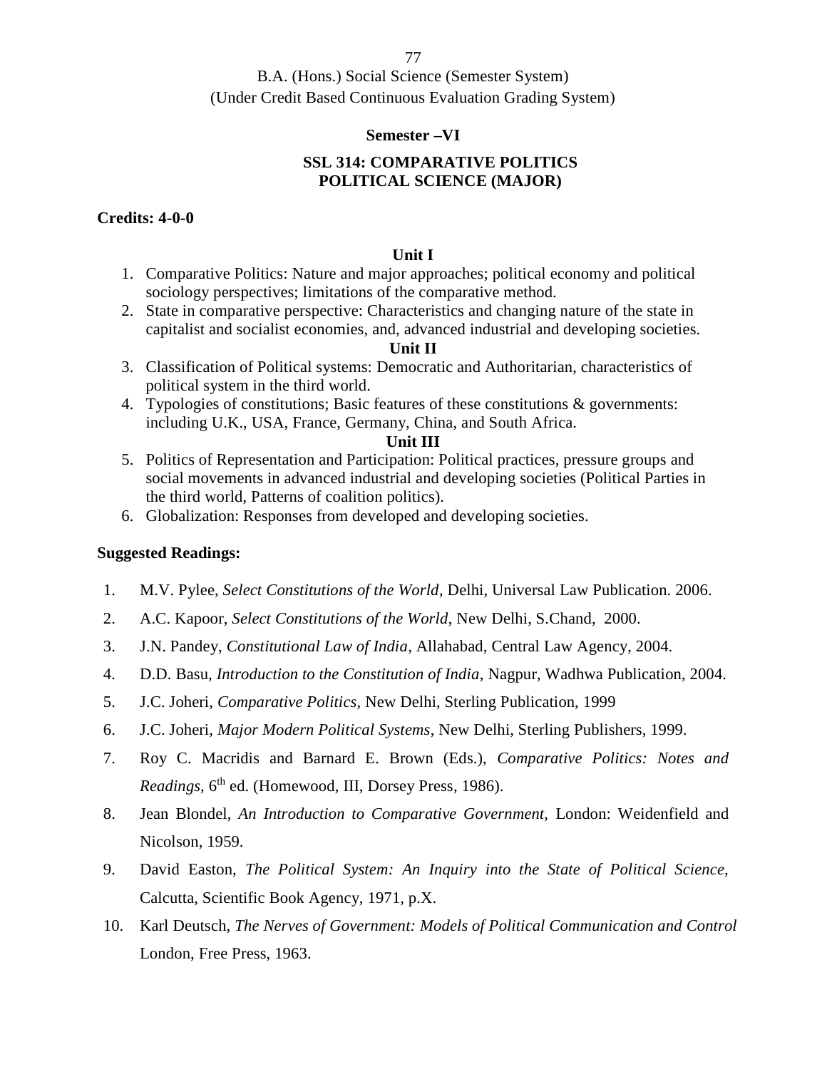B.A. (Hons.) Social Science (Semester System)
(Under Credit Based Continuous Evaluation Grading System)

**Semester –VI**

**SSL 314: COMPARATIVE POLITICS**
**POLITICAL SCIENCE (MAJOR)**

**Credits: 4-0-0**

**Unit I**

1. Comparative Politics: Nature and major approaches; political economy and political sociology perspectives; limitations of the comparative method.
2. State in comparative perspective: Characteristics and changing nature of the state in capitalist and socialist economies, and, advanced industrial and developing societies.

**Unit II**

3. Classification of Political systems: Democratic and Authoritarian, characteristics of political system in the third world.
4. Typologies of constitutions; Basic features of these constitutions & governments: including U.K., USA, France, Germany, China, and South Africa.

**Unit III**

5. Politics of Representation and Participation: Political practices, pressure groups and social movements in advanced industrial and developing societies (Political Parties in the third world, Patterns of coalition politics).
6. Globalization: Responses from developed and developing societies.

**Suggested Readings:**

1. M.V. Pylee, *Select Constitutions of the World*, Delhi, Universal Law Publication. 2006.
2. A.C. Kapoor, *Select Constitutions of the World*, New Delhi, S.Chand, 2000.
3. J.N. Pandey, *Constitutional Law of India*, Allahabad, Central Law Agency, 2004.
4. D.D. Basu, *Introduction to the Constitution of India*, Nagpur, Wadhwa Publication, 2004.
5. J.C. Joheri, *Comparative Politics*, New Delhi, Sterling Publication, 1999
6. J.C. Joheri, *Major Modern Political Systems*, New Delhi, Sterling Publishers, 1999.
7. Roy C. Macridis and Barnard E. Brown (Eds.), *Comparative Politics: Notes and Readings*, 6th ed. (Homewood, III, Dorsey Press, 1986).
8. Jean Blondel, *An Introduction to Comparative Government*, London: Weidenfield and Nicolson, 1959.
9. David Easton, *The Political System: An Inquiry into the State of Political Science*, Calcutta, Scientific Book Agency, 1971, p.X.
10. Karl Deutsch, *The Nerves of Government: Models of Political Communication and Control* London, Free Press, 1963.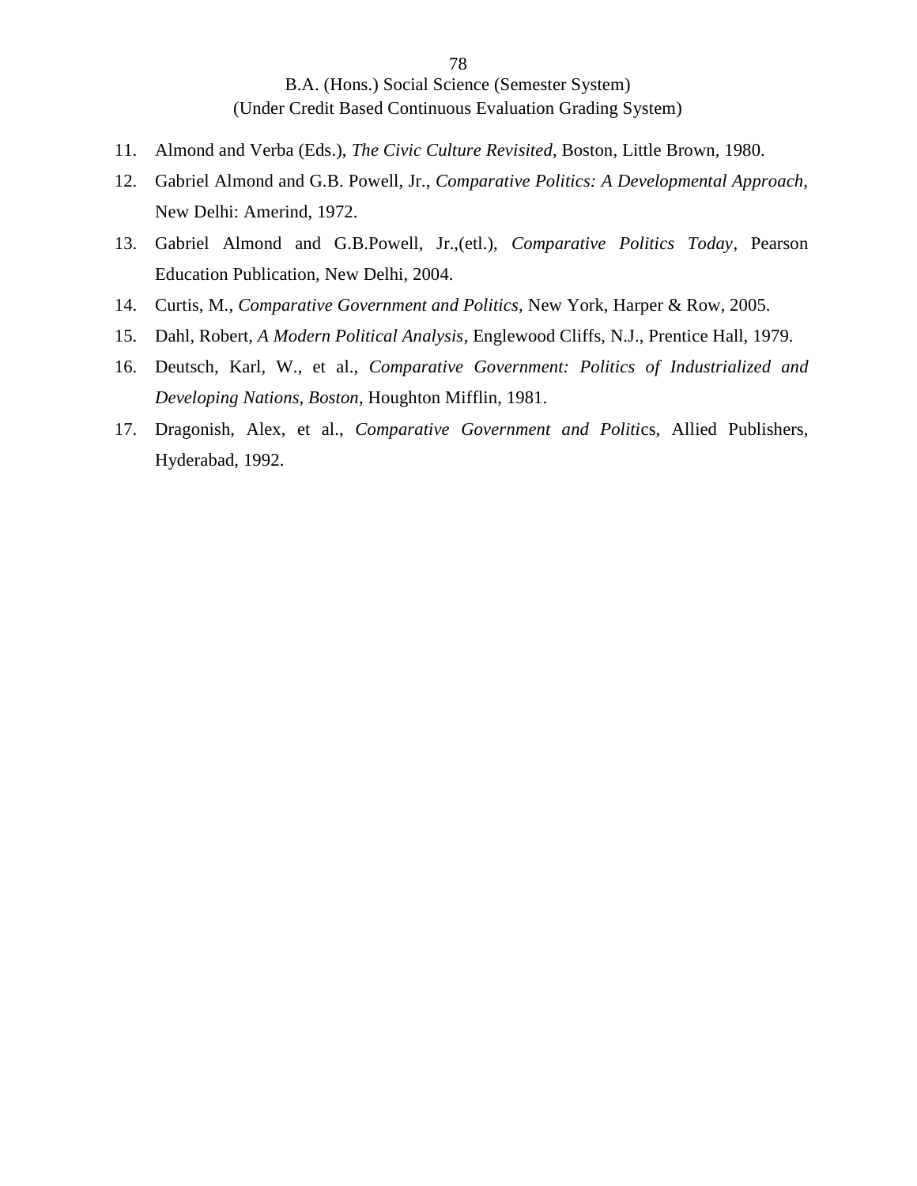11. Almond and Verba (Eds.), *The Civic Culture Revisited*, Boston, Little Brown, 1980.
12. Gabriel Almond and G.B. Powell, Jr., *Comparative Politics: A Developmental Approach*, New Delhi: Amerind, 1972.
13. Gabriel Almond and G.B.Powell, Jr.,(etl.), *Comparative Politics Today*, Pearson Education Publication, New Delhi, 2004.
14. Curtis, M., *Comparative Government and Politics*, New York, Harper & Row, 2005.
15. Dahl, Robert, *A Modern Political Analysis*, Englewood Cliffs, N.J., Prentice Hall, 1979.
16. Deutsch, Karl, W., et al., *Comparative Government: Politics of Industrialized and Developing Nations, Boston*, Houghton Mifflin, 1981.
17. Dragonish, Alex, et al., *Comparative Government and Politi*cs, Allied Publishers, Hyderabad, 1992.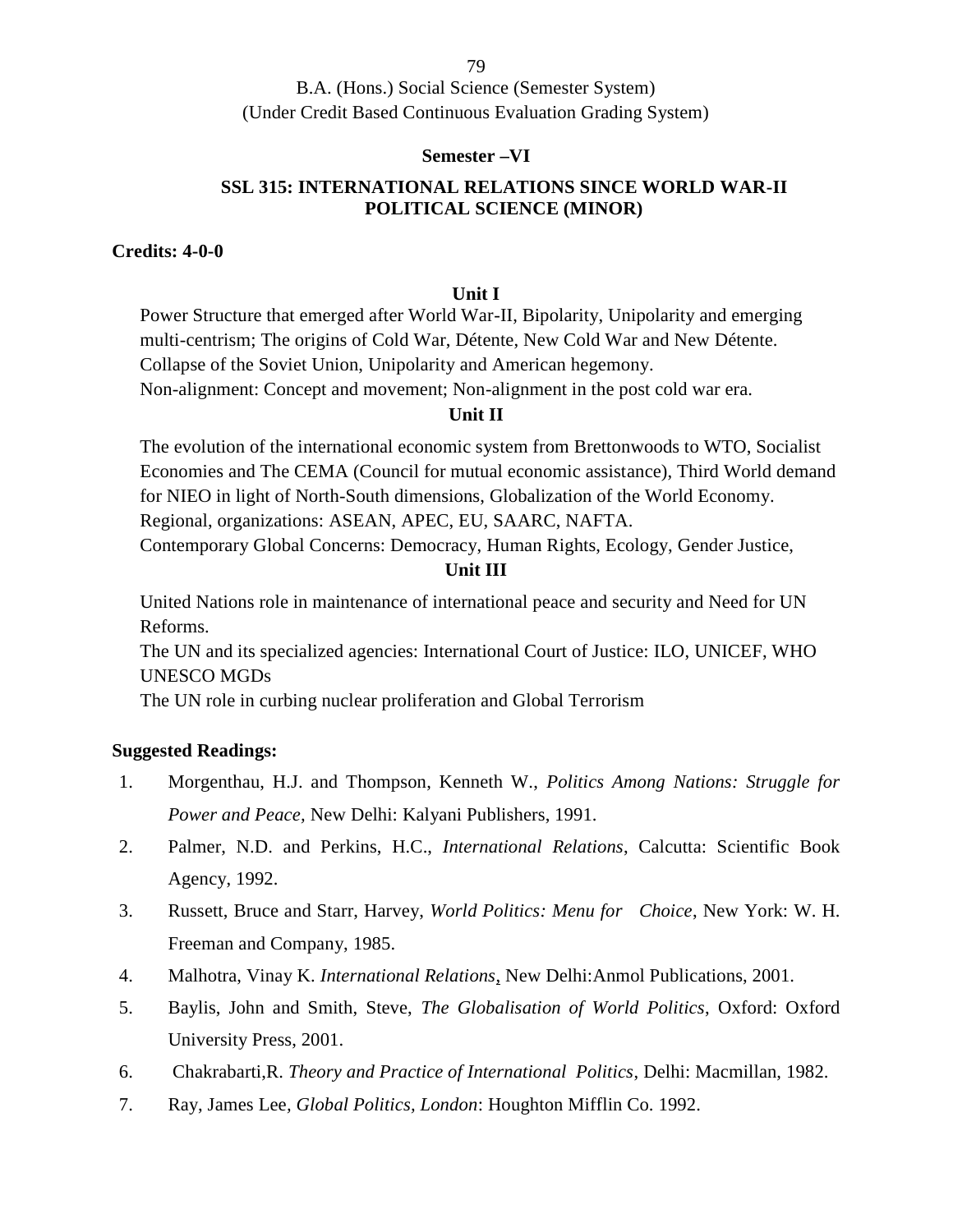B.A. (Hons.) Social Science (Semester System)
(Under Credit Based Continuous Evaluation Grading System)

**Semester –VI**

**SSL 315: INTERNATIONAL RELATIONS SINCE WORLD WAR-II**
**POLITICAL SCIENCE (MINOR)**

**Credits: 4-0-0**

**Unit I**

Power Structure that emerged after World War-II, Bipolarity, Unipolarity and emerging multi-centrism; The origins of Cold War, Détente, New Cold War and New Détente.
Collapse of the Soviet Union, Unipolarity and American hegemony.
Non-alignment: Concept and movement; Non-alignment in the post cold war era.

**Unit II**

The evolution of the international economic system from Brettonwoods to WTO, Socialist Economies and The CEMA (Council for mutual economic assistance), Third World demand for NIEO in light of North-South dimensions, Globalization of the World Economy.
Regional, organizations: ASEAN, APEC, EU, SAARC, NAFTA.
Contemporary Global Concerns: Democracy, Human Rights, Ecology, Gender Justice,

**Unit III**

United Nations role in maintenance of international peace and security and Need for UN Reforms.
The UN and its specialized agencies: International Court of Justice: ILO, UNICEF, WHO UNESCO MGDs
The UN role in curbing nuclear proliferation and Global Terrorism

**Suggested Readings:**

1. Morgenthau, H.J. and Thompson, Kenneth W., *Politics Among Nations: Struggle for Power and Peace*, New Delhi: Kalyani Publishers, 1991.
2. Palmer, N.D. and Perkins, H.C., *International Relations*, Calcutta: Scientific Book Agency, 1992.
3. Russett, Bruce and Starr, Harvey, *World Politics: Menu for Choice*, New York: W. H. Freeman and Company, 1985.
4. Malhotra, Vinay K. *International Relations*, New Delhi:Anmol Publications, 2001.
5. Baylis, John and Smith, Steve, *The Globalisation of World Politics*, Oxford: Oxford University Press, 2001.
6. Chakrabarti,R. *Theory and Practice of International Politics*, Delhi: Macmillan, 1982.
7. Ray, James Lee, *Global Politics, London*: Houghton Mifflin Co. 1992.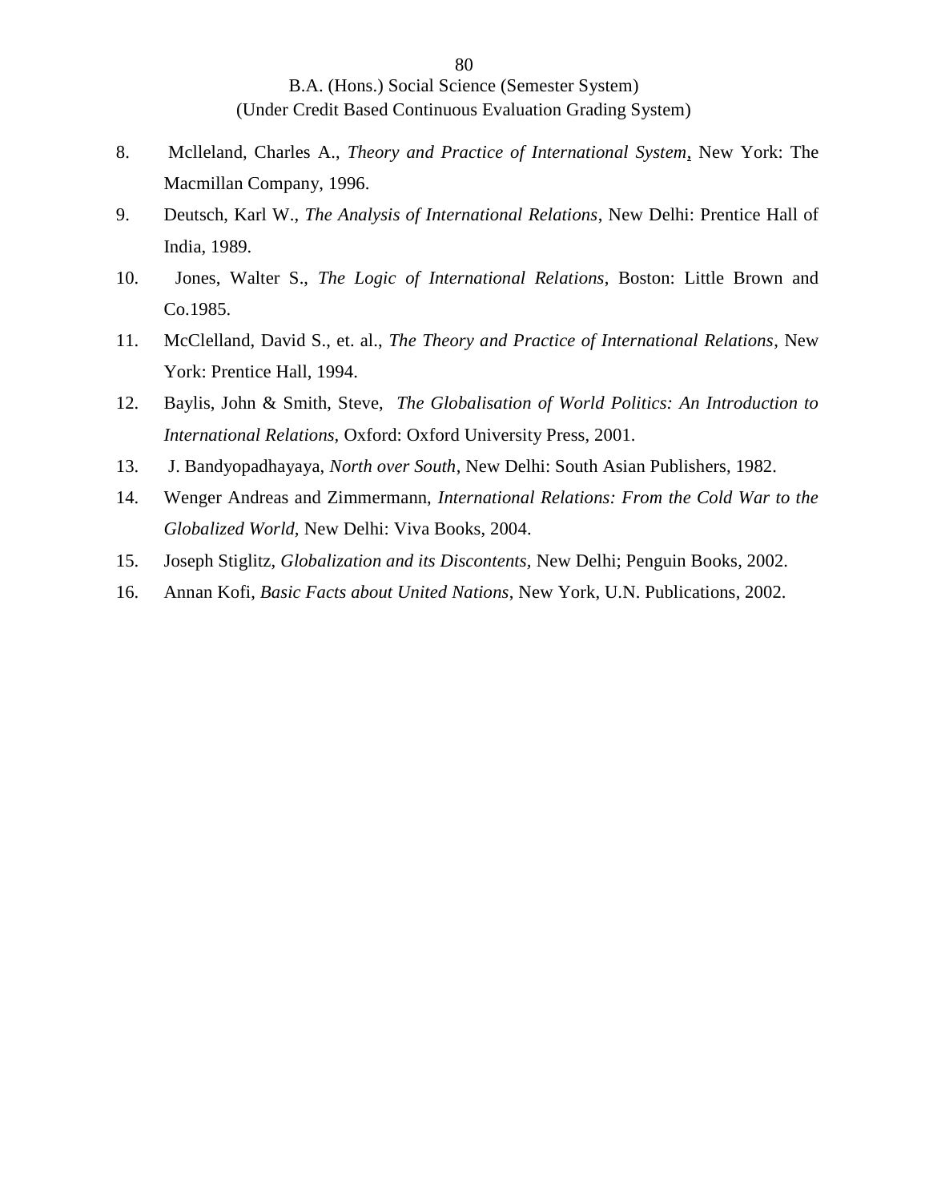8. Mclleland, Charles A., *Theory and Practice of International System*, New York: The Macmillan Company, 1996.
9. Deutsch, Karl W., *The Analysis of International Relations*, New Delhi: Prentice Hall of India, 1989.
10. Jones, Walter S., *The Logic of International Relations*, Boston: Little Brown and Co.1985.
11. McClelland, David S., et. al., *The Theory and Practice of International Relations*, New York: Prentice Hall, 1994.
12. Baylis, John & Smith, Steve, *The Globalisation of World Politics: An Introduction to International Relations,* Oxford: Oxford University Press, 2001.
13. J. Bandyopadhayaya, *North over South*, New Delhi: South Asian Publishers, 1982.
14. Wenger Andreas and Zimmermann, *International Relations: From the Cold War to the Globalized World,* New Delhi: Viva Books, 2004.
15. Joseph Stiglitz, *Globalization and its Discontents,* New Delhi; Penguin Books, 2002.
16. Annan Kofi, *Basic Facts about United Nations*, New York, U.N. Publications, 2002.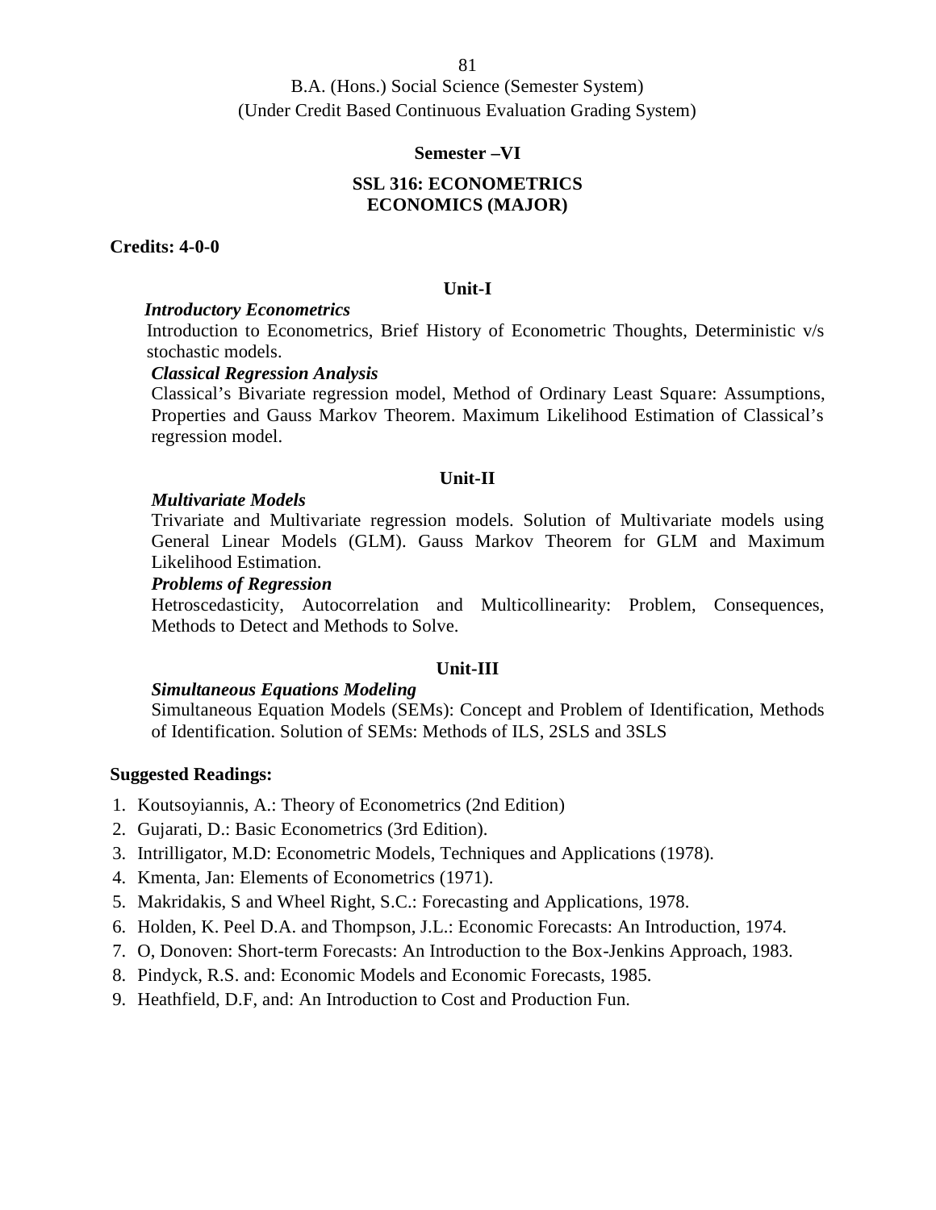B.A. (Hons.) Social Science (Semester System)
(Under Credit Based Continuous Evaluation Grading System)

**Semester –VI**

## SSL 316: ECONOMETRICS
## ECONOMICS (MAJOR)

**Credits: 4-0-0**

### Unit-I

***Introductory Econometrics***

Introduction to Econometrics, Brief History of Econometric Thoughts, Deterministic v/s stochastic models.

***Classical Regression Analysis***

Classical's Bivariate regression model, Method of Ordinary Least Square: Assumptions, Properties and Gauss Markov Theorem. Maximum Likelihood Estimation of Classical's regression model.

### Unit-II

***Multivariate Models***

Trivariate and Multivariate regression models. Solution of Multivariate models using General Linear Models (GLM). Gauss Markov Theorem for GLM and Maximum Likelihood Estimation.

***Problems of Regression***

Hetroscedasticity, Autocorrelation and Multicollinearity: Problem, Consequences, Methods to Detect and Methods to Solve.

### Unit-III

***Simultaneous Equations Modeling***

Simultaneous Equation Models (SEMs): Concept and Problem of Identification, Methods of Identification. Solution of SEMs: Methods of ILS, 2SLS and 3SLS

**Suggested Readings:**

1. Koutsoyiannis, A.: Theory of Econometrics (2nd Edition)
2. Gujarati, D.: Basic Econometrics (3rd Edition).
3. Intrilligator, M.D: Econometric Models, Techniques and Applications (1978).
4. Kmenta, Jan: Elements of Econometrics (1971).
5. Makridakis, S and Wheel Right, S.C.: Forecasting and Applications, 1978.
6. Holden, K. Peel D.A. and Thompson, J.L.: Economic Forecasts: An Introduction, 1974.
7. O, Donoven: Short-term Forecasts: An Introduction to the Box-Jenkins Approach, 1983.
8. Pindyck, R.S. and: Economic Models and Economic Forecasts, 1985.
9. Heathfield, D.F, and: An Introduction to Cost and Production Fun.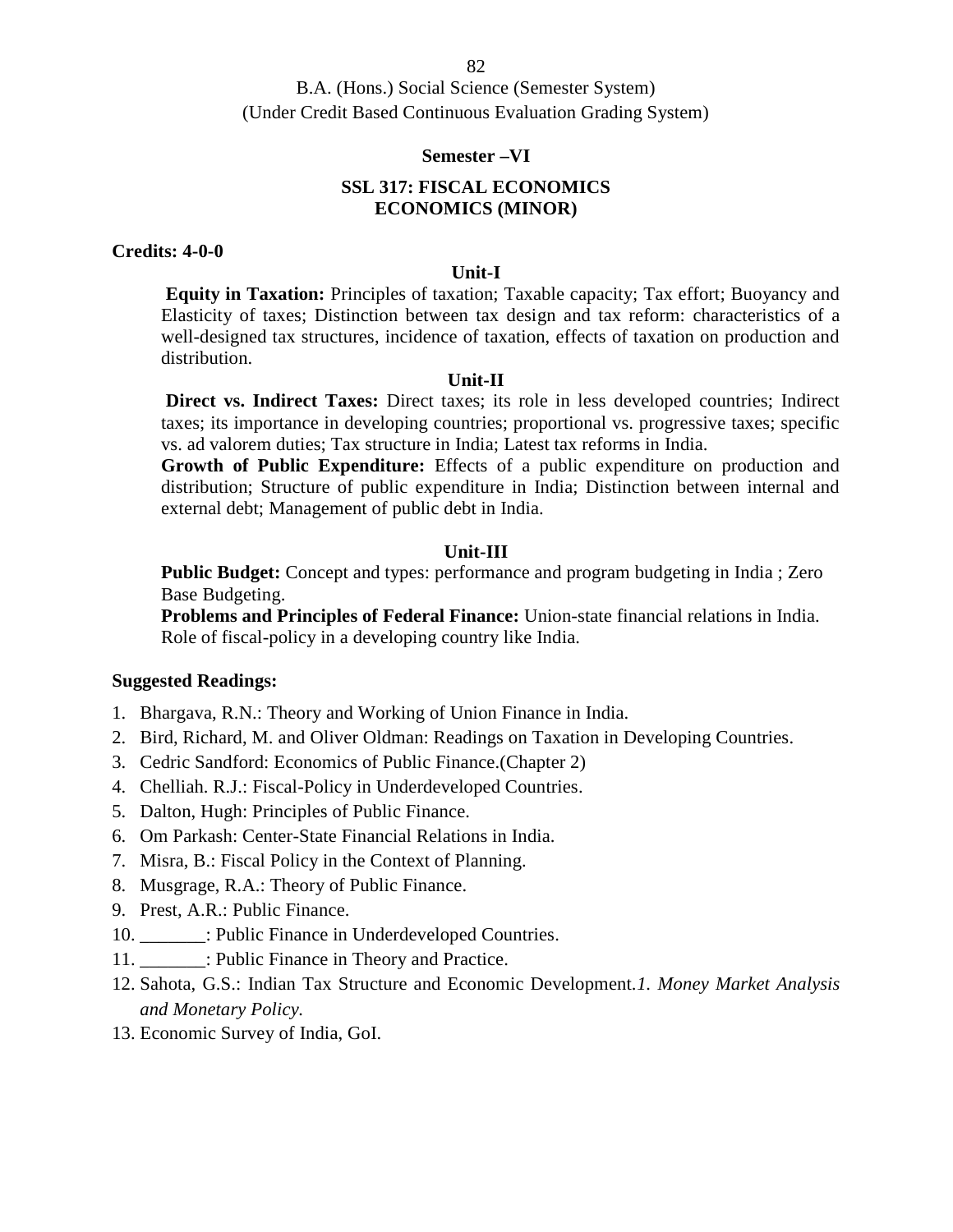B.A. (Hons.) Social Science (Semester System)
(Under Credit Based Continuous Evaluation Grading System)

## Semester –VI

## SSL 317: FISCAL ECONOMICS
## ECONOMICS (MINOR)

**Credits: 4-0-0**

### Unit-I

**Equity in Taxation:** Principles of taxation; Taxable capacity; Tax effort; Buoyancy and Elasticity of taxes; Distinction between tax design and tax reform: characteristics of a well-designed tax structures, incidence of taxation, effects of taxation on production and distribution.

### Unit-II

**Direct vs. Indirect Taxes:** Direct taxes; its role in less developed countries; Indirect taxes; its importance in developing countries; proportional vs. progressive taxes; specific vs. ad valorem duties; Tax structure in India; Latest tax reforms in India.

**Growth of Public Expenditure:** Effects of a public expenditure on production and distribution; Structure of public expenditure in India; Distinction between internal and external debt; Management of public debt in India.

### Unit-III

**Public Budget:** Concept and types: performance and program budgeting in India ; Zero Base Budgeting.

**Problems and Principles of Federal Finance:** Union-state financial relations in India. Role of fiscal-policy in a developing country like India.

**Suggested Readings:**

1. Bhargava, R.N.: Theory and Working of Union Finance in India.
2. Bird, Richard, M. and Oliver Oldman: Readings on Taxation in Developing Countries.
3. Cedric Sandford: Economics of Public Finance.(Chapter 2)
4. Chelliah. R.J.: Fiscal-Policy in Underdeveloped Countries.
5. Dalton, Hugh: Principles of Public Finance.
6. Om Parkash: Center-State Financial Relations in India.
7. Misra, B.: Fiscal Policy in the Context of Planning.
8. Musgrage, R.A.: Theory of Public Finance.
9. Prest, A.R.: Public Finance.
10. _______: Public Finance in Underdeveloped Countries.
11. _______: Public Finance in Theory and Practice.
12. Sahota, G.S.: Indian Tax Structure and Economic Development.*1. Money Market Analysis and Monetary Policy.*
13. Economic Survey of India, GoI.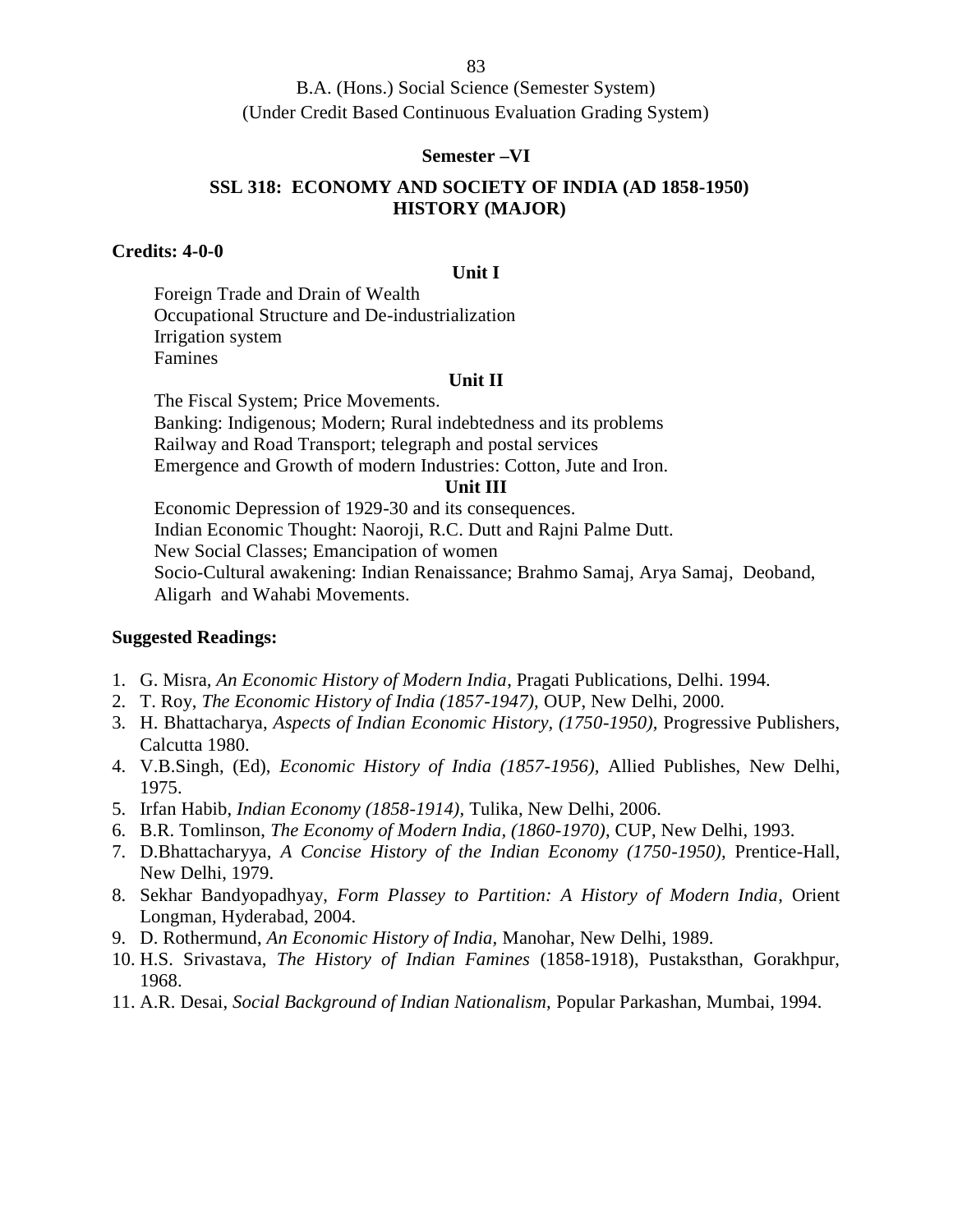B.A. (Hons.) Social Science (Semester System)
(Under Credit Based Continuous Evaluation Grading System)

**Semester –VI**

## SSL 318: ECONOMY AND SOCIETY OF INDIA (AD 1858-1950)
## HISTORY (MAJOR)

**Credits: 4-0-0**

**Unit I**

Foreign Trade and Drain of Wealth
Occupational Structure and De-industrialization
Irrigation system
Famines

**Unit II**

The Fiscal System; Price Movements.
Banking: Indigenous; Modern; Rural indebtedness and its problems
Railway and Road Transport; telegraph and postal services
Emergence and Growth of modern Industries: Cotton, Jute and Iron.

**Unit III**

Economic Depression of 1929-30 and its consequences.
Indian Economic Thought: Naoroji, R.C. Dutt and Rajni Palme Dutt.
New Social Classes; Emancipation of women
Socio-Cultural awakening: Indian Renaissance; Brahmo Samaj, Arya Samaj, Deoband, Aligarh and Wahabi Movements.

**Suggested Readings:**

1. G. Misra, *An Economic History of Modern India*, Pragati Publications, Delhi. 1994.
2. T. Roy, *The Economic History of India (1857-1947),* OUP, New Delhi, 2000.
3. H. Bhattacharya, *Aspects of Indian Economic History, (1750-1950),* Progressive Publishers, Calcutta 1980.
4. V.B.Singh, (Ed), *Economic History of India (1857-1956),* Allied Publishes, New Delhi, 1975.
5. Irfan Habib, *Indian Economy (1858-1914),* Tulika, New Delhi, 2006.
6. B.R. Tomlinson, *The Economy of Modern India, (1860-1970),* CUP, New Delhi, 1993.
7. D.Bhattacharyya, *A Concise History of the Indian Economy (1750-1950),* Prentice-Hall, New Delhi, 1979.
8. Sekhar Bandyopadhyay, *Form Plassey to Partition: A History of Modern India*, Orient Longman, Hyderabad, 2004.
9. D. Rothermund, *An Economic History of India,* Manohar, New Delhi, 1989.
10. H.S. Srivastava, *The History of Indian Famines* (1858-1918), Pustaksthan, Gorakhpur, 1968.
11. A.R. Desai, *Social Background of Indian Nationalism,* Popular Parkashan, Mumbai, 1994.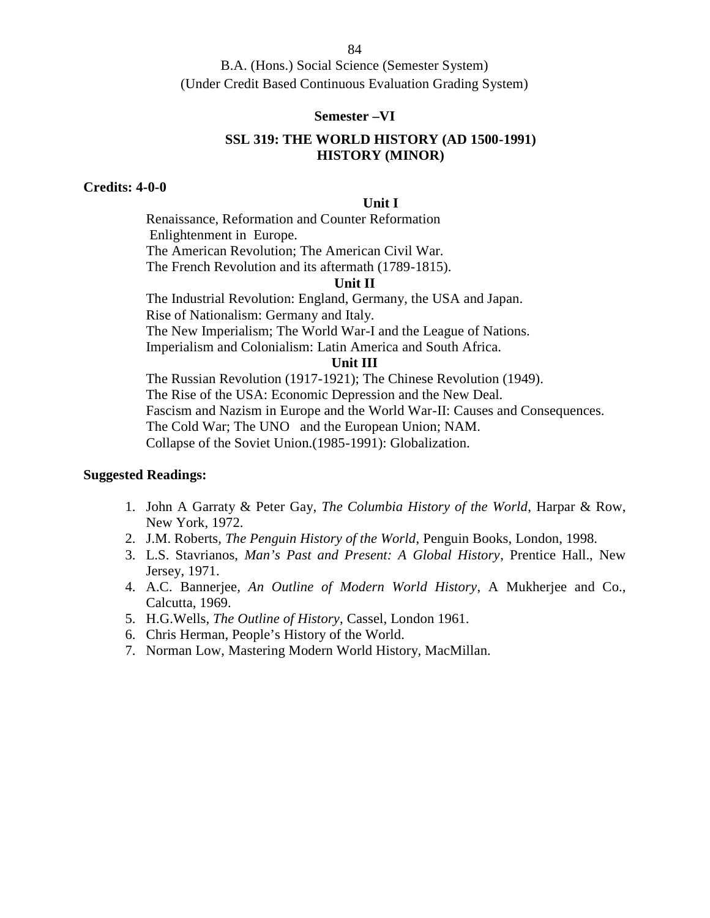B.A. (Hons.) Social Science (Semester System)
(Under Credit Based Continuous Evaluation Grading System)

**Semester –VI**

## SSL 319: THE WORLD HISTORY (AD 1500-1991)
## HISTORY (MINOR)

**Credits: 4-0-0**

**Unit I**

Renaissance, Reformation and Counter Reformation
Enlightenment in Europe.
The American Revolution; The American Civil War.
The French Revolution and its aftermath (1789-1815).

**Unit II**

The Industrial Revolution: England, Germany, the USA and Japan.
Rise of Nationalism: Germany and Italy.
The New Imperialism; The World War-I and the League of Nations.
Imperialism and Colonialism: Latin America and South Africa.

**Unit III**

The Russian Revolution (1917-1921); The Chinese Revolution (1949).
The Rise of the USA: Economic Depression and the New Deal.
Fascism and Nazism in Europe and the World War-II: Causes and Consequences.
The Cold War; The UNO and the European Union; NAM.
Collapse of the Soviet Union.(1985-1991): Globalization.

**Suggested Readings:**

1. John A Garraty & Peter Gay, *The Columbia History of the World*, Harpar & Row, New York, 1972.
2. J.M. Roberts, *The Penguin History of the World*, Penguin Books, London, 1998.
3. L.S. Stavrianos, *Man's Past and Present: A Global History*, Prentice Hall., New Jersey, 1971.
4. A.C. Bannerjee, *An Outline of Modern World History*, A Mukherjee and Co., Calcutta, 1969.
5. H.G.Wells, *The Outline of History*, Cassel, London 1961.
6. Chris Herman, People's History of the World.
7. Norman Low, Mastering Modern World History, MacMillan.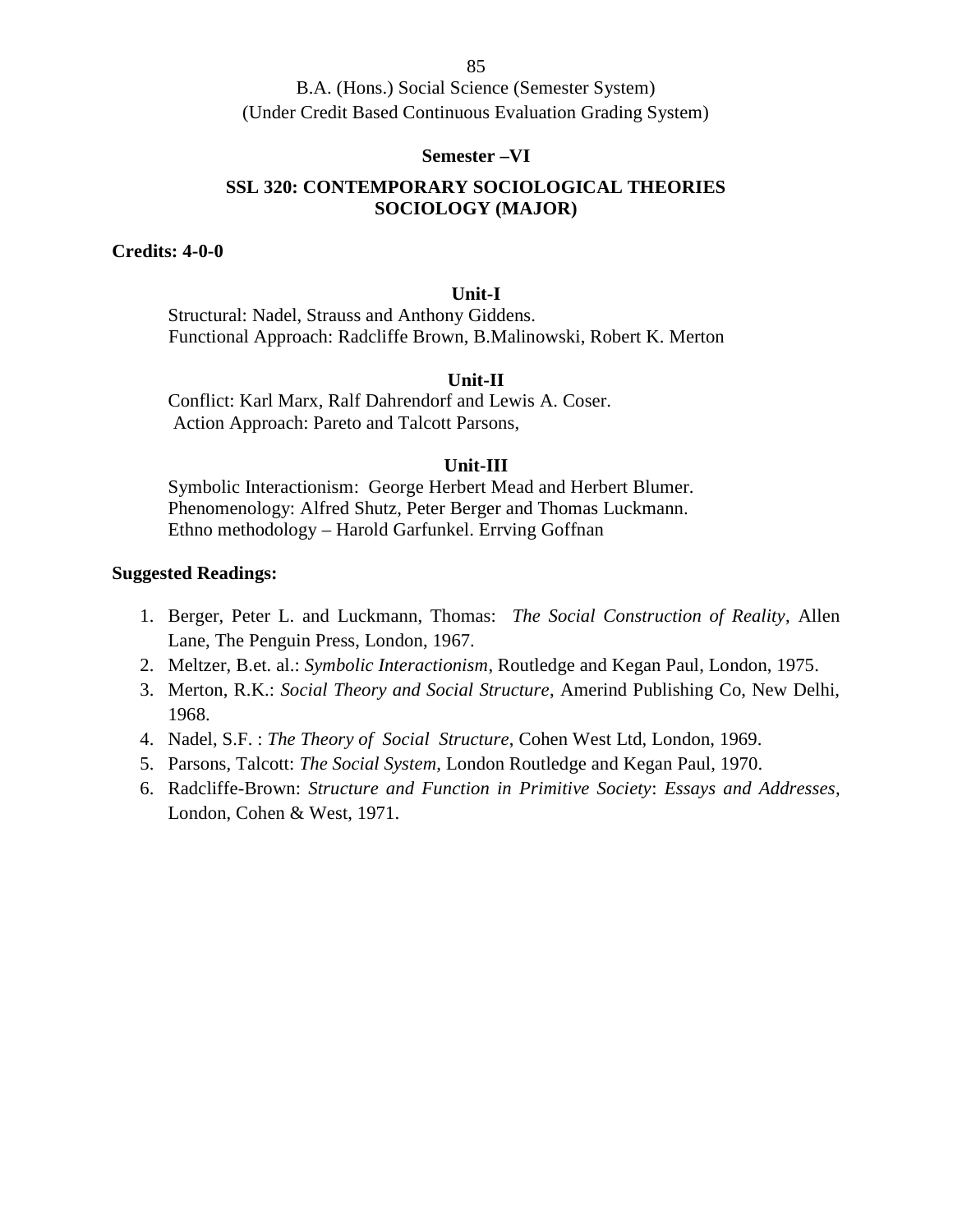B.A. (Hons.) Social Science (Semester System)
(Under Credit Based Continuous Evaluation Grading System)

**Semester –VI**

## SSL 320: CONTEMPORARY SOCIOLOGICAL THEORIES
## SOCIOLOGY (MAJOR)

**Credits: 4-0-0**

**Unit-I**

Structural: Nadel, Strauss and Anthony Giddens.
Functional Approach: Radcliffe Brown, B.Malinowski, Robert K. Merton

**Unit-II**

Conflict: Karl Marx, Ralf Dahrendorf and Lewis A. Coser.
Action Approach: Pareto and Talcott Parsons,

**Unit-III**

Symbolic Interactionism: George Herbert Mead and Herbert Blumer.
Phenomenology: Alfred Shutz, Peter Berger and Thomas Luckmann.
Ethno methodology – Harold Garfunkel. Errving Goffnan

**Suggested Readings:**

1. Berger, Peter L. and Luckmann, Thomas: *The Social Construction of Reality*, Allen Lane, The Penguin Press, London, 1967.
2. Meltzer, B.et. al.: *Symbolic Interactionism*, Routledge and Kegan Paul, London, 1975.
3. Merton, R.K.: *Social Theory and Social Structure*, Amerind Publishing Co, New Delhi, 1968.
4. Nadel, S.F. : *The Theory of Social Structure*, Cohen West Ltd, London, 1969.
5. Parsons, Talcott: *The Social System*, London Routledge and Kegan Paul, 1970.
6. Radcliffe-Brown: *Structure and Function in Primitive Society*: *Essays and Addresses*, London, Cohen & West, 1971.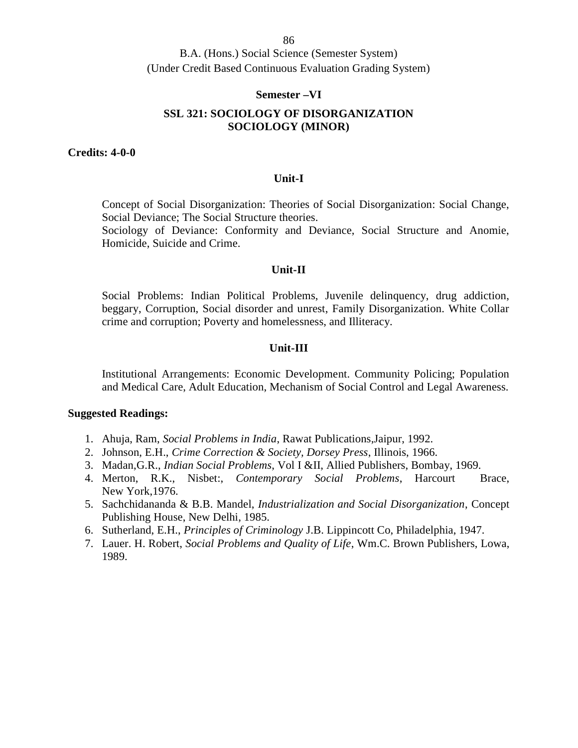B.A. (Hons.) Social Science (Semester System)
(Under Credit Based Continuous Evaluation Grading System)

**Semester –VI**

## SSL 321: SOCIOLOGY OF DISORGANIZATION
## SOCIOLOGY (MINOR)

**Credits: 4-0-0**

### Unit-I

Concept of Social Disorganization: Theories of Social Disorganization: Social Change, Social Deviance; The Social Structure theories.
Sociology of Deviance: Conformity and Deviance, Social Structure and Anomie, Homicide, Suicide and Crime.

### Unit-II

Social Problems: Indian Political Problems, Juvenile delinquency, drug addiction, beggary, Corruption, Social disorder and unrest, Family Disorganization. White Collar crime and corruption; Poverty and homelessness, and Illiteracy.

### Unit-III

Institutional Arrangements: Economic Development. Community Policing; Population and Medical Care, Adult Education, Mechanism of Social Control and Legal Awareness.

**Suggested Readings:**

1. Ahuja, Ram, *Social Problems in India*, Rawat Publications,Jaipur, 1992.
2. Johnson, E.H., *Crime Correction & Society, Dorsey Press*, Illinois, 1966.
3. Madan,G.R., *Indian Social Problems*, Vol I &II, Allied Publishers, Bombay, 1969.
4. Merton, R.K., Nisbet:, *Contemporary Social Problems*, Harcourt Brace, New York,1976.
5. Sachchidananda & B.B. Mandel, *Industrialization and Social Disorganization*, Concept Publishing House, New Delhi, 1985.
6. Sutherland, E.H., *Principles of Criminology* J.B. Lippincott Co, Philadelphia, 1947.
7. Lauer. H. Robert, *Social Problems and Quality of Life*, Wm.C. Brown Publishers, Lowa, 1989.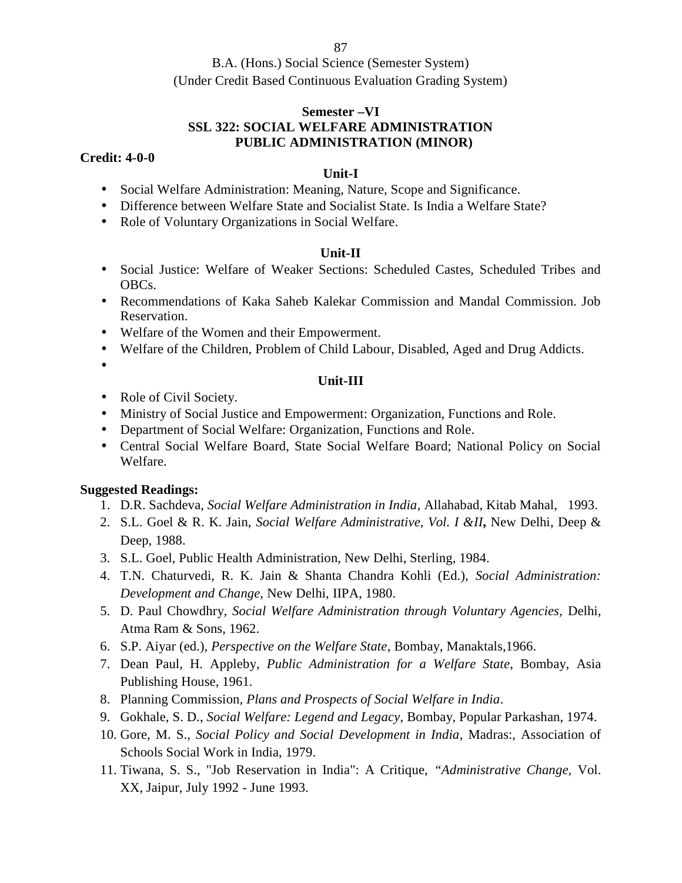B.A. (Hons.) Social Science (Semester System)
(Under Credit Based Continuous Evaluation Grading System)

## Semester –VI
## SSL 322: SOCIAL WELFARE ADMINISTRATION
## PUBLIC ADMINISTRATION (MINOR)

**Credit: 4-0-0**

### Unit-I

- Social Welfare Administration: Meaning, Nature, Scope and Significance.
- Difference between Welfare State and Socialist State. Is India a Welfare State?
- Role of Voluntary Organizations in Social Welfare.

### Unit-II

- Social Justice: Welfare of Weaker Sections: Scheduled Castes, Scheduled Tribes and OBCs.
- Recommendations of Kaka Saheb Kalekar Commission and Mandal Commission. Job Reservation.
- Welfare of the Women and their Empowerment.
- Welfare of the Children, Problem of Child Labour, Disabled, Aged and Drug Addicts.

### Unit-III

- Role of Civil Society.
- Ministry of Social Justice and Empowerment: Organization, Functions and Role.
- Department of Social Welfare: Organization, Functions and Role.
- Central Social Welfare Board, State Social Welfare Board; National Policy on Social Welfare.

**Suggested Readings:**

1. D.R. Sachdeva, *Social Welfare Administration in India*, Allahabad, Kitab Mahal, 1993.
2. S.L. Goel & R. K. Jain, *Social Welfare Administrative, Vol. I &II***,** New Delhi, Deep & Deep, 1988.
3. S.L. Goel, Public Health Administration, New Delhi, Sterling, 1984.
4. T.N. Chaturvedi, R. K. Jain & Shanta Chandra Kohli (Ed.), *Social Administration: Development and Change,* New Delhi, IIPA, 1980.
5. D. Paul Chowdhry, *Social Welfare Administration through Voluntary Agencies,* Delhi, Atma Ram & Sons, 1962.
6. S.P. Aiyar (ed.), *Perspective on the Welfare State*, Bombay, Manaktals,1966.
7. Dean Paul, H. Appleby, *Public Administration for a Welfare State*, Bombay, Asia Publishing House, 1961.
8. Planning Commission*, Plans and Prospects of Social Welfare in India*.
9. Gokhale, S. D., *Social Welfare: Legend and Legacy*, Bombay, Popular Parkashan, 1974.
10. Gore, M. S., *Social Policy and Social Development in India*, Madras:, Association of Schools Social Work in India, 1979.
11. Tiwana, S. S., "Job Reservation in India": A Critique, *"Administrative Change*, Vol. XX, Jaipur, July 1992 - June 1993.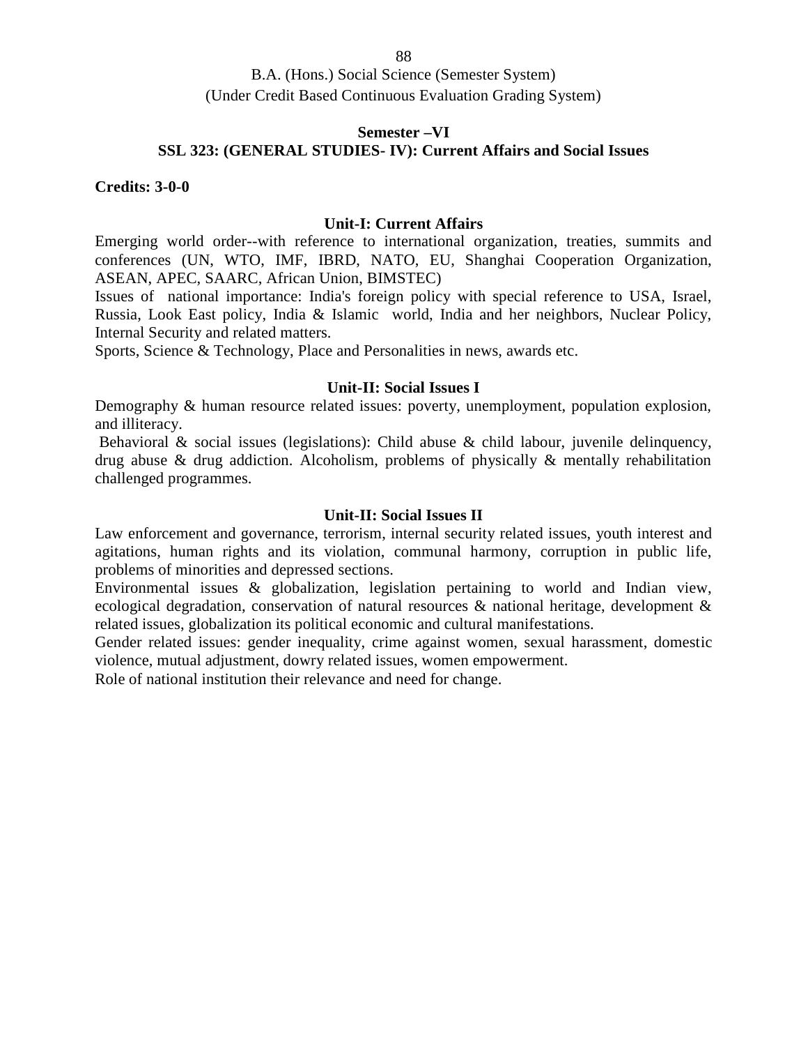B.A. (Hons.) Social Science (Semester System)
(Under Credit Based Continuous Evaluation Grading System)

## Semester –VI

## SSL 323: (GENERAL STUDIES- IV): Current Affairs and Social Issues

**Credits: 3-0-0**

### Unit-I: Current Affairs

Emerging world order--with reference to international organization, treaties, summits and conferences (UN, WTO, IMF, IBRD, NATO, EU, Shanghai Cooperation Organization, ASEAN, APEC, SAARC, African Union, BIMSTEC)

Issues of national importance: India's foreign policy with special reference to USA, Israel, Russia, Look East policy, India & Islamic world, India and her neighbors, Nuclear Policy, Internal Security and related matters.

Sports, Science & Technology, Place and Personalities in news, awards etc.

### Unit-II: Social Issues I

Demography & human resource related issues: poverty, unemployment, population explosion, and illiteracy.

Behavioral & social issues (legislations): Child abuse & child labour, juvenile delinquency, drug abuse & drug addiction. Alcoholism, problems of physically & mentally rehabilitation challenged programmes.

### Unit-II: Social Issues II

Law enforcement and governance, terrorism, internal security related issues, youth interest and agitations, human rights and its violation, communal harmony, corruption in public life, problems of minorities and depressed sections.

Environmental issues & globalization, legislation pertaining to world and Indian view, ecological degradation, conservation of natural resources & national heritage, development & related issues, globalization its political economic and cultural manifestations.

Gender related issues: gender inequality, crime against women, sexual harassment, domestic violence, mutual adjustment, dowry related issues, women empowerment.

Role of national institution their relevance and need for change.